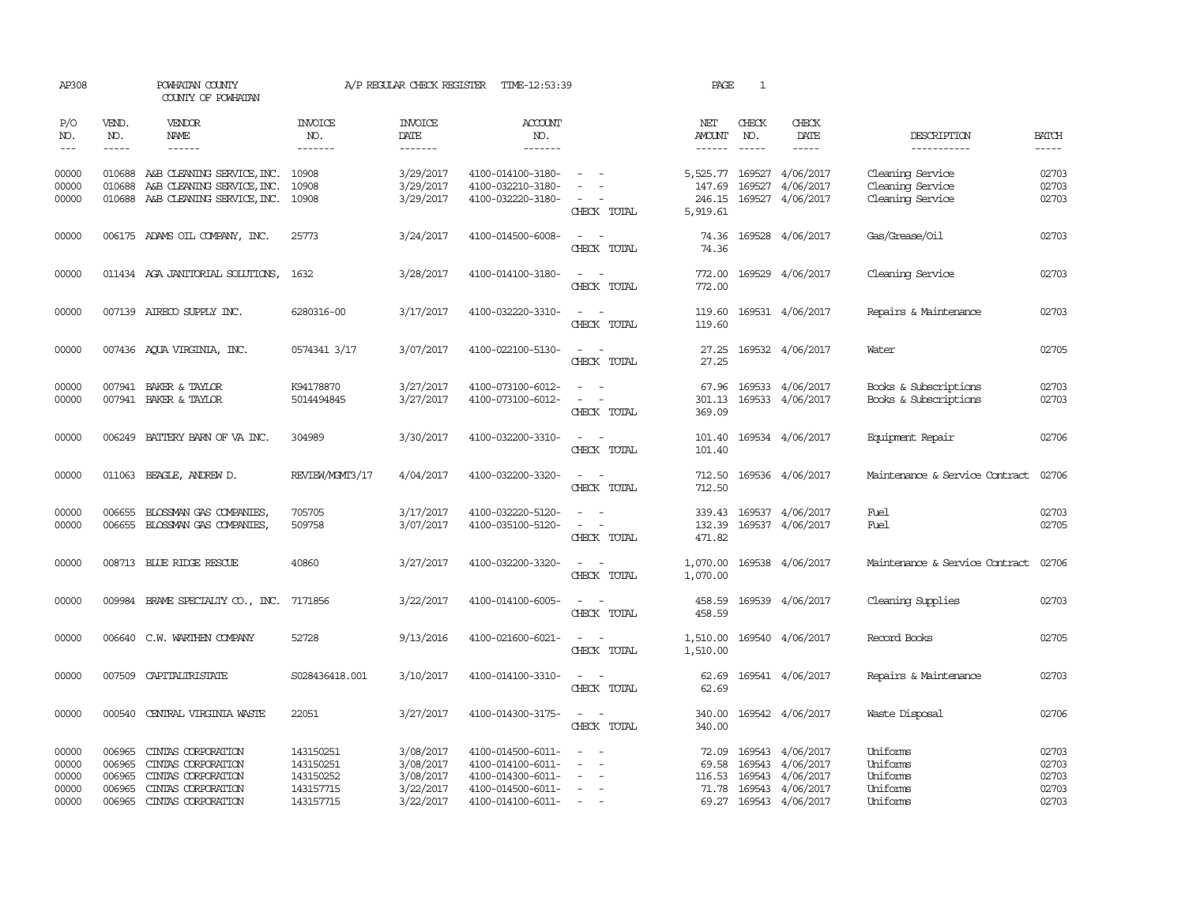AP308 POWHATAN COUNTY A/P REGULAR CHECK REGISTER TIME-12:53:39 PAGE 1

COUNTY OF POWHATAN

| P/O NO. | VEND. NO. | VENDOR NAME | INVOICE NO. | INVOICE DATE | ACCOUNT NO. | | NET AMOUNT | CHECK NO. | CHECK DATE | DESCRIPTION | BATCH |
|---|---|---|---|---|---|---|---|---|---|---|---|
| --- | ----- | ------ | ------- | ------- | ------- | | ------ | ----- | ----- | ----------- | ----- |
| 00000 | 010688 | A&B CLEANING SERVICE,INC. | 10908 | 3/29/2017 | 4100-014100-3180- | - - | 5,525.77 | 169527 | 4/06/2017 | Cleaning Service | 02703 |
| 00000 | 010688 | A&B CLEANING SERVICE,INC. | 10908 | 3/29/2017 | 4100-032210-3180- | - - | 147.69 | 169527 | 4/06/2017 | Cleaning Service | 02703 |
| 00000 | 010688 | A&B CLEANING SERVICE,INC. | 10908 | 3/29/2017 | 4100-032220-3180- | - - | 246.15 | 169527 | 4/06/2017 | Cleaning Service | 02703 |
| | | | | | | CHECK TOTAL | 5,919.61 | | | | |
| 00000 | 006175 | ADAMS OIL COMPANY, INC. | 25773 | 3/24/2017 | 4100-014500-6008- | - - | 74.36 | 169528 | 4/06/2017 | Gas/Grease/Oil | 02703 |
| | | | | | | CHECK TOTAL | 74.36 | | | | |
| 00000 | 011434 | AGA JANITORIAL SOLUTIONS, | 1632 | 3/28/2017 | 4100-014100-3180- | - - | 772.00 | 169529 | 4/06/2017 | Cleaning Service | 02703 |
| | | | | | | CHECK TOTAL | 772.00 | | | | |
| 00000 | 007139 | AIRECO SUPPLY INC. | 6280316-00 | 3/17/2017 | 4100-032220-3310- | - - | 119.60 | 169531 | 4/06/2017 | Repairs & Maintenance | 02703 |
| | | | | | | CHECK TOTAL | 119.60 | | | | |
| 00000 | 007436 | AQUA VIRGINIA, INC. | 0574341 3/17 | 3/07/2017 | 4100-022100-5130- | - - | 27.25 | 169532 | 4/06/2017 | Water | 02705 |
| | | | | | | CHECK TOTAL | 27.25 | | | | |
| 00000 | 007941 | BAKER & TAYLOR | K94178870 | 3/27/2017 | 4100-073100-6012- | - - | 67.96 | 169533 | 4/06/2017 | Books & Subscriptions | 02703 |
| 00000 | 007941 | BAKER & TAYLOR | 5014494845 | 3/27/2017 | 4100-073100-6012- | - - | 301.13 | 169533 | 4/06/2017 | Books & Subscriptions | 02703 |
| | | | | | | CHECK TOTAL | 369.09 | | | | |
| 00000 | 006249 | BATTERY BARN OF VA INC. | 304989 | 3/30/2017 | 4100-032200-3310- | - - | 101.40 | 169534 | 4/06/2017 | Equipment Repair | 02706 |
| | | | | | | CHECK TOTAL | 101.40 | | | | |
| 00000 | 011063 | BEAGLE, ANDREW D. | REVIEW/MGMT3/17 | 4/04/2017 | 4100-032200-3320- | - - | 712.50 | 169536 | 4/06/2017 | Maintenance & Service Contract | 02706 |
| | | | | | | CHECK TOTAL | 712.50 | | | | |
| 00000 | 006655 | BLOSSMAN GAS COMPANIES, | 705705 | 3/17/2017 | 4100-032220-5120- | - - | 339.43 | 169537 | 4/06/2017 | Fuel | 02703 |
| 00000 | 006655 | BLOSSMAN GAS COMPANIES, | 509758 | 3/07/2017 | 4100-035100-5120- | - - | 132.39 | 169537 | 4/06/2017 | Fuel | 02705 |
| | | | | | | CHECK TOTAL | 471.82 | | | | |
| 00000 | 008713 | BLUE RIDGE RESCUE | 40860 | 3/27/2017 | 4100-032200-3320- | - - | 1,070.00 | 169538 | 4/06/2017 | Maintenance & Service Contract | 02706 |
| | | | | | | CHECK TOTAL | 1,070.00 | | | | |
| 00000 | 009984 | BRAME SPECIALTY CO., INC. | 7171856 | 3/22/2017 | 4100-014100-6005- | - - | 458.59 | 169539 | 4/06/2017 | Cleaning Supplies | 02703 |
| | | | | | | CHECK TOTAL | 458.59 | | | | |
| 00000 | 006640 | C.W. WARTHEN COMPANY | 52728 | 9/13/2016 | 4100-021600-6021- | - - | 1,510.00 | 169540 | 4/06/2017 | Record Books | 02705 |
| | | | | | | CHECK TOTAL | 1,510.00 | | | | |
| 00000 | 007509 | CAPITALTRISTATE | S028436418.001 | 3/10/2017 | 4100-014100-3310- | - - | 62.69 | 169541 | 4/06/2017 | Repairs & Maintenance | 02703 |
| | | | | | | CHECK TOTAL | 62.69 | | | | |
| 00000 | 000540 | CENTRAL VIRGINIA WASTE | 22051 | 3/27/2017 | 4100-014300-3175- | - - | 340.00 | 169542 | 4/06/2017 | Waste Disposal | 02706 |
| | | | | | | CHECK TOTAL | 340.00 | | | | |
| 00000 | 006965 | CINTAS CORPORATION | 143150251 | 3/08/2017 | 4100-014500-6011- | - - | 72.09 | 169543 | 4/06/2017 | Uniforms | 02703 |
| 00000 | 006965 | CINTAS CORPORATION | 143150251 | 3/08/2017 | 4100-014100-6011- | - - | 69.58 | 169543 | 4/06/2017 | Uniforms | 02703 |
| 00000 | 006965 | CINTAS CORPORATION | 143150252 | 3/08/2017 | 4100-014300-6011- | - - | 116.53 | 169543 | 4/06/2017 | Uniforms | 02703 |
| 00000 | 006965 | CINTAS CORPORATION | 143157715 | 3/22/2017 | 4100-014500-6011- | - - | 71.78 | 169543 | 4/06/2017 | Uniforms | 02703 |
| 00000 | 006965 | CINTAS CORPORATION | 143157715 | 3/22/2017 | 4100-014100-6011- | - - | 69.27 | 169543 | 4/06/2017 | Uniforms | 02703 |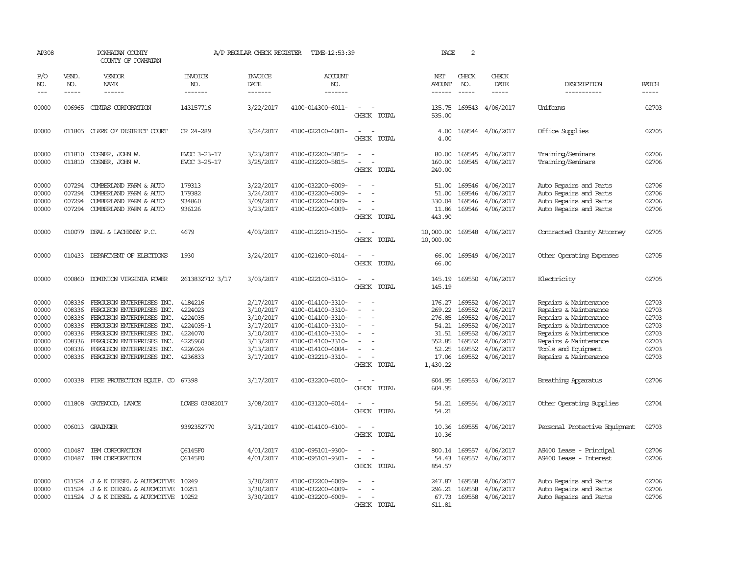AP308 POWHATAN COUNTY A/P REGULAR CHECK REGISTER TIME-12:53:39 PAGE 2

COUNTY OF POWHATAN

| P/O NO. | VEND. NO. | VENDOR NAME | INVOICE NO. | INVOICE DATE | ACCOUNT NO. | | NET AMOUNT | CHECK NO. | CHECK DATE | DESCRIPTION | BATCH |
|---|---|---|---|---|---|---|---|---|---|---|---|
| 00000 | 006965 | CINTAS CORPORATION | 143157716 | 3/22/2017 | 4100-014300-6011- | - - | 135.75 | 169543 | 4/06/2017 | Uniforms | 02703 |
| | | | | | | CHECK TOTAL | 535.00 | | | | |
| 00000 | 011805 | CLERK OF DISTRICT COURT | CR 24-289 | 3/24/2017 | 4100-022100-6001- | - - | 4.00 | 169544 | 4/06/2017 | Office Supplies | 02705 |
| | | | | | | CHECK TOTAL | 4.00 | | | | |
| 00000 | 011810 | COSNER, JOHN W. | EVOC 3-23-17 | 3/23/2017 | 4100-032200-5815- | - - | 80.00 | 169545 | 4/06/2017 | Training/Seminars | 02706 |
| 00000 | 011810 | COSNER, JOHN W. | EVOC 3-25-17 | 3/25/2017 | 4100-032200-5815- | - - | 160.00 | 169545 | 4/06/2017 | Training/Seminars | 02706 |
| | | | | | | CHECK TOTAL | 240.00 | | | | |
| 00000 | 007294 | CUMBERLAND FARM & AUTO | 179313 | 3/22/2017 | 4100-032200-6009- | - - | 51.00 | 169546 | 4/06/2017 | Auto Repairs and Parts | 02706 |
| 00000 | 007294 | CUMBERLAND FARM & AUTO | 179382 | 3/24/2017 | 4100-032200-6009- | - - | 51.00 | 169546 | 4/06/2017 | Auto Repairs and Parts | 02706 |
| 00000 | 007294 | CUMBERLAND FARM & AUTO | 934860 | 3/09/2017 | 4100-032200-6009- | - - | 330.04 | 169546 | 4/06/2017 | Auto Repairs and Parts | 02706 |
| 00000 | 007294 | CUMBERLAND FARM & AUTO | 936126 | 3/23/2017 | 4100-032200-6009- | - - | 11.86 | 169546 | 4/06/2017 | Auto Repairs and Parts | 02706 |
| | | | | | | CHECK TOTAL | 443.90 | | | | |
| 00000 | 010079 | DEAL & LACHENEY P.C. | 4679 | 4/03/2017 | 4100-012210-3150- | - - | 10,000.00 | 169548 | 4/06/2017 | Contracted County Attorney | 02705 |
| | | | | | | CHECK TOTAL | 10,000.00 | | | | |
| 00000 | 010433 | DEPARTMENT OF ELECTIONS | 1930 | 3/24/2017 | 4100-021600-6014- | - - | 66.00 | 169549 | 4/06/2017 | Other Operating Expenses | 02705 |
| | | | | | | CHECK TOTAL | 66.00 | | | | |
| 00000 | 000860 | DOMINION VIRGINIA POWER | 2613832712 3/17 | 3/03/2017 | 4100-022100-5110- | - - | 145.19 | 169550 | 4/06/2017 | Electricity | 02705 |
| | | | | | | CHECK TOTAL | 145.19 | | | | |
| 00000 | 008336 | FERGUSON ENTERPRISES INC. | 4184216 | 2/17/2017 | 4100-014100-3310- | - - | 176.27 | 169552 | 4/06/2017 | Repairs & Maintenance | 02703 |
| 00000 | 008336 | FERGUSON ENTERPRISES INC. | 4224023 | 3/10/2017 | 4100-014100-3310- | - - | 269.22 | 169552 | 4/06/2017 | Repairs & Maintenance | 02703 |
| 00000 | 008336 | FERGUSON ENTERPRISES INC. | 4224035 | 3/10/2017 | 4100-014100-3310- | - - | 276.85 | 169552 | 4/06/2017 | Repairs & Maintenance | 02703 |
| 00000 | 008336 | FERGUSON ENTERPRISES INC. | 4224035-1 | 3/17/2017 | 4100-014100-3310- | - - | 54.21 | 169552 | 4/06/2017 | Repairs & Maintenance | 02703 |
| 00000 | 008336 | FERGUSON ENTERPRISES INC. | 4224070 | 3/10/2017 | 4100-014100-3310- | - - | 31.51 | 169552 | 4/06/2017 | Repairs & Maintenance | 02703 |
| 00000 | 008336 | FERGUSON ENTERPRISES INC. | 4225960 | 3/13/2017 | 4100-014100-3310- | - - | 552.85 | 169552 | 4/06/2017 | Repairs & Maintenance | 02703 |
| 00000 | 008336 | FERGUSON ENTERPRISES INC. | 4226024 | 3/13/2017 | 4100-014100-6004- | - - | 52.25 | 169552 | 4/06/2017 | Tools and Equipment | 02703 |
| 00000 | 008336 | FERGUSON ENTERPRISES INC. | 4236833 | 3/17/2017 | 4100-032210-3310- | - - | 17.06 | 169552 | 4/06/2017 | Repairs & Maintenance | 02703 |
| | | | | | | CHECK TOTAL | 1,430.22 | | | | |
| 00000 | 000338 | FIRE PROTECTION EQUIP. CO | 67398 | 3/17/2017 | 4100-032200-6010- | - - | 604.95 | 169553 | 4/06/2017 | Breathing Apparatus | 02706 |
| | | | | | | CHECK TOTAL | 604.95 | | | | |
| 00000 | 011808 | GATEWOOD, LANCE | LOWES 03082017 | 3/08/2017 | 4100-031200-6014- | - - | 54.21 | 169554 | 4/06/2017 | Other Operating Supplies | 02704 |
| | | | | | | CHECK TOTAL | 54.21 | | | | |
| 00000 | 006013 | GRAINGER | 9392352770 | 3/21/2017 | 4100-014100-6100- | - - | 10.36 | 169555 | 4/06/2017 | Personal Protective Equipment | 02703 |
| | | | | | | CHECK TOTAL | 10.36 | | | | |
| 00000 | 010487 | IBM CORPORATION | Q6145F0 | 4/01/2017 | 4100-095101-9300- | - - | 800.14 | 169557 | 4/06/2017 | AS400 Lease - Principal | 02706 |
| 00000 | 010487 | IBM CORPORATION | Q6145F0 | 4/01/2017 | 4100-095101-9301- | - - | 54.43 | 169557 | 4/06/2017 | AS400 Lease - Interest | 02706 |
| | | | | | | CHECK TOTAL | 854.57 | | | | |
| 00000 | 011524 | J & K DIESEL & AUTOMOTIVE | 10249 | 3/30/2017 | 4100-032200-6009- | - - | 247.87 | 169558 | 4/06/2017 | Auto Repairs and Parts | 02706 |
| 00000 | 011524 | J & K DIESEL & AUTOMOTIVE | 10251 | 3/30/2017 | 4100-032200-6009- | - - | 296.21 | 169558 | 4/06/2017 | Auto Repairs and Parts | 02706 |
| 00000 | 011524 | J & K DIESEL & AUTOMOTIVE | 10252 | 3/30/2017 | 4100-032200-6009- | - - | 67.73 | 169558 | 4/06/2017 | Auto Repairs and Parts | 02706 |
| | | | | | | CHECK TOTAL | 611.81 | | | | |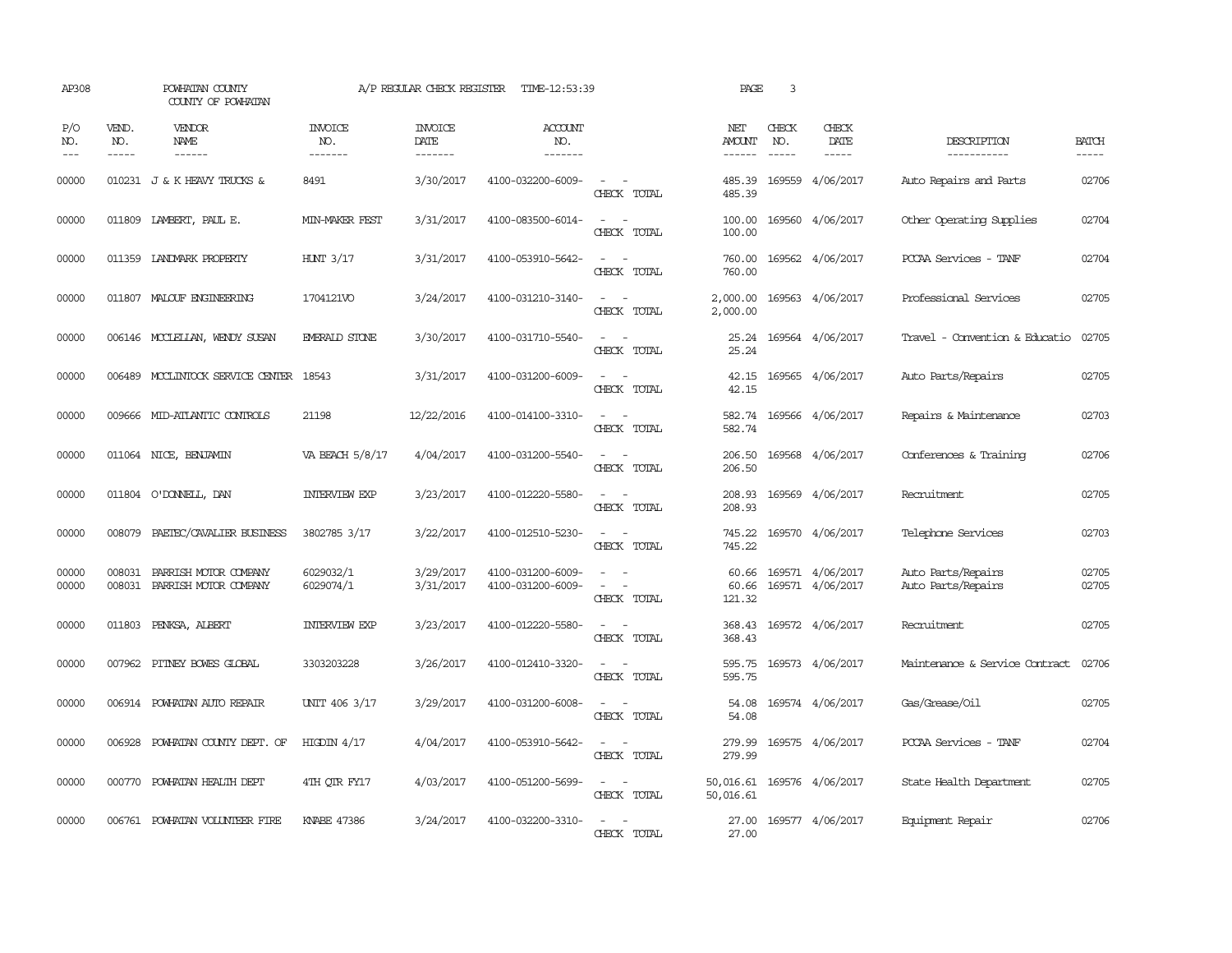AP308 POWHATAN COUNTY A/P REGULAR CHECK REGISTER TIME-12:53:39 PAGE 3

COUNTY OF POWHATAN

| P/O NO. | VEND. NO. | VENDOR NAME | INVOICE NO. | INVOICE DATE | ACCOUNT NO. | | NET AMOUNT | CHECK NO. | CHECK DATE | DESCRIPTION | BATCH |
|---|---|---|---|---|---|---|---|---|---|---|---|
| 00000 | 010231 | J & K HEAVY TRUCKS & | 8491 | 3/30/2017 | 4100-032200-6009- | - - | 485.39 | 169559 | 4/06/2017 | Auto Repairs and Parts | 02706 |
| | | | | | | CHECK TOTAL | 485.39 | | | | |
| 00000 | 011809 | LAMBERT, PAUL E. | MIN-MAKER FEST | 3/31/2017 | 4100-083500-6014- | - - | 100.00 | 169560 | 4/06/2017 | Other Operating Supplies | 02704 |
| | | | | | | CHECK TOTAL | 100.00 | | | | |
| 00000 | 011359 | LANDMARK PROPERTY | HUNT 3/17 | 3/31/2017 | 4100-053910-5642- | - - | 760.00 | 169562 | 4/06/2017 | PCCAA Services - TANF | 02704 |
| | | | | | | CHECK TOTAL | 760.00 | | | | |
| 00000 | 011807 | MALOUF ENGINEERING | 1704121VO | 3/24/2017 | 4100-031210-3140- | - - | 2,000.00 | 169563 | 4/06/2017 | Professional Services | 02705 |
| | | | | | | CHECK TOTAL | 2,000.00 | | | | |
| 00000 | 006146 | MCCLELLAN, WENDY SUSAN | EMERALD STONE | 3/30/2017 | 4100-031710-5540- | - - | 25.24 | 169564 | 4/06/2017 | Travel - Convention & Educatio | 02705 |
| | | | | | | CHECK TOTAL | 25.24 | | | | |
| 00000 | 006489 | MCCLINTOCK SERVICE CENTER | 18543 | 3/31/2017 | 4100-031200-6009- | - - | 42.15 | 169565 | 4/06/2017 | Auto Parts/Repairs | 02705 |
| | | | | | | CHECK TOTAL | 42.15 | | | | |
| 00000 | 009666 | MID-ATLANTIC CONTROLS | 21198 | 12/22/2016 | 4100-014100-3310- | - - | 582.74 | 169566 | 4/06/2017 | Repairs & Maintenance | 02703 |
| | | | | | | CHECK TOTAL | 582.74 | | | | |
| 00000 | 011064 | NICE, BENJAMIN | VA BEACH 5/8/17 | 4/04/2017 | 4100-031200-5540- | - - | 206.50 | 169568 | 4/06/2017 | Conferences & Training | 02706 |
| | | | | | | CHECK TOTAL | 206.50 | | | | |
| 00000 | 011804 | O'DONNELL, DAN | INTERVIEW EXP | 3/23/2017 | 4100-012220-5580- | - - | 208.93 | 169569 | 4/06/2017 | Recruitment | 02705 |
| | | | | | | CHECK TOTAL | 208.93 | | | | |
| 00000 | 008079 | PAETEC/CAVALIER BUSINESS | 3802785 3/17 | 3/22/2017 | 4100-012510-5230- | - - | 745.22 | 169570 | 4/06/2017 | Telephone Services | 02703 |
| | | | | | | CHECK TOTAL | 745.22 | | | | |
| 00000 | 008031 | PARRISH MOTOR COMPANY | 6029032/1 | 3/29/2017 | 4100-031200-6009- | - - | 60.66 | 169571 | 4/06/2017 | Auto Parts/Repairs | 02705 |
| 00000 | 008031 | PARRISH MOTOR COMPANY | 6029074/1 | 3/31/2017 | 4100-031200-6009- | - - | 60.66 | 169571 | 4/06/2017 | Auto Parts/Repairs | 02705 |
| | | | | | | CHECK TOTAL | 121.32 | | | | |
| 00000 | 011803 | PENKSA, ALBERT | INTERVIEW EXP | 3/23/2017 | 4100-012220-5580- | - - | 368.43 | 169572 | 4/06/2017 | Recruitment | 02705 |
| | | | | | | CHECK TOTAL | 368.43 | | | | |
| 00000 | 007962 | PITNEY BOWES GLOBAL | 3303203228 | 3/26/2017 | 4100-012410-3320- | - - | 595.75 | 169573 | 4/06/2017 | Maintenance & Service Contract | 02706 |
| | | | | | | CHECK TOTAL | 595.75 | | | | |
| 00000 | 006914 | POWHATAN AUTO REPAIR | UNIT 406 3/17 | 3/29/2017 | 4100-031200-6008- | - - | 54.08 | 169574 | 4/06/2017 | Gas/Grease/Oil | 02705 |
| | | | | | | CHECK TOTAL | 54.08 | | | | |
| 00000 | 006928 | POWHATAN COUNTY DEPT. OF | HIGDIN 4/17 | 4/04/2017 | 4100-053910-5642- | - - | 279.99 | 169575 | 4/06/2017 | PCCAA Services - TANF | 02704 |
| | | | | | | CHECK TOTAL | 279.99 | | | | |
| 00000 | 000770 | POWHATAN HEALTH DEPT | 4TH QTR FY17 | 4/03/2017 | 4100-051200-5699- | - - | 50,016.61 | 169576 | 4/06/2017 | State Health Department | 02705 |
| | | | | | | CHECK TOTAL | 50,016.61 | | | | |
| 00000 | 006761 | POWHATAN VOLUNTEER FIRE | KNABE 47386 | 3/24/2017 | 4100-032200-3310- | - - | 27.00 | 169577 | 4/06/2017 | Equipment Repair | 02706 |
| | | | | | | CHECK TOTAL | 27.00 | | | | |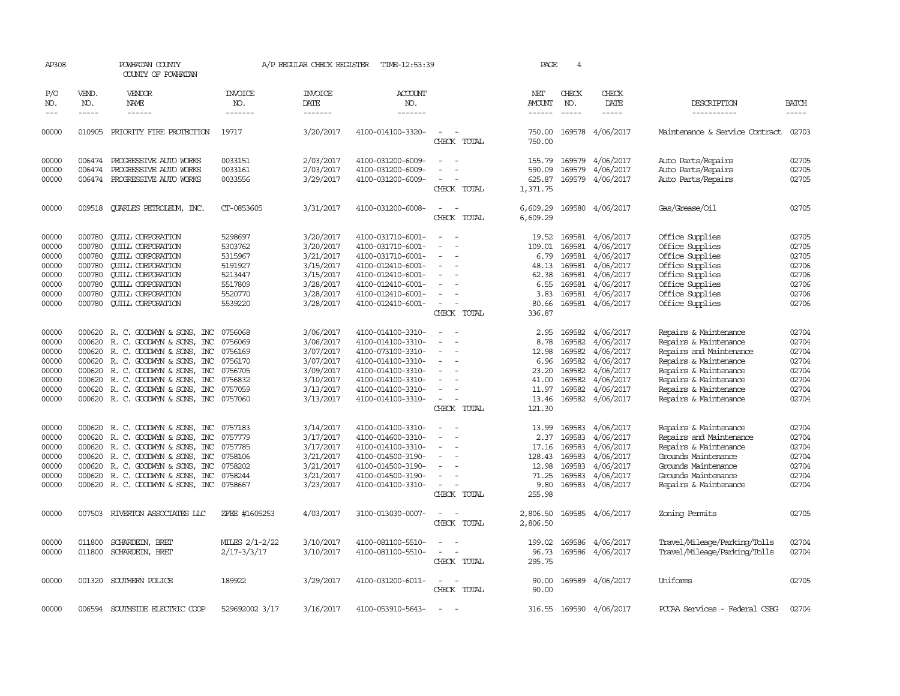AP308 POWHATAN COUNTY A/P REGULAR CHECK REGISTER TIME-12:53:39 PAGE 4

COUNTY OF POWHATAN

| P/O NO. | VEND. NO. | VENDOR NAME | INVOICE NO. | INVOICE DATE | ACCOUNT NO. | | NET AMOUNT | CHECK NO. | CHECK DATE | DESCRIPTION | BATCH |
|---|---|---|---|---|---|---|---|---|---|---|---|
| 00000 | 010905 | PRIORITY FIRE PROTECTION | 19717 | 3/20/2017 | 4100-014100-3320- | - - | 750.00 | 169578 | 4/06/2017 | Maintenance & Service Contract | 02703 |
| | | | | | | CHECK TOTAL | 750.00 | | | | |
| 00000 | 006474 | PROGRESSIVE AUTO WORKS | 0033151 | 2/03/2017 | 4100-031200-6009- | - - | 155.79 | 169579 | 4/06/2017 | Auto Parts/Repairs | 02705 |
| 00000 | 006474 | PROGRESSIVE AUTO WORKS | 0033161 | 2/03/2017 | 4100-031200-6009- | - - | 590.09 | 169579 | 4/06/2017 | Auto Parts/Repairs | 02705 |
| 00000 | 006474 | PROGRESSIVE AUTO WORKS | 0033556 | 3/29/2017 | 4100-031200-6009- | - - | 625.87 | 169579 | 4/06/2017 | Auto Parts/Repairs | 02705 |
| | | | | | | CHECK TOTAL | 1,371.75 | | | | |
| 00000 | 009518 | QUARLES PETROLEUM, INC. | CT-0853605 | 3/31/2017 | 4100-031200-6008- | - - | 6,609.29 | 169580 | 4/06/2017 | Gas/Grease/Oil | 02705 |
| | | | | | | CHECK TOTAL | 6,609.29 | | | | |
| 00000 | 000780 | QUILL CORPORATION | 5298697 | 3/20/2017 | 4100-031710-6001- | - - | 19.52 | 169581 | 4/06/2017 | Office Supplies | 02705 |
| 00000 | 000780 | QUILL CORPORATION | 5303762 | 3/20/2017 | 4100-031710-6001- | - - | 109.01 | 169581 | 4/06/2017 | Office Supplies | 02705 |
| 00000 | 000780 | QUILL CORPORATION | 5315967 | 3/21/2017 | 4100-031710-6001- | - - | 6.79 | 169581 | 4/06/2017 | Office Supplies | 02705 |
| 00000 | 000780 | QUILL CORPORATION | 5191927 | 3/15/2017 | 4100-012410-6001- | - - | 48.13 | 169581 | 4/06/2017 | Office Supplies | 02706 |
| 00000 | 000780 | QUILL CORPORATION | 5213447 | 3/15/2017 | 4100-012410-6001- | - - | 62.38 | 169581 | 4/06/2017 | Office Supplies | 02706 |
| 00000 | 000780 | QUILL CORPORATION | 5517809 | 3/28/2017 | 4100-012410-6001- | - - | 6.55 | 169581 | 4/06/2017 | Office Supplies | 02706 |
| 00000 | 000780 | QUILL CORPORATION | 5520770 | 3/28/2017 | 4100-012410-6001- | - - | 3.83 | 169581 | 4/06/2017 | Office Supplies | 02706 |
| 00000 | 000780 | QUILL CORPORATION | 5539220 | 3/28/2017 | 4100-012410-6001- | - - | 80.66 | 169581 | 4/06/2017 | Office Supplies | 02706 |
| | | | | | | CHECK TOTAL | 336.87 | | | | |
| 00000 | 000620 | R. C. GOODWYN & SONS, INC | 0756068 | 3/06/2017 | 4100-014100-3310- | - - | 2.95 | 169582 | 4/06/2017 | Repairs & Maintenance | 02704 |
| 00000 | 000620 | R. C. GOODWYN & SONS, INC | 0756069 | 3/06/2017 | 4100-014100-3310- | - - | 8.78 | 169582 | 4/06/2017 | Repairs & Maintenance | 02704 |
| 00000 | 000620 | R. C. GOODWYN & SONS, INC | 0756169 | 3/07/2017 | 4100-073100-3310- | - - | 12.98 | 169582 | 4/06/2017 | Repairs and Maintenance | 02704 |
| 00000 | 000620 | R. C. GOODWYN & SONS, INC | 0756170 | 3/07/2017 | 4100-014100-3310- | - - | 6.96 | 169582 | 4/06/2017 | Repairs & Maintenance | 02704 |
| 00000 | 000620 | R. C. GOODWYN & SONS, INC | 0756705 | 3/09/2017 | 4100-014100-3310- | - - | 23.20 | 169582 | 4/06/2017 | Repairs & Maintenance | 02704 |
| 00000 | 000620 | R. C. GOODWYN & SONS, INC | 0756832 | 3/10/2017 | 4100-014100-3310- | - - | 41.00 | 169582 | 4/06/2017 | Repairs & Maintenance | 02704 |
| 00000 | 000620 | R. C. GOODWYN & SONS, INC | 0757059 | 3/13/2017 | 4100-014100-3310- | - - | 11.97 | 169582 | 4/06/2017 | Repairs & Maintenance | 02704 |
| 00000 | 000620 | R. C. GOODWYN & SONS, INC | 0757060 | 3/13/2017 | 4100-014100-3310- | - - | 13.46 | 169582 | 4/06/2017 | Repairs & Maintenance | 02704 |
| | | | | | | CHECK TOTAL | 121.30 | | | | |
| 00000 | 000620 | R. C. GOODWYN & SONS, INC | 0757183 | 3/14/2017 | 4100-014100-3310- | - - | 13.99 | 169583 | 4/06/2017 | Repairs & Maintenance | 02704 |
| 00000 | 000620 | R. C. GOODWYN & SONS, INC | 0757779 | 3/17/2017 | 4100-014600-3310- | - - | 2.37 | 169583 | 4/06/2017 | Repairs and Maintenance | 02704 |
| 00000 | 000620 | R. C. GOODWYN & SONS, INC | 0757785 | 3/17/2017 | 4100-014100-3310- | - - | 17.16 | 169583 | 4/06/2017 | Repairs & Maintenance | 02704 |
| 00000 | 000620 | R. C. GOODWYN & SONS, INC | 0758106 | 3/21/2017 | 4100-014500-3190- | - - | 128.43 | 169583 | 4/06/2017 | Grounds Maintenance | 02704 |
| 00000 | 000620 | R. C. GOODWYN & SONS, INC | 0758202 | 3/21/2017 | 4100-014500-3190- | - - | 12.98 | 169583 | 4/06/2017 | Grounds Maintenance | 02704 |
| 00000 | 000620 | R. C. GOODWYN & SONS, INC | 0758244 | 3/21/2017 | 4100-014500-3190- | - - | 71.25 | 169583 | 4/06/2017 | Grounds Maintenance | 02704 |
| 00000 | 000620 | R. C. GOODWYN & SONS, INC | 0758667 | 3/23/2017 | 4100-014100-3310- | - - | 9.80 | 169583 | 4/06/2017 | Repairs & Maintenance | 02704 |
| | | | | | | CHECK TOTAL | 255.98 | | | | |
| 00000 | 007503 | RIVERTON ASSOCIATES LLC | ZFEE #1605253 | 4/03/2017 | 3100-013030-0007- | - - | 2,806.50 | 169585 | 4/06/2017 | Zoning Permits | 02705 |
| | | | | | | CHECK TOTAL | 2,806.50 | | | | |
| 00000 | 011800 | SCHARDEIN, BRET | MILES 2/1-2/22 | 3/10/2017 | 4100-081100-5510- | - - | 199.02 | 169586 | 4/06/2017 | Travel/Mileage/Parking/Tolls | 02704 |
| 00000 | 011800 | SCHARDEIN, BRET | 2/17-3/3/17 | 3/10/2017 | 4100-081100-5510- | - - | 96.73 | 169586 | 4/06/2017 | Travel/Mileage/Parking/Tolls | 02704 |
| | | | | | | CHECK TOTAL | 295.75 | | | | |
| 00000 | 001320 | SOUTHERN POLICE | 189922 | 3/29/2017 | 4100-031200-6011- | - - | 90.00 | 169589 | 4/06/2017 | Uniforms | 02705 |
| | | | | | | CHECK TOTAL | 90.00 | | | | |
| 00000 | 006594 | SOUTHSIDE ELECTRIC COOP | 529692002 3/17 | 3/16/2017 | 4100-053910-5643- | - - | 316.55 | 169590 | 4/06/2017 | PCCAA Services - Federal CSBG | 02704 |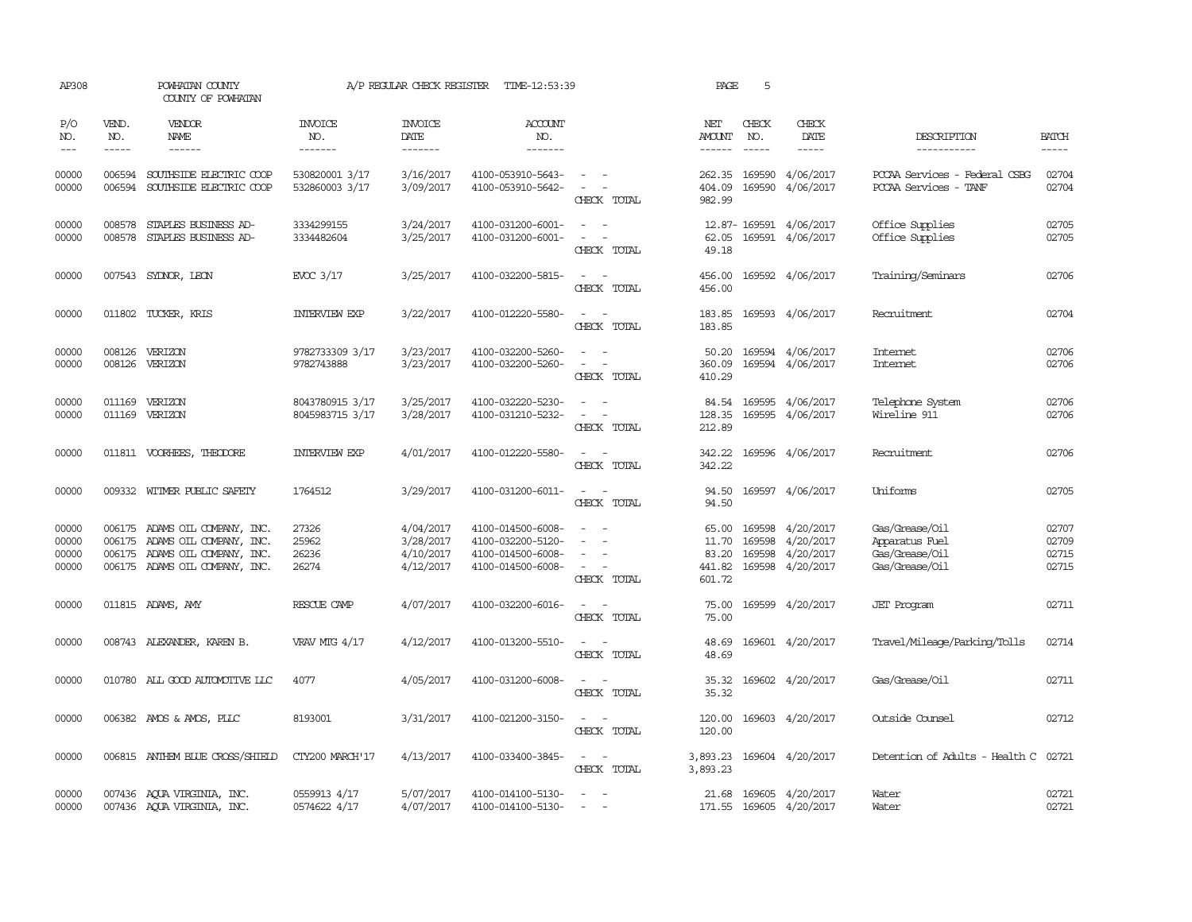AP308 POWHATAN COUNTY A/P REGULAR CHECK REGISTER TIME-12:53:39 PAGE 5

COUNTY OF POWHATAN

| P/O NO. | VEND. NO. | VENDOR NAME | INVOICE NO. | INVOICE DATE | ACCOUNT NO. | | NET AMOUNT | CHECK NO. | CHECK DATE | DESCRIPTION | BATCH |
|---|---|---|---|---|---|---|---|---|---|---|---|
| --- | ----- | ------ | ------- | ------- | ------- | | ------ | ----- | ----- | ----------- | ----- |
| 00000 | 006594 | SOUTHSIDE ELECTRIC COOP | 530820001 3/17 | 3/16/2017 | 4100-053910-5643- | - - | 262.35 | 169590 | 4/06/2017 | PCCAA Services - Federal CSBG | 02704 |
| 00000 | 006594 | SOUTHSIDE ELECTRIC COOP | 532860003 3/17 | 3/09/2017 | 4100-053910-5642- | - - | 404.09 | 169590 | 4/06/2017 | PCCAA Services - TANF | 02704 |
| | | | | | | CHECK TOTAL | 982.99 | | | | |
| 00000 | 008578 | STAPLES BUSINESS AD- | 3334299155 | 3/24/2017 | 4100-031200-6001- | - - | 12.87- | 169591 | 4/06/2017 | Office Supplies | 02705 |
| 00000 | 008578 | STAPLES BUSINESS AD- | 3334482604 | 3/25/2017 | 4100-031200-6001- | - - | 62.05 | 169591 | 4/06/2017 | Office Supplies | 02705 |
| | | | | | | CHECK TOTAL | 49.18 | | | | |
| 00000 | 007543 | SYDNOR, LEON | EVOC 3/17 | 3/25/2017 | 4100-032200-5815- | - - | 456.00 | 169592 | 4/06/2017 | Training/Seminars | 02706 |
| | | | | | | CHECK TOTAL | 456.00 | | | | |
| 00000 | 011802 | TUCKER, KRIS | INTERVIEW EXP | 3/22/2017 | 4100-012220-5580- | - - | 183.85 | 169593 | 4/06/2017 | Recruitment | 02704 |
| | | | | | | CHECK TOTAL | 183.85 | | | | |
| 00000 | 008126 | VERIZON | 9782733309 3/17 | 3/23/2017 | 4100-032200-5260- | - - | 50.20 | 169594 | 4/06/2017 | Internet | 02706 |
| 00000 | 008126 | VERIZON | 9782743888 | 3/23/2017 | 4100-032200-5260- | - - | 360.09 | 169594 | 4/06/2017 | Internet | 02706 |
| | | | | | | CHECK TOTAL | 410.29 | | | | |
| 00000 | 011169 | VERIZON | 8043780915 3/17 | 3/25/2017 | 4100-032220-5230- | - - | 84.54 | 169595 | 4/06/2017 | Telephone System | 02706 |
| 00000 | 011169 | VERIZON | 8045983715 3/17 | 3/28/2017 | 4100-031210-5232- | - - | 128.35 | 169595 | 4/06/2017 | Wireline 911 | 02706 |
| | | | | | | CHECK TOTAL | 212.89 | | | | |
| 00000 | 011811 | VOORHEES, THEODORE | INTERVIEW EXP | 4/01/2017 | 4100-012220-5580- | - - | 342.22 | 169596 | 4/06/2017 | Recruitment | 02706 |
| | | | | | | CHECK TOTAL | 342.22 | | | | |
| 00000 | 009332 | WITMER PUBLIC SAFETY | 1764512 | 3/29/2017 | 4100-031200-6011- | - - | 94.50 | 169597 | 4/06/2017 | Uniforms | 02705 |
| | | | | | | CHECK TOTAL | 94.50 | | | | |
| 00000 | 006175 | ADAMS OIL COMPANY, INC. | 27326 | 4/04/2017 | 4100-014500-6008- | - - | 65.00 | 169598 | 4/20/2017 | Gas/Grease/Oil | 02707 |
| 00000 | 006175 | ADAMS OIL COMPANY, INC. | 25962 | 3/28/2017 | 4100-032200-5120- | - - | 11.70 | 169598 | 4/20/2017 | Apparatus Fuel | 02709 |
| 00000 | 006175 | ADAMS OIL COMPANY, INC. | 26236 | 4/10/2017 | 4100-014500-6008- | - - | 83.20 | 169598 | 4/20/2017 | Gas/Grease/Oil | 02715 |
| 00000 | 006175 | ADAMS OIL COMPANY, INC. | 26274 | 4/12/2017 | 4100-014500-6008- | - - | 441.82 | 169598 | 4/20/2017 | Gas/Grease/Oil | 02715 |
| | | | | | | CHECK TOTAL | 601.72 | | | | |
| 00000 | 011815 | ADAMS, AMY | RESCUE CAMP | 4/07/2017 | 4100-032200-6016- | - - | 75.00 | 169599 | 4/20/2017 | JET Program | 02711 |
| | | | | | | CHECK TOTAL | 75.00 | | | | |
| 00000 | 008743 | ALEXANDER, KAREN B. | VRAV MTG 4/17 | 4/12/2017 | 4100-013200-5510- | - - | 48.69 | 169601 | 4/20/2017 | Travel/Mileage/Parking/Tolls | 02714 |
| | | | | | | CHECK TOTAL | 48.69 | | | | |
| 00000 | 010780 | ALL GOOD AUTOMOTIVE LLC | 4077 | 4/05/2017 | 4100-031200-6008- | - - | 35.32 | 169602 | 4/20/2017 | Gas/Grease/Oil | 02711 |
| | | | | | | CHECK TOTAL | 35.32 | | | | |
| 00000 | 006382 | AMOS & AMOS, PLLC | 8193001 | 3/31/2017 | 4100-021200-3150- | - - | 120.00 | 169603 | 4/20/2017 | Outside Counsel | 02712 |
| | | | | | | CHECK TOTAL | 120.00 | | | | |
| 00000 | 006815 | ANTHEM BLUE CROSS/SHIELD | CTY200 MARCH'17 | 4/13/2017 | 4100-033400-3845- | - - | 3,893.23 | 169604 | 4/20/2017 | Detention of Adults - Health C | 02721 |
| | | | | | | CHECK TOTAL | 3,893.23 | | | | |
| 00000 | 007436 | AQUA VIRGINIA, INC. | 0559913 4/17 | 5/07/2017 | 4100-014100-5130- | - - | 21.68 | 169605 | 4/20/2017 | Water | 02721 |
| 00000 | 007436 | AQUA VIRGINIA, INC. | 0574622 4/17 | 4/07/2017 | 4100-014100-5130- | - - | 171.55 | 169605 | 4/20/2017 | Water | 02721 |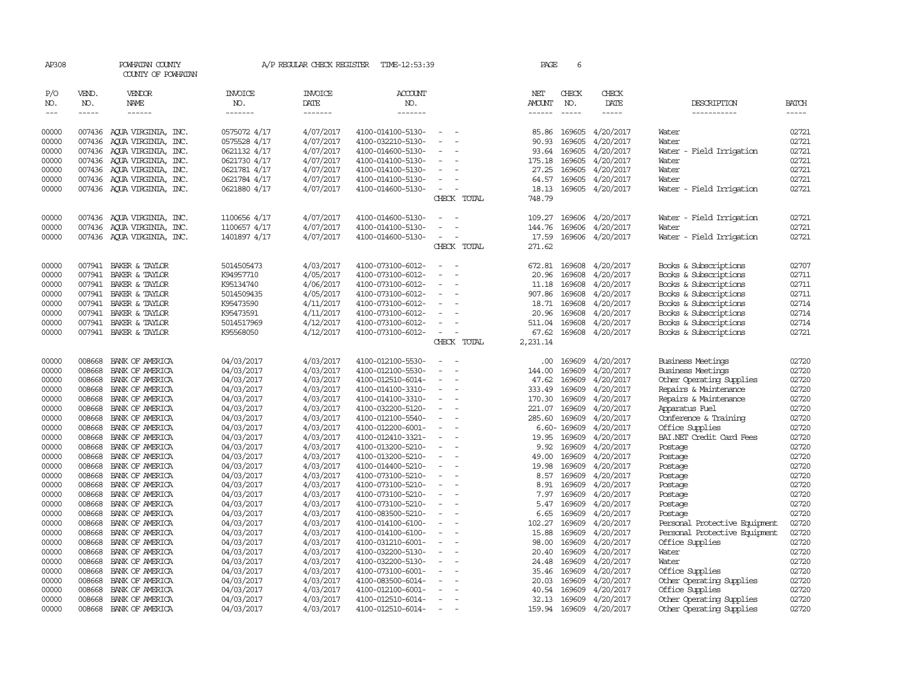AP308 POWHATAN COUNTY A/P REGULAR CHECK REGISTER TIME-12:53:39

COUNTY OF POWHATAN

| P/O NO. | VEND. NO. | VENDOR NAME | INVOICE NO. | INVOICE DATE | ACCOUNT NO. | | NET AMOUNT | CHECK NO. | CHECK DATE | DESCRIPTION | BATCH |
|---|---|---|---|---|---|---|---|---|---|---|---|
| 00000 | 007436 | AQUA VIRGINIA, INC. | 0575072 4/17 | 4/07/2017 | 4100-014100-5130- | - - | 85.86 | 169605 | 4/20/2017 | Water | 02721 |
| 00000 | 007436 | AQUA VIRGINIA, INC. | 0575528 4/17 | 4/07/2017 | 4100-032210-5130- | - - | 90.93 | 169605 | 4/20/2017 | Water | 02721 |
| 00000 | 007436 | AQUA VIRGINIA, INC. | 0621132 4/17 | 4/07/2017 | 4100-014600-5130- | - - | 93.64 | 169605 | 4/20/2017 | Water - Field Irrigation | 02721 |
| 00000 | 007436 | AQUA VIRGINIA, INC. | 0621730 4/17 | 4/07/2017 | 4100-014100-5130- | - - | 175.18 | 169605 | 4/20/2017 | Water | 02721 |
| 00000 | 007436 | AQUA VIRGINIA, INC. | 0621781 4/17 | 4/07/2017 | 4100-014100-5130- | - - | 27.25 | 169605 | 4/20/2017 | Water | 02721 |
| 00000 | 007436 | AQUA VIRGINIA, INC. | 0621784 4/17 | 4/07/2017 | 4100-014100-5130- | - - | 64.57 | 169605 | 4/20/2017 | Water | 02721 |
| 00000 | 007436 | AQUA VIRGINIA, INC. | 0621880 4/17 | 4/07/2017 | 4100-014600-5130- | - - | 18.13 | 169605 | 4/20/2017 | Water - Field Irrigation | 02721 |
| | | | | | | CHECK TOTAL | 748.79 | | | | |
| 00000 | 007436 | AQUA VIRGINIA, INC. | 1100656 4/17 | 4/07/2017 | 4100-014600-5130- | - - | 109.27 | 169606 | 4/20/2017 | Water - Field Irrigation | 02721 |
| 00000 | 007436 | AQUA VIRGINIA, INC. | 1100657 4/17 | 4/07/2017 | 4100-014100-5130- | - - | 144.76 | 169606 | 4/20/2017 | Water | 02721 |
| 00000 | 007436 | AQUA VIRGINIA, INC. | 1401897 4/17 | 4/07/2017 | 4100-014600-5130- | - - | 17.59 | 169606 | 4/20/2017 | Water - Field Irrigation | 02721 |
| | | | | | | CHECK TOTAL | 271.62 | | | | |
| 00000 | 007941 | BAKER & TAYLOR | 5014505473 | 4/03/2017 | 4100-073100-6012- | - - | 672.81 | 169608 | 4/20/2017 | Books & Subscriptions | 02707 |
| 00000 | 007941 | BAKER & TAYLOR | K94957710 | 4/05/2017 | 4100-073100-6012- | - - | 20.96 | 169608 | 4/20/2017 | Books & Subscriptions | 02711 |
| 00000 | 007941 | BAKER & TAYLOR | K95134740 | 4/06/2017 | 4100-073100-6012- | - - | 11.18 | 169608 | 4/20/2017 | Books & Subscriptions | 02711 |
| 00000 | 007941 | BAKER & TAYLOR | 5014509435 | 4/05/2017 | 4100-073100-6012- | - - | 907.86 | 169608 | 4/20/2017 | Books & Subscriptions | 02711 |
| 00000 | 007941 | BAKER & TAYLOR | K95473590 | 4/11/2017 | 4100-073100-6012- | - - | 18.71 | 169608 | 4/20/2017 | Books & Subscriptions | 02714 |
| 00000 | 007941 | BAKER & TAYLOR | K95473591 | 4/11/2017 | 4100-073100-6012- | - - | 20.96 | 169608 | 4/20/2017 | Books & Subscriptions | 02714 |
| 00000 | 007941 | BAKER & TAYLOR | 5014517969 | 4/12/2017 | 4100-073100-6012- | - - | 511.04 | 169608 | 4/20/2017 | Books & Subscriptions | 02714 |
| 00000 | 007941 | BAKER & TAYLOR | K95568050 | 4/12/2017 | 4100-073100-6012- | - - | 67.62 | 169608 | 4/20/2017 | Books & Subscriptions | 02721 |
| | | | | | | CHECK TOTAL | 2,231.14 | | | | |
| 00000 | 008668 | BANK OF AMERICA | 04/03/2017 | 4/03/2017 | 4100-012100-5530- | - - | .00 | 169609 | 4/20/2017 | Business Meetings | 02720 |
| 00000 | 008668 | BANK OF AMERICA | 04/03/2017 | 4/03/2017 | 4100-012100-5530- | - - | 144.00 | 169609 | 4/20/2017 | Business Meetings | 02720 |
| 00000 | 008668 | BANK OF AMERICA | 04/03/2017 | 4/03/2017 | 4100-012510-6014- | - - | 47.62 | 169609 | 4/20/2017 | Other Operating Supplies | 02720 |
| 00000 | 008668 | BANK OF AMERICA | 04/03/2017 | 4/03/2017 | 4100-014100-3310- | - - | 333.49 | 169609 | 4/20/2017 | Repairs & Maintenance | 02720 |
| 00000 | 008668 | BANK OF AMERICA | 04/03/2017 | 4/03/2017 | 4100-014100-3310- | - - | 170.30 | 169609 | 4/20/2017 | Repairs & Maintenance | 02720 |
| 00000 | 008668 | BANK OF AMERICA | 04/03/2017 | 4/03/2017 | 4100-032200-5120- | - - | 221.07 | 169609 | 4/20/2017 | Apparatus Fuel | 02720 |
| 00000 | 008668 | BANK OF AMERICA | 04/03/2017 | 4/03/2017 | 4100-012100-5540- | - - | 285.60 | 169609 | 4/20/2017 | Conference & Training | 02720 |
| 00000 | 008668 | BANK OF AMERICA | 04/03/2017 | 4/03/2017 | 4100-012200-6001- | - - | 6.60- | 169609 | 4/20/2017 | Office Supplies | 02720 |
| 00000 | 008668 | BANK OF AMERICA | 04/03/2017 | 4/03/2017 | 4100-012410-3321- | - - | 19.95 | 169609 | 4/20/2017 | BAI.NET Credit Card Fees | 02720 |
| 00000 | 008668 | BANK OF AMERICA | 04/03/2017 | 4/03/2017 | 4100-013200-5210- | - - | 9.92 | 169609 | 4/20/2017 | Postage | 02720 |
| 00000 | 008668 | BANK OF AMERICA | 04/03/2017 | 4/03/2017 | 4100-013200-5210- | - - | 49.00 | 169609 | 4/20/2017 | Postage | 02720 |
| 00000 | 008668 | BANK OF AMERICA | 04/03/2017 | 4/03/2017 | 4100-014400-5210- | - - | 19.98 | 169609 | 4/20/2017 | Postage | 02720 |
| 00000 | 008668 | BANK OF AMERICA | 04/03/2017 | 4/03/2017 | 4100-073100-5210- | - - | 8.57 | 169609 | 4/20/2017 | Postage | 02720 |
| 00000 | 008668 | BANK OF AMERICA | 04/03/2017 | 4/03/2017 | 4100-073100-5210- | - - | 8.91 | 169609 | 4/20/2017 | Postage | 02720 |
| 00000 | 008668 | BANK OF AMERICA | 04/03/2017 | 4/03/2017 | 4100-073100-5210- | - - | 7.97 | 169609 | 4/20/2017 | Postage | 02720 |
| 00000 | 008668 | BANK OF AMERICA | 04/03/2017 | 4/03/2017 | 4100-073100-5210- | - - | 5.47 | 169609 | 4/20/2017 | Postage | 02720 |
| 00000 | 008668 | BANK OF AMERICA | 04/03/2017 | 4/03/2017 | 4100-083500-5210- | - - | 6.65 | 169609 | 4/20/2017 | Postage | 02720 |
| 00000 | 008668 | BANK OF AMERICA | 04/03/2017 | 4/03/2017 | 4100-014100-6100- | - - | 102.27 | 169609 | 4/20/2017 | Personal Protective Equipment | 02720 |
| 00000 | 008668 | BANK OF AMERICA | 04/03/2017 | 4/03/2017 | 4100-014100-6100- | - - | 15.88 | 169609 | 4/20/2017 | Personal Protective Equipment | 02720 |
| 00000 | 008668 | BANK OF AMERICA | 04/03/2017 | 4/03/2017 | 4100-031210-6001- | - - | 98.00 | 169609 | 4/20/2017 | Office Supplies | 02720 |
| 00000 | 008668 | BANK OF AMERICA | 04/03/2017 | 4/03/2017 | 4100-032200-5130- | - - | 20.40 | 169609 | 4/20/2017 | Water | 02720 |
| 00000 | 008668 | BANK OF AMERICA | 04/03/2017 | 4/03/2017 | 4100-032200-5130- | - - | 24.48 | 169609 | 4/20/2017 | Water | 02720 |
| 00000 | 008668 | BANK OF AMERICA | 04/03/2017 | 4/03/2017 | 4100-073100-6001- | - - | 35.46 | 169609 | 4/20/2017 | Office Supplies | 02720 |
| 00000 | 008668 | BANK OF AMERICA | 04/03/2017 | 4/03/2017 | 4100-083500-6014- | - - | 20.03 | 169609 | 4/20/2017 | Other Operating Supplies | 02720 |
| 00000 | 008668 | BANK OF AMERICA | 04/03/2017 | 4/03/2017 | 4100-012100-6001- | - - | 40.54 | 169609 | 4/20/2017 | Office Supplies | 02720 |
| 00000 | 008668 | BANK OF AMERICA | 04/03/2017 | 4/03/2017 | 4100-012510-6014- | - - | 32.13 | 169609 | 4/20/2017 | Other Operating Supplies | 02720 |
| 00000 | 008668 | BANK OF AMERICA | 04/03/2017 | 4/03/2017 | 4100-012510-6014- | - - | 159.94 | 169609 | 4/20/2017 | Other Operating Supplies | 02720 |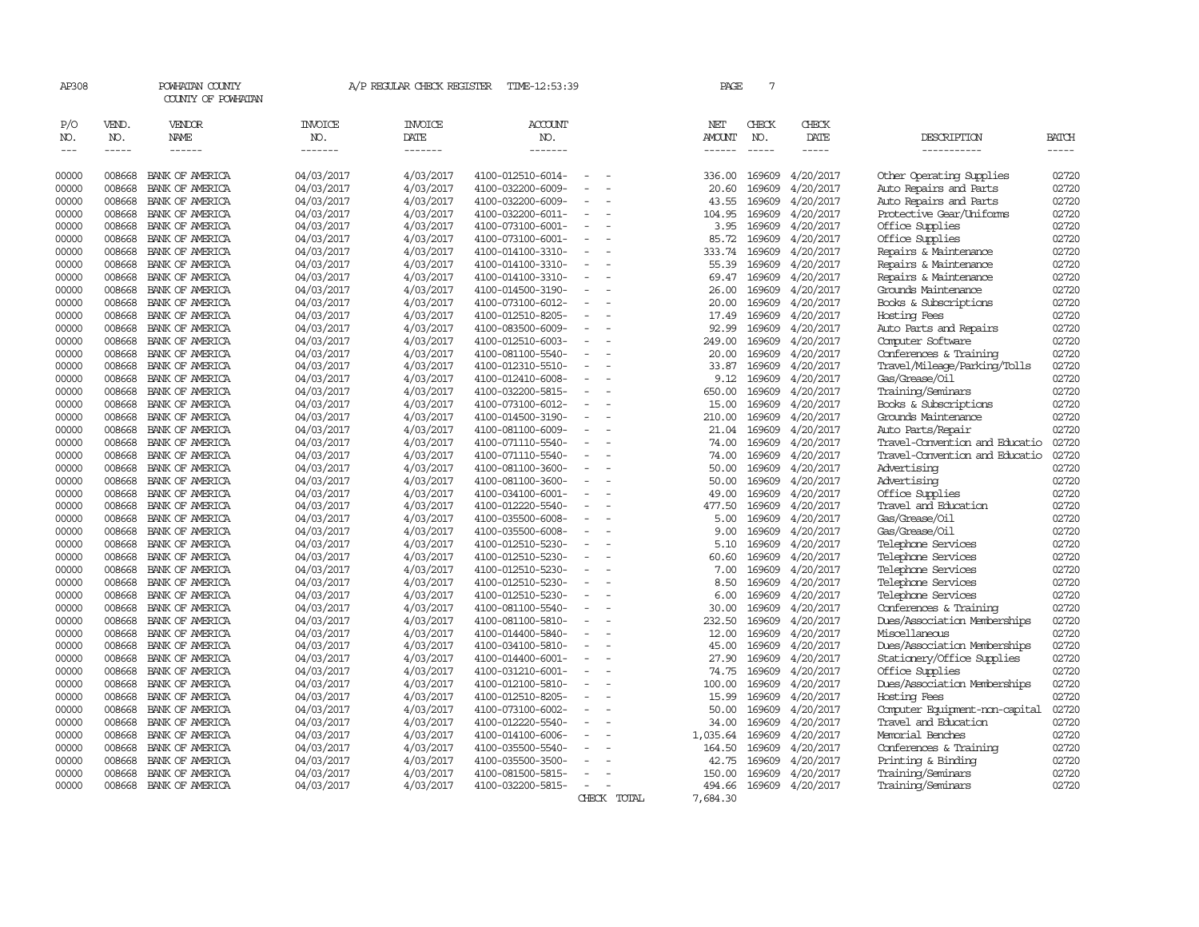AP308 POWHATAN COUNTY A/P REGULAR CHECK REGISTER TIME-12:53:39 PAGE 7

COUNTY OF POWHATAN

| P/O NO. | VEND. NO. | VENDOR NAME | INVOICE NO. | INVOICE DATE | ACCOUNT NO. | | NET AMOUNT | CHECK NO. | CHECK DATE | DESCRIPTION | BATCH |
|---|---|---|---|---|---|---|---|---|---|---|---|
| --- | ----- | ------ | ------- | ------- | ------- | | ------ | ----- | ----- | ----------- | ----- |
| 00000 | 008668 | BANK OF AMERICA | 04/03/2017 | 4/03/2017 | 4100-012510-6014- | - - | 336.00 | 169609 | 4/20/2017 | Other Operating Supplies | 02720 |
| 00000 | 008668 | BANK OF AMERICA | 04/03/2017 | 4/03/2017 | 4100-032200-6009- | - - | 20.60 | 169609 | 4/20/2017 | Auto Repairs and Parts | 02720 |
| 00000 | 008668 | BANK OF AMERICA | 04/03/2017 | 4/03/2017 | 4100-032200-6009- | - - | 43.55 | 169609 | 4/20/2017 | Auto Repairs and Parts | 02720 |
| 00000 | 008668 | BANK OF AMERICA | 04/03/2017 | 4/03/2017 | 4100-032200-6011- | - - | 104.95 | 169609 | 4/20/2017 | Protective Gear/Uniforms | 02720 |
| 00000 | 008668 | BANK OF AMERICA | 04/03/2017 | 4/03/2017 | 4100-073100-6001- | - - | 3.95 | 169609 | 4/20/2017 | Office Supplies | 02720 |
| 00000 | 008668 | BANK OF AMERICA | 04/03/2017 | 4/03/2017 | 4100-073100-6001- | - - | 85.72 | 169609 | 4/20/2017 | Office Supplies | 02720 |
| 00000 | 008668 | BANK OF AMERICA | 04/03/2017 | 4/03/2017 | 4100-014100-3310- | - - | 333.74 | 169609 | 4/20/2017 | Repairs & Maintenance | 02720 |
| 00000 | 008668 | BANK OF AMERICA | 04/03/2017 | 4/03/2017 | 4100-014100-3310- | - - | 55.39 | 169609 | 4/20/2017 | Repairs & Maintenance | 02720 |
| 00000 | 008668 | BANK OF AMERICA | 04/03/2017 | 4/03/2017 | 4100-014100-3310- | - - | 69.47 | 169609 | 4/20/2017 | Repairs & Maintenance | 02720 |
| 00000 | 008668 | BANK OF AMERICA | 04/03/2017 | 4/03/2017 | 4100-014500-3190- | - - | 26.00 | 169609 | 4/20/2017 | Grounds Maintenance | 02720 |
| 00000 | 008668 | BANK OF AMERICA | 04/03/2017 | 4/03/2017 | 4100-073100-6012- | - - | 20.00 | 169609 | 4/20/2017 | Books & Subscriptions | 02720 |
| 00000 | 008668 | BANK OF AMERICA | 04/03/2017 | 4/03/2017 | 4100-012510-8205- | - - | 17.49 | 169609 | 4/20/2017 | Hosting Fees | 02720 |
| 00000 | 008668 | BANK OF AMERICA | 04/03/2017 | 4/03/2017 | 4100-083500-6009- | - - | 92.99 | 169609 | 4/20/2017 | Auto Parts and Repairs | 02720 |
| 00000 | 008668 | BANK OF AMERICA | 04/03/2017 | 4/03/2017 | 4100-012510-6003- | - - | 249.00 | 169609 | 4/20/2017 | Computer Software | 02720 |
| 00000 | 008668 | BANK OF AMERICA | 04/03/2017 | 4/03/2017 | 4100-081100-5540- | - - | 20.00 | 169609 | 4/20/2017 | Conferences & Training | 02720 |
| 00000 | 008668 | BANK OF AMERICA | 04/03/2017 | 4/03/2017 | 4100-012310-5510- | - - | 33.87 | 169609 | 4/20/2017 | Travel/Mileage/Parking/Tolls | 02720 |
| 00000 | 008668 | BANK OF AMERICA | 04/03/2017 | 4/03/2017 | 4100-012410-6008- | - - | 9.12 | 169609 | 4/20/2017 | Gas/Grease/Oil | 02720 |
| 00000 | 008668 | BANK OF AMERICA | 04/03/2017 | 4/03/2017 | 4100-032200-5815- | - - | 650.00 | 169609 | 4/20/2017 | Training/Seminars | 02720 |
| 00000 | 008668 | BANK OF AMERICA | 04/03/2017 | 4/03/2017 | 4100-073100-6012- | - - | 15.00 | 169609 | 4/20/2017 | Books & Subscriptions | 02720 |
| 00000 | 008668 | BANK OF AMERICA | 04/03/2017 | 4/03/2017 | 4100-014500-3190- | - - | 210.00 | 169609 | 4/20/2017 | Grounds Maintenance | 02720 |
| 00000 | 008668 | BANK OF AMERICA | 04/03/2017 | 4/03/2017 | 4100-081100-6009- | - - | 21.04 | 169609 | 4/20/2017 | Auto Parts/Repair | 02720 |
| 00000 | 008668 | BANK OF AMERICA | 04/03/2017 | 4/03/2017 | 4100-071110-5540- | - - | 74.00 | 169609 | 4/20/2017 | Travel-Convention and Educatio | 02720 |
| 00000 | 008668 | BANK OF AMERICA | 04/03/2017 | 4/03/2017 | 4100-071110-5540- | - - | 74.00 | 169609 | 4/20/2017 | Travel-Convention and Educatio | 02720 |
| 00000 | 008668 | BANK OF AMERICA | 04/03/2017 | 4/03/2017 | 4100-081100-3600- | - - | 50.00 | 169609 | 4/20/2017 | Advertising | 02720 |
| 00000 | 008668 | BANK OF AMERICA | 04/03/2017 | 4/03/2017 | 4100-081100-3600- | - - | 50.00 | 169609 | 4/20/2017 | Advertising | 02720 |
| 00000 | 008668 | BANK OF AMERICA | 04/03/2017 | 4/03/2017 | 4100-034100-6001- | - - | 49.00 | 169609 | 4/20/2017 | Office Supplies | 02720 |
| 00000 | 008668 | BANK OF AMERICA | 04/03/2017 | 4/03/2017 | 4100-012220-5540- | - - | 477.50 | 169609 | 4/20/2017 | Travel and Education | 02720 |
| 00000 | 008668 | BANK OF AMERICA | 04/03/2017 | 4/03/2017 | 4100-035500-6008- | - - | 5.00 | 169609 | 4/20/2017 | Gas/Grease/Oil | 02720 |
| 00000 | 008668 | BANK OF AMERICA | 04/03/2017 | 4/03/2017 | 4100-035500-6008- | - - | 9.00 | 169609 | 4/20/2017 | Gas/Grease/Oil | 02720 |
| 00000 | 008668 | BANK OF AMERICA | 04/03/2017 | 4/03/2017 | 4100-012510-5230- | - - | 5.10 | 169609 | 4/20/2017 | Telephone Services | 02720 |
| 00000 | 008668 | BANK OF AMERICA | 04/03/2017 | 4/03/2017 | 4100-012510-5230- | - - | 60.60 | 169609 | 4/20/2017 | Telephone Services | 02720 |
| 00000 | 008668 | BANK OF AMERICA | 04/03/2017 | 4/03/2017 | 4100-012510-5230- | - - | 7.00 | 169609 | 4/20/2017 | Telephone Services | 02720 |
| 00000 | 008668 | BANK OF AMERICA | 04/03/2017 | 4/03/2017 | 4100-012510-5230- | - - | 8.50 | 169609 | 4/20/2017 | Telephone Services | 02720 |
| 00000 | 008668 | BANK OF AMERICA | 04/03/2017 | 4/03/2017 | 4100-012510-5230- | - - | 6.00 | 169609 | 4/20/2017 | Telephone Services | 02720 |
| 00000 | 008668 | BANK OF AMERICA | 04/03/2017 | 4/03/2017 | 4100-081100-5540- | - - | 30.00 | 169609 | 4/20/2017 | Conferences & Training | 02720 |
| 00000 | 008668 | BANK OF AMERICA | 04/03/2017 | 4/03/2017 | 4100-081100-5810- | - - | 232.50 | 169609 | 4/20/2017 | Dues/Association Memberships | 02720 |
| 00000 | 008668 | BANK OF AMERICA | 04/03/2017 | 4/03/2017 | 4100-014400-5840- | - - | 12.00 | 169609 | 4/20/2017 | Miscellaneous | 02720 |
| 00000 | 008668 | BANK OF AMERICA | 04/03/2017 | 4/03/2017 | 4100-034100-5810- | - - | 45.00 | 169609 | 4/20/2017 | Dues/Association Memberships | 02720 |
| 00000 | 008668 | BANK OF AMERICA | 04/03/2017 | 4/03/2017 | 4100-014400-6001- | - - | 27.90 | 169609 | 4/20/2017 | Stationery/Office Supplies | 02720 |
| 00000 | 008668 | BANK OF AMERICA | 04/03/2017 | 4/03/2017 | 4100-031210-6001- | - - | 74.75 | 169609 | 4/20/2017 | Office Supplies | 02720 |
| 00000 | 008668 | BANK OF AMERICA | 04/03/2017 | 4/03/2017 | 4100-012100-5810- | - - | 100.00 | 169609 | 4/20/2017 | Dues/Association Memberships | 02720 |
| 00000 | 008668 | BANK OF AMERICA | 04/03/2017 | 4/03/2017 | 4100-012510-8205- | - - | 15.99 | 169609 | 4/20/2017 | Hosting Fees | 02720 |
| 00000 | 008668 | BANK OF AMERICA | 04/03/2017 | 4/03/2017 | 4100-073100-6002- | - - | 50.00 | 169609 | 4/20/2017 | Computer Equipment-non-capital | 02720 |
| 00000 | 008668 | BANK OF AMERICA | 04/03/2017 | 4/03/2017 | 4100-012220-5540- | - - | 34.00 | 169609 | 4/20/2017 | Travel and Education | 02720 |
| 00000 | 008668 | BANK OF AMERICA | 04/03/2017 | 4/03/2017 | 4100-014100-6006- | - - | 1,035.64 | 169609 | 4/20/2017 | Memorial Benches | 02720 |
| 00000 | 008668 | BANK OF AMERICA | 04/03/2017 | 4/03/2017 | 4100-035500-5540- | - - | 164.50 | 169609 | 4/20/2017 | Conferences & Training | 02720 |
| 00000 | 008668 | BANK OF AMERICA | 04/03/2017 | 4/03/2017 | 4100-035500-3500- | - - | 42.75 | 169609 | 4/20/2017 | Printing & Binding | 02720 |
| 00000 | 008668 | BANK OF AMERICA | 04/03/2017 | 4/03/2017 | 4100-081500-5815- | - - | 150.00 | 169609 | 4/20/2017 | Training/Seminars | 02720 |
| 00000 | 008668 | BANK OF AMERICA | 04/03/2017 | 4/03/2017 | 4100-032200-5815- | - - | 494.66 | 169609 | 4/20/2017 | Training/Seminars | 02720 |
| | | | | | | CHECK TOTAL | 7,684.30 | | | | |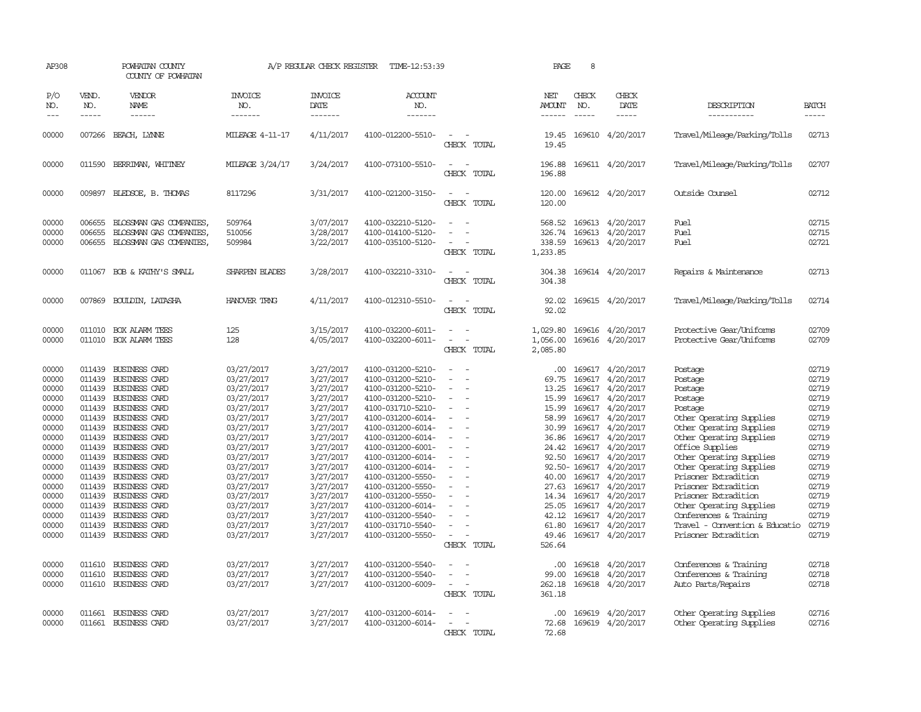AP308 POWHATAN COUNTY A/P REGULAR CHECK REGISTER TIME-12:53:39 PAGE 8
COUNTY OF POWHATAN

| P/O NO. | VEND. NO. | VENDOR NAME | INVOICE NO. | INVOICE DATE | ACCOUNT NO. | | NET AMOUNT | CHECK NO. | CHECK DATE | DESCRIPTION | BATCH |
|---|---|---|---|---|---|---|---|---|---|---|---|
| 00000 | 007266 | BEACH, LYNNE | MILEAGE 4-11-17 | 4/11/2017 | 4100-012200-5510- | - - | 19.45 | 169610 | 4/20/2017 | Travel/Mileage/Parking/Tolls | 02713 |
| | | | | | | CHECK TOTAL | 19.45 | | | | |
| 00000 | 011590 | BERRIMAN, WHITNEY | MILEAGE 3/24/17 | 3/24/2017 | 4100-073100-5510- | - - | 196.88 | 169611 | 4/20/2017 | Travel/Mileage/Parking/Tolls | 02707 |
| | | | | | | CHECK TOTAL | 196.88 | | | | |
| 00000 | 009897 | BLEDSOE, B. THOMAS | 8117296 | 3/31/2017 | 4100-021200-3150- | - - | 120.00 | 169612 | 4/20/2017 | Outside Counsel | 02712 |
| | | | | | | CHECK TOTAL | 120.00 | | | | |
| 00000 | 006655 | BLOSSMAN GAS COMPANIES, | 509764 | 3/07/2017 | 4100-032210-5120- | - - | 568.52 | 169613 | 4/20/2017 | Fuel | 02715 |
| 00000 | 006655 | BLOSSMAN GAS COMPANIES, | 510056 | 3/28/2017 | 4100-014100-5120- | - - | 326.74 | 169613 | 4/20/2017 | Fuel | 02715 |
| 00000 | 006655 | BLOSSMAN GAS COMPANIES, | 509984 | 3/22/2017 | 4100-035100-5120- | - - | 338.59 | 169613 | 4/20/2017 | Fuel | 02721 |
| | | | | | | CHECK TOTAL | 1,233.85 | | | | |
| 00000 | 011067 | BOB & KATHY'S SMALL | SHARPEN BLADES | 3/28/2017 | 4100-032210-3310- | - - | 304.38 | 169614 | 4/20/2017 | Repairs & Maintenance | 02713 |
| | | | | | | CHECK TOTAL | 304.38 | | | | |
| 00000 | 007869 | BOULDIN, LATASHA | HANOVER TRNG | 4/11/2017 | 4100-012310-5510- | - - | 92.02 | 169615 | 4/20/2017 | Travel/Mileage/Parking/Tolls | 02714 |
| | | | | | | CHECK TOTAL | 92.02 | | | | |
| 00000 | 011010 | BOX ALARM TEES | 125 | 3/15/2017 | 4100-032200-6011- | - - | 1,029.80 | 169616 | 4/20/2017 | Protective Gear/Uniforms | 02709 |
| 00000 | 011010 | BOX ALARM TEES | 128 | 4/05/2017 | 4100-032200-6011- | - - | 1,056.00 | 169616 | 4/20/2017 | Protective Gear/Uniforms | 02709 |
| | | | | | | CHECK TOTAL | 2,085.80 | | | | |
| 00000 | 011439 | BUSINESS CARD | 03/27/2017 | 3/27/2017 | 4100-031200-5210- | - - | .00 | 169617 | 4/20/2017 | Postage | 02719 |
| 00000 | 011439 | BUSINESS CARD | 03/27/2017 | 3/27/2017 | 4100-031200-5210- | - - | 69.75 | 169617 | 4/20/2017 | Postage | 02719 |
| 00000 | 011439 | BUSINESS CARD | 03/27/2017 | 3/27/2017 | 4100-031200-5210- | - - | 13.25 | 169617 | 4/20/2017 | Postage | 02719 |
| 00000 | 011439 | BUSINESS CARD | 03/27/2017 | 3/27/2017 | 4100-031200-5210- | - - | 15.99 | 169617 | 4/20/2017 | Postage | 02719 |
| 00000 | 011439 | BUSINESS CARD | 03/27/2017 | 3/27/2017 | 4100-031710-5210- | - - | 15.99 | 169617 | 4/20/2017 | Postage | 02719 |
| 00000 | 011439 | BUSINESS CARD | 03/27/2017 | 3/27/2017 | 4100-031200-6014- | - - | 58.99 | 169617 | 4/20/2017 | Other Operating Supplies | 02719 |
| 00000 | 011439 | BUSINESS CARD | 03/27/2017 | 3/27/2017 | 4100-031200-6014- | - - | 30.99 | 169617 | 4/20/2017 | Other Operating Supplies | 02719 |
| 00000 | 011439 | BUSINESS CARD | 03/27/2017 | 3/27/2017 | 4100-031200-6014- | - - | 36.86 | 169617 | 4/20/2017 | Other Operating Supplies | 02719 |
| 00000 | 011439 | BUSINESS CARD | 03/27/2017 | 3/27/2017 | 4100-031200-6001- | - - | 24.42 | 169617 | 4/20/2017 | Office Supplies | 02719 |
| 00000 | 011439 | BUSINESS CARD | 03/27/2017 | 3/27/2017 | 4100-031200-6014- | - - | 92.50 | 169617 | 4/20/2017 | Other Operating Supplies | 02719 |
| 00000 | 011439 | BUSINESS CARD | 03/27/2017 | 3/27/2017 | 4100-031200-6014- | - - | 92.50- | 169617 | 4/20/2017 | Other Operating Supplies | 02719 |
| 00000 | 011439 | BUSINESS CARD | 03/27/2017 | 3/27/2017 | 4100-031200-5550- | - - | 40.00 | 169617 | 4/20/2017 | Prisoner Extradition | 02719 |
| 00000 | 011439 | BUSINESS CARD | 03/27/2017 | 3/27/2017 | 4100-031200-5550- | - - | 27.63 | 169617 | 4/20/2017 | Prisoner Extradition | 02719 |
| 00000 | 011439 | BUSINESS CARD | 03/27/2017 | 3/27/2017 | 4100-031200-5550- | - - | 14.34 | 169617 | 4/20/2017 | Prisoner Extradition | 02719 |
| 00000 | 011439 | BUSINESS CARD | 03/27/2017 | 3/27/2017 | 4100-031200-6014- | - - | 25.05 | 169617 | 4/20/2017 | Other Operating Supplies | 02719 |
| 00000 | 011439 | BUSINESS CARD | 03/27/2017 | 3/27/2017 | 4100-031200-5540- | - - | 42.12 | 169617 | 4/20/2017 | Conferences & Training | 02719 |
| 00000 | 011439 | BUSINESS CARD | 03/27/2017 | 3/27/2017 | 4100-031710-5540- | - - | 61.80 | 169617 | 4/20/2017 | Travel - Convention & Educatio | 02719 |
| 00000 | 011439 | BUSINESS CARD | 03/27/2017 | 3/27/2017 | 4100-031200-5550- | - - | 49.46 | 169617 | 4/20/2017 | Prisoner Extradition | 02719 |
| | | | | | | CHECK TOTAL | 526.64 | | | | |
| 00000 | 011610 | BUSINESS CARD | 03/27/2017 | 3/27/2017 | 4100-031200-5540- | - - | .00 | 169618 | 4/20/2017 | Conferences & Training | 02718 |
| 00000 | 011610 | BUSINESS CARD | 03/27/2017 | 3/27/2017 | 4100-031200-5540- | - - | 99.00 | 169618 | 4/20/2017 | Conferences & Training | 02718 |
| 00000 | 011610 | BUSINESS CARD | 03/27/2017 | 3/27/2017 | 4100-031200-6009- | - - | 262.18 | 169618 | 4/20/2017 | Auto Parts/Repairs | 02718 |
| | | | | | | CHECK TOTAL | 361.18 | | | | |
| 00000 | 011661 | BUSINESS CARD | 03/27/2017 | 3/27/2017 | 4100-031200-6014- | - - | .00 | 169619 | 4/20/2017 | Other Operating Supplies | 02716 |
| 00000 | 011661 | BUSINESS CARD | 03/27/2017 | 3/27/2017 | 4100-031200-6014- | - - | 72.68 | 169619 | 4/20/2017 | Other Operating Supplies | 02716 |
| | | | | | | CHECK TOTAL | 72.68 | | | | |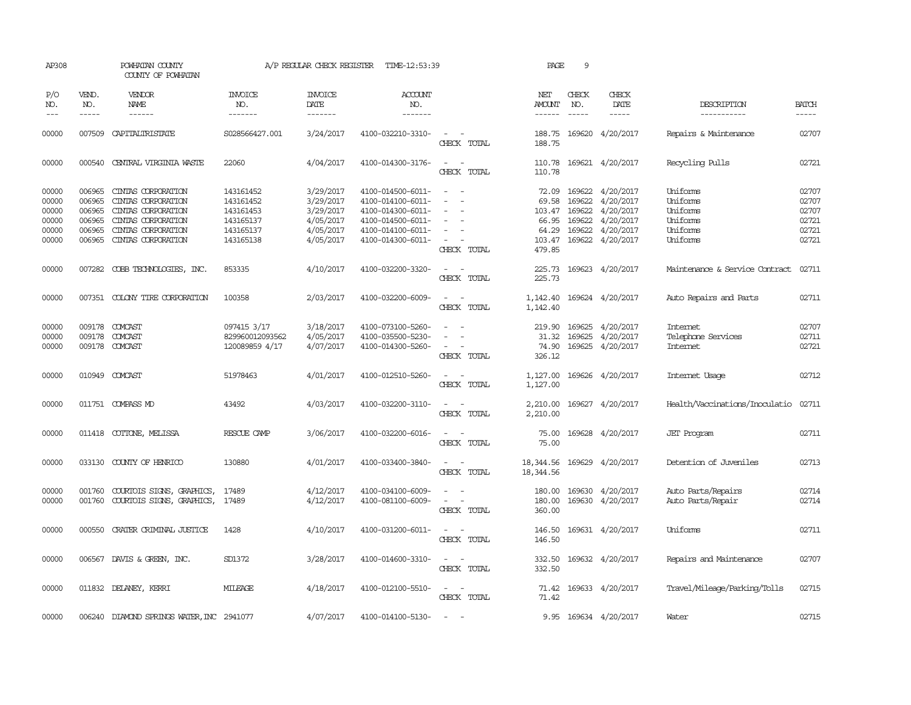AP308 POWHATAN COUNTY COUNTY OF POWHATAN A/P REGULAR CHECK REGISTER TIME-12:53:39 PAGE 9

| P/O NO. | VEND. NO. | VENDOR NAME | INVOICE NO. | INVOICE DATE | ACCOUNT NO. | | NET AMOUNT | CHECK NO. | CHECK DATE | DESCRIPTION | BATCH |
|---|---|---|---|---|---|---|---|---|---|---|---|
| 00000 | 007509 | CAPITALTRISTATE | S028566427.001 | 3/24/2017 | 4100-032210-3310- | - - | 188.75 | 169620 | 4/20/2017 | Repairs & Maintenance | 02707 |
| | | | | | | CHECK TOTAL | 188.75 | | | | |
| 00000 | 000540 | CENTRAL VIRGINIA WASTE | 22060 | 4/04/2017 | 4100-014300-3176- | - - | 110.78 | 169621 | 4/20/2017 | Recycling Pulls | 02721 |
| | | | | | | CHECK TOTAL | 110.78 | | | | |
| 00000 | 006965 | CINTAS CORPORATION | 143161452 | 3/29/2017 | 4100-014500-6011- | - - | 72.09 | 169622 | 4/20/2017 | Uniforms | 02707 |
| 00000 | 006965 | CINTAS CORPORATION | 143161452 | 3/29/2017 | 4100-014100-6011- | - - | 69.58 | 169622 | 4/20/2017 | Uniforms | 02707 |
| 00000 | 006965 | CINTAS CORPORATION | 143161453 | 3/29/2017 | 4100-014300-6011- | - - | 103.47 | 169622 | 4/20/2017 | Uniforms | 02707 |
| 00000 | 006965 | CINTAS CORPORATION | 143165137 | 4/05/2017 | 4100-014500-6011- | - - | 66.95 | 169622 | 4/20/2017 | Uniforms | 02721 |
| 00000 | 006965 | CINTAS CORPORATION | 143165137 | 4/05/2017 | 4100-014100-6011- | - - | 64.29 | 169622 | 4/20/2017 | Uniforms | 02721 |
| 00000 | 006965 | CINTAS CORPORATION | 143165138 | 4/05/2017 | 4100-014300-6011- | - - | 103.47 | 169622 | 4/20/2017 | Uniforms | 02721 |
| | | | | | | CHECK TOTAL | 479.85 | | | | |
| 00000 | 007282 | COBB TECHNOLOGIES, INC. | 853335 | 4/10/2017 | 4100-032200-3320- | - - | 225.73 | 169623 | 4/20/2017 | Maintenance & Service Contract | 02711 |
| | | | | | | CHECK TOTAL | 225.73 | | | | |
| 00000 | 007351 | COLONY TIRE CORPORATION | 100358 | 2/03/2017 | 4100-032200-6009- | - - | 1,142.40 | 169624 | 4/20/2017 | Auto Repairs and Parts | 02711 |
| | | | | | | CHECK TOTAL | 1,142.40 | | | | |
| 00000 | 009178 | COMCAST | 097415 3/17 | 3/18/2017 | 4100-073100-5260- | - - | 219.90 | 169625 | 4/20/2017 | Internet | 02707 |
| 00000 | 009178 | COMCAST | 829960012093562 | 4/05/2017 | 4100-035500-5230- | - - | 31.32 | 169625 | 4/20/2017 | Telephone Services | 02711 |
| 00000 | 009178 | COMCAST | 120089859 4/17 | 4/07/2017 | 4100-014300-5260- | - - | 74.90 | 169625 | 4/20/2017 | Internet | 02721 |
| | | | | | | CHECK TOTAL | 326.12 | | | | |
| 00000 | 010949 | COMCAST | 51978463 | 4/01/2017 | 4100-012510-5260- | - - | 1,127.00 | 169626 | 4/20/2017 | Internet Usage | 02712 |
| | | | | | | CHECK TOTAL | 1,127.00 | | | | |
| 00000 | 011751 | COMPASS MD | 43492 | 4/03/2017 | 4100-032200-3110- | - - | 2,210.00 | 169627 | 4/20/2017 | Health/Vaccinations/Inoculatio | 02711 |
| | | | | | | CHECK TOTAL | 2,210.00 | | | | |
| 00000 | 011418 | COTTONE, MELISSA | RESCUE CAMP | 3/06/2017 | 4100-032200-6016- | - - | 75.00 | 169628 | 4/20/2017 | JET Program | 02711 |
| | | | | | | CHECK TOTAL | 75.00 | | | | |
| 00000 | 033130 | COUNTY OF HENRICO | 130880 | 4/01/2017 | 4100-033400-3840- | - - | 18,344.56 | 169629 | 4/20/2017 | Detention of Juveniles | 02713 |
| | | | | | | CHECK TOTAL | 18,344.56 | | | | |
| 00000 | 001760 | COURTOIS SIGNS, GRAPHICS, | 17489 | 4/12/2017 | 4100-034100-6009- | - - | 180.00 | 169630 | 4/20/2017 | Auto Parts/Repairs | 02714 |
| 00000 | 001760 | COURTOIS SIGNS, GRAPHICS, | 17489 | 4/12/2017 | 4100-081100-6009- | - - | 180.00 | 169630 | 4/20/2017 | Auto Parts/Repair | 02714 |
| | | | | | | CHECK TOTAL | 360.00 | | | | |
| 00000 | 000550 | CRATER CRIMINAL JUSTICE | 1428 | 4/10/2017 | 4100-031200-6011- | - - | 146.50 | 169631 | 4/20/2017 | Uniforms | 02711 |
| | | | | | | CHECK TOTAL | 146.50 | | | | |
| 00000 | 006567 | DAVIS & GREEN, INC. | SD1372 | 3/28/2017 | 4100-014600-3310- | - - | 332.50 | 169632 | 4/20/2017 | Repairs and Maintenance | 02707 |
| | | | | | | CHECK TOTAL | 332.50 | | | | |
| 00000 | 011832 | DELANEY, KERRI | MILEAGE | 4/18/2017 | 4100-012100-5510- | - - | 71.42 | 169633 | 4/20/2017 | Travel/Mileage/Parking/Tolls | 02715 |
| | | | | | | CHECK TOTAL | 71.42 | | | | |
| 00000 | 006240 | DIAMOND SPRINGS WATER,INC | 2941077 | 4/07/2017 | 4100-014100-5130- | - - | 9.95 | 169634 | 4/20/2017 | Water | 02715 |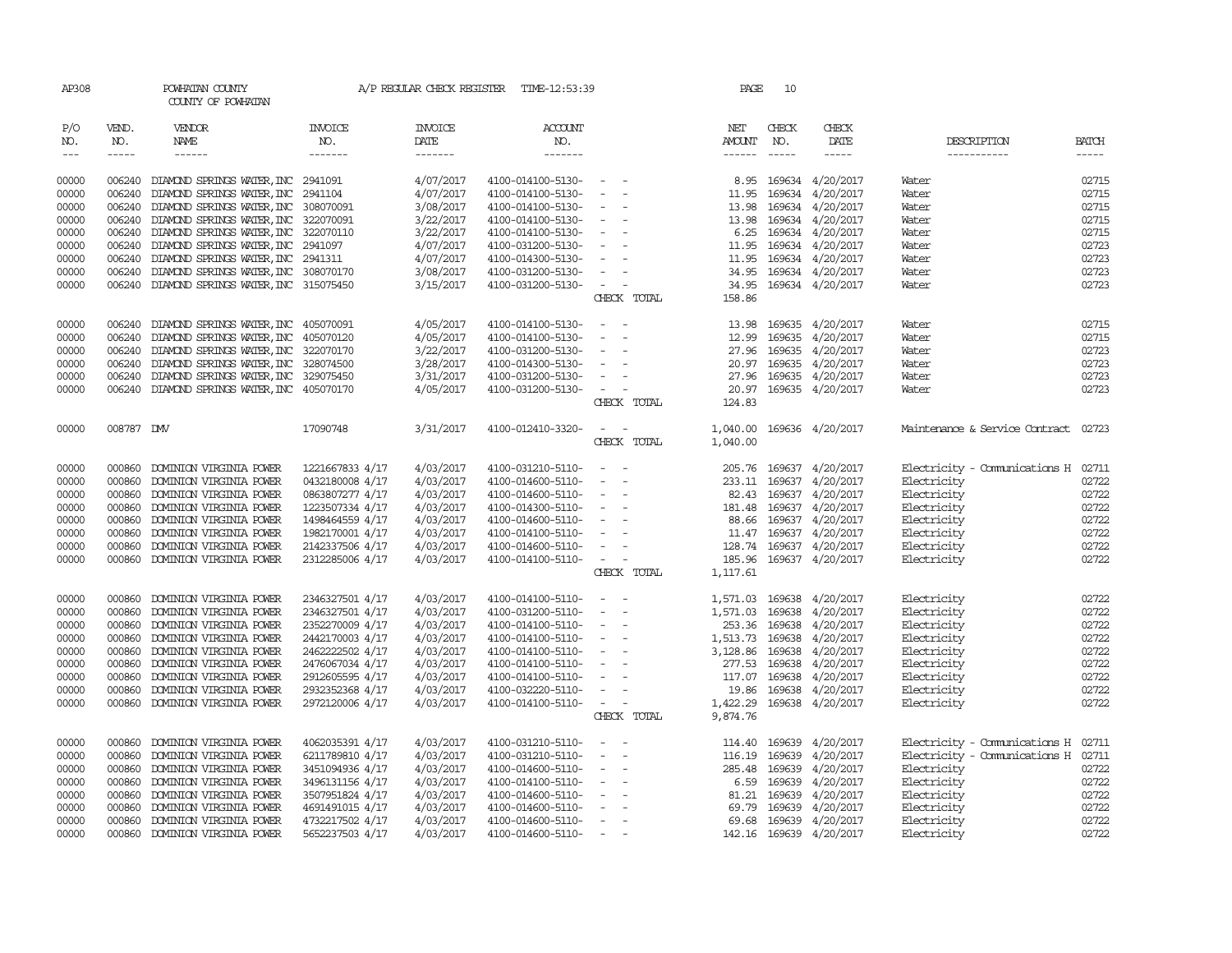AP308 POWHATAN COUNTY A/P REGULAR CHECK REGISTER TIME-12:53:39 PAGE 10

COUNTY OF POWHATAN

| P/O NO. | VEND. NO. | VENDOR NAME | INVOICE NO. | INVOICE DATE | ACCOUNT NO. | | NET AMOUNT | CHECK NO. | CHECK DATE | DESCRIPTION | BATCH |
|---|---|---|---|---|---|---|---|---|---|---|---|
| --- | ----- | ------ | ------- | ------- | ------- | | ------ | ----- | ----- | ----------- | ----- |
| 00000 | 006240 | DIAMOND SPRINGS WATER, INC | 2941091 | 4/07/2017 | 4100-014100-5130- | - - | 8.95 | 169634 | 4/20/2017 | Water | 02715 |
| 00000 | 006240 | DIAMOND SPRINGS WATER, INC | 2941104 | 4/07/2017 | 4100-014100-5130- | - - | 11.95 | 169634 | 4/20/2017 | Water | 02715 |
| 00000 | 006240 | DIAMOND SPRINGS WATER, INC | 308070091 | 3/08/2017 | 4100-014100-5130- | - - | 13.98 | 169634 | 4/20/2017 | Water | 02715 |
| 00000 | 006240 | DIAMOND SPRINGS WATER, INC | 322070091 | 3/22/2017 | 4100-014100-5130- | - - | 13.98 | 169634 | 4/20/2017 | Water | 02715 |
| 00000 | 006240 | DIAMOND SPRINGS WATER, INC | 322070110 | 3/22/2017 | 4100-014100-5130- | - - | 6.25 | 169634 | 4/20/2017 | Water | 02715 |
| 00000 | 006240 | DIAMOND SPRINGS WATER, INC | 2941097 | 4/07/2017 | 4100-031200-5130- | - - | 11.95 | 169634 | 4/20/2017 | Water | 02723 |
| 00000 | 006240 | DIAMOND SPRINGS WATER, INC | 2941311 | 4/07/2017 | 4100-014300-5130- | - - | 11.95 | 169634 | 4/20/2017 | Water | 02723 |
| 00000 | 006240 | DIAMOND SPRINGS WATER, INC | 308070170 | 3/08/2017 | 4100-031200-5130- | - - | 34.95 | 169634 | 4/20/2017 | Water | 02723 |
| 00000 | 006240 | DIAMOND SPRINGS WATER, INC | 315075450 | 3/15/2017 | 4100-031200-5130- | - - | 34.95 | 169634 | 4/20/2017 | Water | 02723 |
| | | | | | | CHECK TOTAL | 158.86 | | | | |
| 00000 | 006240 | DIAMOND SPRINGS WATER, INC | 405070091 | 4/05/2017 | 4100-014100-5130- | - - | 13.98 | 169635 | 4/20/2017 | Water | 02715 |
| 00000 | 006240 | DIAMOND SPRINGS WATER, INC | 405070120 | 4/05/2017 | 4100-014100-5130- | - - | 12.99 | 169635 | 4/20/2017 | Water | 02715 |
| 00000 | 006240 | DIAMOND SPRINGS WATER, INC | 322070170 | 3/22/2017 | 4100-031200-5130- | - - | 27.96 | 169635 | 4/20/2017 | Water | 02723 |
| 00000 | 006240 | DIAMOND SPRINGS WATER, INC | 328074500 | 3/28/2017 | 4100-014300-5130- | - - | 20.97 | 169635 | 4/20/2017 | Water | 02723 |
| 00000 | 006240 | DIAMOND SPRINGS WATER, INC | 329075450 | 3/31/2017 | 4100-031200-5130- | - - | 27.96 | 169635 | 4/20/2017 | Water | 02723 |
| 00000 | 006240 | DIAMOND SPRINGS WATER, INC | 405070170 | 4/05/2017 | 4100-031200-5130- | - - | 20.97 | 169635 | 4/20/2017 | Water | 02723 |
| | | | | | | CHECK TOTAL | 124.83 | | | | |
| 00000 | 008787 | DMV | 17090748 | 3/31/2017 | 4100-012410-3320- | - - | 1,040.00 | 169636 | 4/20/2017 | Maintenance & Service Contract | 02723 |
| | | | | | | CHECK TOTAL | 1,040.00 | | | | |
| 00000 | 000860 | DOMINION VIRGINIA POWER | 1221667833 4/17 | 4/03/2017 | 4100-031210-5110- | - - | 205.76 | 169637 | 4/20/2017 | Electricity - Communications H | 02711 |
| 00000 | 000860 | DOMINION VIRGINIA POWER | 0432180008 4/17 | 4/03/2017 | 4100-014600-5110- | - - | 233.11 | 169637 | 4/20/2017 | Electricity | 02722 |
| 00000 | 000860 | DOMINION VIRGINIA POWER | 0863807277 4/17 | 4/03/2017 | 4100-014600-5110- | - - | 82.43 | 169637 | 4/20/2017 | Electricity | 02722 |
| 00000 | 000860 | DOMINION VIRGINIA POWER | 1223507334 4/17 | 4/03/2017 | 4100-014300-5110- | - - | 181.48 | 169637 | 4/20/2017 | Electricity | 02722 |
| 00000 | 000860 | DOMINION VIRGINIA POWER | 1498464559 4/17 | 4/03/2017 | 4100-014600-5110- | - - | 88.66 | 169637 | 4/20/2017 | Electricity | 02722 |
| 00000 | 000860 | DOMINION VIRGINIA POWER | 1982170001 4/17 | 4/03/2017 | 4100-014100-5110- | - - | 11.47 | 169637 | 4/20/2017 | Electricity | 02722 |
| 00000 | 000860 | DOMINION VIRGINIA POWER | 2142337506 4/17 | 4/03/2017 | 4100-014600-5110- | - - | 128.74 | 169637 | 4/20/2017 | Electricity | 02722 |
| 00000 | 000860 | DOMINION VIRGINIA POWER | 2312285006 4/17 | 4/03/2017 | 4100-014100-5110- | - - | 185.96 | 169637 | 4/20/2017 | Electricity | 02722 |
| | | | | | | CHECK TOTAL | 1,117.61 | | | | |
| 00000 | 000860 | DOMINION VIRGINIA POWER | 2346327501 4/17 | 4/03/2017 | 4100-014100-5110- | - - | 1,571.03 | 169638 | 4/20/2017 | Electricity | 02722 |
| 00000 | 000860 | DOMINION VIRGINIA POWER | 2346327501 4/17 | 4/03/2017 | 4100-031200-5110- | - - | 1,571.03 | 169638 | 4/20/2017 | Electricity | 02722 |
| 00000 | 000860 | DOMINION VIRGINIA POWER | 2352270009 4/17 | 4/03/2017 | 4100-014100-5110- | - - | 253.36 | 169638 | 4/20/2017 | Electricity | 02722 |
| 00000 | 000860 | DOMINION VIRGINIA POWER | 2442170003 4/17 | 4/03/2017 | 4100-014100-5110- | - - | 1,513.73 | 169638 | 4/20/2017 | Electricity | 02722 |
| 00000 | 000860 | DOMINION VIRGINIA POWER | 2462222502 4/17 | 4/03/2017 | 4100-014100-5110- | - - | 3,128.86 | 169638 | 4/20/2017 | Electricity | 02722 |
| 00000 | 000860 | DOMINION VIRGINIA POWER | 2476067034 4/17 | 4/03/2017 | 4100-014100-5110- | - - | 277.53 | 169638 | 4/20/2017 | Electricity | 02722 |
| 00000 | 000860 | DOMINION VIRGINIA POWER | 2912605595 4/17 | 4/03/2017 | 4100-014100-5110- | - - | 117.07 | 169638 | 4/20/2017 | Electricity | 02722 |
| 00000 | 000860 | DOMINION VIRGINIA POWER | 2932352368 4/17 | 4/03/2017 | 4100-032220-5110- | - - | 19.86 | 169638 | 4/20/2017 | Electricity | 02722 |
| 00000 | 000860 | DOMINION VIRGINIA POWER | 2972120006 4/17 | 4/03/2017 | 4100-014100-5110- | - - | 1,422.29 | 169638 | 4/20/2017 | Electricity | 02722 |
| | | | | | | CHECK TOTAL | 9,874.76 | | | | |
| 00000 | 000860 | DOMINION VIRGINIA POWER | 4062035391 4/17 | 4/03/2017 | 4100-031210-5110- | - - | 114.40 | 169639 | 4/20/2017 | Electricity - Communications H | 02711 |
| 00000 | 000860 | DOMINION VIRGINIA POWER | 6211789810 4/17 | 4/03/2017 | 4100-031210-5110- | - - | 116.19 | 169639 | 4/20/2017 | Electricity - Communications H | 02711 |
| 00000 | 000860 | DOMINION VIRGINIA POWER | 3451094936 4/17 | 4/03/2017 | 4100-014600-5110- | - - | 285.48 | 169639 | 4/20/2017 | Electricity | 02722 |
| 00000 | 000860 | DOMINION VIRGINIA POWER | 3496131156 4/17 | 4/03/2017 | 4100-014100-5110- | - - | 6.59 | 169639 | 4/20/2017 | Electricity | 02722 |
| 00000 | 000860 | DOMINION VIRGINIA POWER | 3507951824 4/17 | 4/03/2017 | 4100-014600-5110- | - - | 81.21 | 169639 | 4/20/2017 | Electricity | 02722 |
| 00000 | 000860 | DOMINION VIRGINIA POWER | 4691491015 4/17 | 4/03/2017 | 4100-014600-5110- | - - | 69.79 | 169639 | 4/20/2017 | Electricity | 02722 |
| 00000 | 000860 | DOMINION VIRGINIA POWER | 4732217502 4/17 | 4/03/2017 | 4100-014600-5110- | - - | 69.68 | 169639 | 4/20/2017 | Electricity | 02722 |
| 00000 | 000860 | DOMINION VIRGINIA POWER | 5652237503 4/17 | 4/03/2017 | 4100-014600-5110- | - - | 142.16 | 169639 | 4/20/2017 | Electricity | 02722 |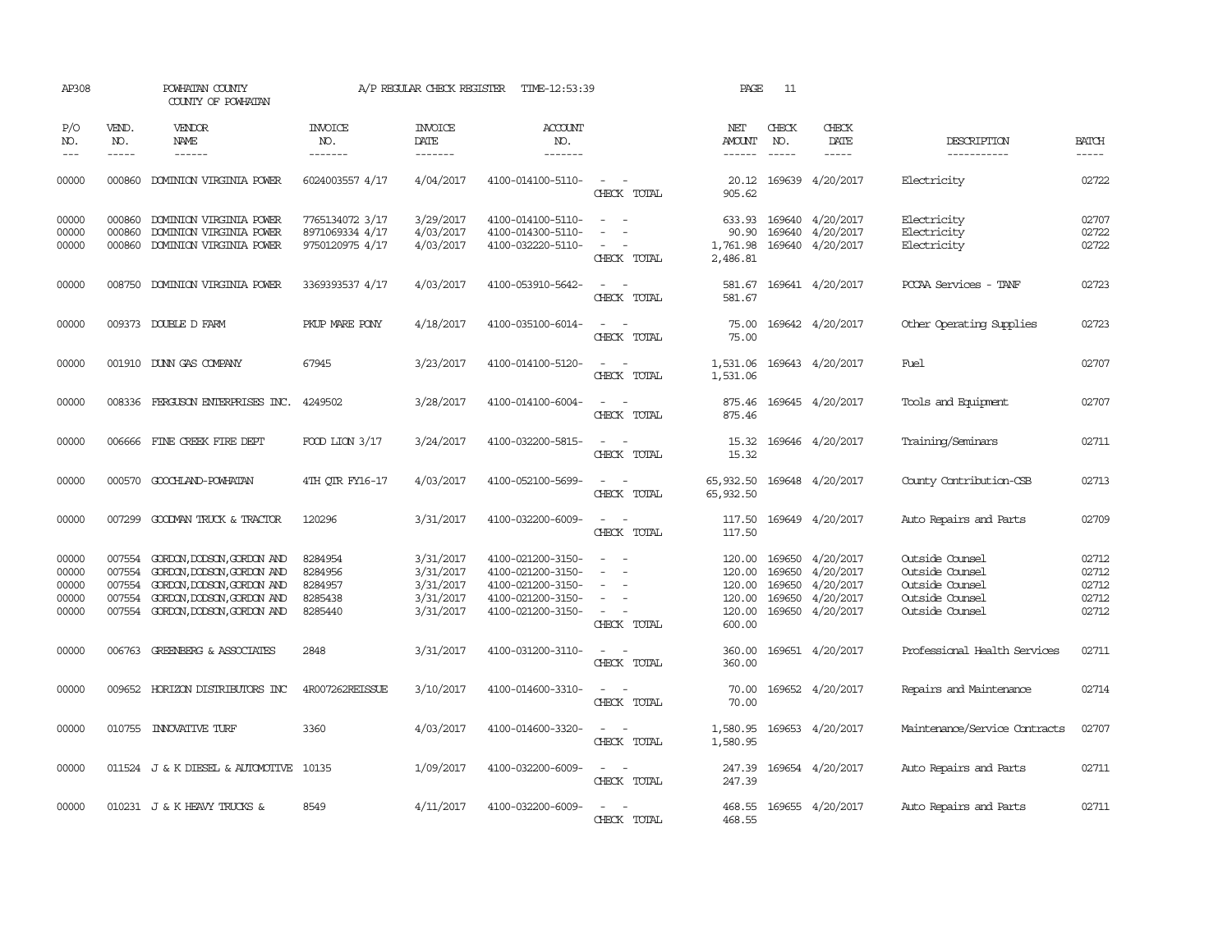AP308 POWHATAN COUNTY A/P REGULAR CHECK REGISTER TIME-12:53:39 PAGE 11

COUNTY OF POWHATAN

| P/O NO. | VEND. NO. | VENDOR NAME | INVOICE NO. | INVOICE DATE | ACCOUNT NO. | | NET AMOUNT | CHECK NO. | CHECK DATE | DESCRIPTION | BATCH |
|---|---|---|---|---|---|---|---|---|---|---|---|
| --- | ----- | ------ | ------- | ------- | ------- | | ------ | ----- | ----- | ----------- | ----- |
| 00000 | 000860 | DOMINION VIRGINIA POWER | 6024003557 4/17 | 4/04/2017 | 4100-014100-5110- | - - | 20.12 | 169639 | 4/20/2017 | Electricity | 02722 |
| | | | | | | CHECK TOTAL | 905.62 | | | | |
| 00000 | 000860 | DOMINION VIRGINIA POWER | 7765134072 3/17 | 3/29/2017 | 4100-014100-5110- | - - | 633.93 | 169640 | 4/20/2017 | Electricity | 02707 |
| 00000 | 000860 | DOMINION VIRGINIA POWER | 8971069334 4/17 | 4/03/2017 | 4100-014300-5110- | - - | 90.90 | 169640 | 4/20/2017 | Electricity | 02722 |
| 00000 | 000860 | DOMINION VIRGINIA POWER | 9750120975 4/17 | 4/03/2017 | 4100-032220-5110- | - - | 1,761.98 | 169640 | 4/20/2017 | Electricity | 02722 |
| | | | | | | CHECK TOTAL | 2,486.81 | | | | |
| 00000 | 008750 | DOMINION VIRGINIA POWER | 3369393537 4/17 | 4/03/2017 | 4100-053910-5642- | - - | 581.67 | 169641 | 4/20/2017 | PCCAA Services - TANF | 02723 |
| | | | | | | CHECK TOTAL | 581.67 | | | | |
| 00000 | 009373 | DOUBLE D FARM | PKUP MARE PONY | 4/18/2017 | 4100-035100-6014- | - - | 75.00 | 169642 | 4/20/2017 | Other Operating Supplies | 02723 |
| | | | | | | CHECK TOTAL | 75.00 | | | | |
| 00000 | 001910 | DUNN GAS COMPANY | 67945 | 3/23/2017 | 4100-014100-5120- | - - | 1,531.06 | 169643 | 4/20/2017 | Fuel | 02707 |
| | | | | | | CHECK TOTAL | 1,531.06 | | | | |
| 00000 | 008336 | FERGUSON ENTERPRISES INC. | 4249502 | 3/28/2017 | 4100-014100-6004- | - - | 875.46 | 169645 | 4/20/2017 | Tools and Equipment | 02707 |
| | | | | | | CHECK TOTAL | 875.46 | | | | |
| 00000 | 006666 | FINE CREEK FIRE DEPT | FOOD LION 3/17 | 3/24/2017 | 4100-032200-5815- | - - | 15.32 | 169646 | 4/20/2017 | Training/Seminars | 02711 |
| | | | | | | CHECK TOTAL | 15.32 | | | | |
| 00000 | 000570 | GOOCHLAND-POWHATAN | 4TH QTR FY16-17 | 4/03/2017 | 4100-052100-5699- | - - | 65,932.50 | 169648 | 4/20/2017 | County Contribution-CSB | 02713 |
| | | | | | | CHECK TOTAL | 65,932.50 | | | | |
| 00000 | 007299 | GOODMAN TRUCK & TRACTOR | 120296 | 3/31/2017 | 4100-032200-6009- | - - | 117.50 | 169649 | 4/20/2017 | Auto Repairs and Parts | 02709 |
| | | | | | | CHECK TOTAL | 117.50 | | | | |
| 00000 | 007554 | GORDON,DODSON,GORDON AND | 8284954 | 3/31/2017 | 4100-021200-3150- | - - | 120.00 | 169650 | 4/20/2017 | Outside Counsel | 02712 |
| 00000 | 007554 | GORDON,DODSON,GORDON AND | 8284956 | 3/31/2017 | 4100-021200-3150- | - - | 120.00 | 169650 | 4/20/2017 | Outside Counsel | 02712 |
| 00000 | 007554 | GORDON,DODSON,GORDON AND | 8284957 | 3/31/2017 | 4100-021200-3150- | - - | 120.00 | 169650 | 4/20/2017 | Outside Counsel | 02712 |
| 00000 | 007554 | GORDON,DODSON,GORDON AND | 8285438 | 3/31/2017 | 4100-021200-3150- | - - | 120.00 | 169650 | 4/20/2017 | Outside Counsel | 02712 |
| 00000 | 007554 | GORDON,DODSON,GORDON AND | 8285440 | 3/31/2017 | 4100-021200-3150- | - - | 120.00 | 169650 | 4/20/2017 | Outside Counsel | 02712 |
| | | | | | | CHECK TOTAL | 600.00 | | | | |
| 00000 | 006763 | GREENBERG & ASSOCIATES | 2848 | 3/31/2017 | 4100-031200-3110- | - - | 360.00 | 169651 | 4/20/2017 | Professional Health Services | 02711 |
| | | | | | | CHECK TOTAL | 360.00 | | | | |
| 00000 | 009652 | HORIZON DISTRIBUTORS INC | 4R007262REISSUE | 3/10/2017 | 4100-014600-3310- | - - | 70.00 | 169652 | 4/20/2017 | Repairs and Maintenance | 02714 |
| | | | | | | CHECK TOTAL | 70.00 | | | | |
| 00000 | 010755 | INNOVATIVE TURF | 3360 | 4/03/2017 | 4100-014600-3320- | - - | 1,580.95 | 169653 | 4/20/2017 | Maintenance/Service Contracts | 02707 |
| | | | | | | CHECK TOTAL | 1,580.95 | | | | |
| 00000 | 011524 | J & K DIESEL & AUTOMOTIVE | 10135 | 1/09/2017 | 4100-032200-6009- | - - | 247.39 | 169654 | 4/20/2017 | Auto Repairs and Parts | 02711 |
| | | | | | | CHECK TOTAL | 247.39 | | | | |
| 00000 | 010231 | J & K HEAVY TRUCKS & | 8549 | 4/11/2017 | 4100-032200-6009- | - - | 468.55 | 169655 | 4/20/2017 | Auto Repairs and Parts | 02711 |
| | | | | | | CHECK TOTAL | 468.55 | | | | |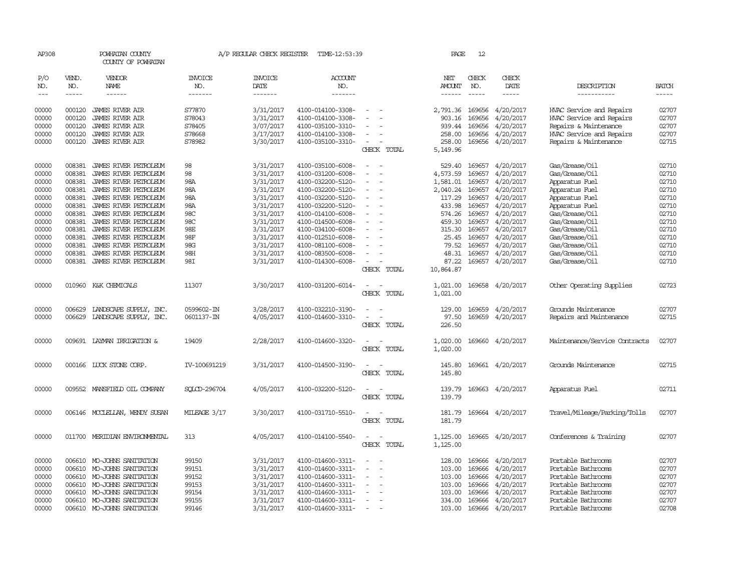AP308 POWHATAN COUNTY A/P REGULAR CHECK REGISTER TIME-12:53:39 PAGE 12

COUNTY OF POWHATAN

| P/O NO. | VEND. NO. | VENDOR NAME | INVOICE NO. | INVOICE DATE | ACCOUNT NO. | | NET AMOUNT | CHECK NO. | CHECK DATE | DESCRIPTION | BATCH |
|---|---|---|---|---|---|---|---|---|---|---|---|
| 00000 | 000120 | JAMES RIVER AIR | S77870 | 3/31/2017 | 4100-014100-3308- | - - | 2,791.36 | 169656 | 4/20/2017 | HVAC Service and Repairs | 02707 |
| 00000 | 000120 | JAMES RIVER AIR | S78043 | 3/31/2017 | 4100-014100-3308- | - - | 903.16 | 169656 | 4/20/2017 | HVAC Service and Repairs | 02707 |
| 00000 | 000120 | JAMES RIVER AIR | S78405 | 3/07/2017 | 4100-035100-3310- | - - | 939.44 | 169656 | 4/20/2017 | Repairs & Maintenance | 02707 |
| 00000 | 000120 | JAMES RIVER AIR | S78668 | 3/17/2017 | 4100-014100-3308- | - - | 258.00 | 169656 | 4/20/2017 | HVAC Service and Repairs | 02707 |
| 00000 | 000120 | JAMES RIVER AIR | S78982 | 3/30/2017 | 4100-035100-3310- | - - | 258.00 | 169656 | 4/20/2017 | Repairs & Maintenance | 02715 |
| | | | | | | CHECK TOTAL | 5,149.96 | | | | |
| 00000 | 008381 | JAMES RIVER PETROLEUM | 98 | 3/31/2017 | 4100-035100-6008- | - - | 529.40 | 169657 | 4/20/2017 | Gas/Grease/Oil | 02710 |
| 00000 | 008381 | JAMES RIVER PETROLEUM | 98 | 3/31/2017 | 4100-031200-6008- | - - | 4,573.59 | 169657 | 4/20/2017 | Gas/Grease/Oil | 02710 |
| 00000 | 008381 | JAMES RIVER PETROLEUM | 98A | 3/31/2017 | 4100-032200-5120- | - - | 1,581.01 | 169657 | 4/20/2017 | Apparatus Fuel | 02710 |
| 00000 | 008381 | JAMES RIVER PETROLEUM | 98A | 3/31/2017 | 4100-032200-5120- | - - | 2,040.24 | 169657 | 4/20/2017 | Apparatus Fuel | 02710 |
| 00000 | 008381 | JAMES RIVER PETROLEUM | 98A | 3/31/2017 | 4100-032200-5120- | - - | 117.29 | 169657 | 4/20/2017 | Apparatus Fuel | 02710 |
| 00000 | 008381 | JAMES RIVER PETROLEUM | 98A | 3/31/2017 | 4100-032200-5120- | - - | 433.98 | 169657 | 4/20/2017 | Apparatus Fuel | 02710 |
| 00000 | 008381 | JAMES RIVER PETROLEUM | 98C | 3/31/2017 | 4100-014100-6008- | - - | 574.26 | 169657 | 4/20/2017 | Gas/Grease/Oil | 02710 |
| 00000 | 008381 | JAMES RIVER PETROLEUM | 98C | 3/31/2017 | 4100-014500-6008- | - - | 459.30 | 169657 | 4/20/2017 | Gas/Grease/Oil | 02710 |
| 00000 | 008381 | JAMES RIVER PETROLEUM | 98E | 3/31/2017 | 4100-034100-6008- | - - | 315.30 | 169657 | 4/20/2017 | Gas/Grease/Oil | 02710 |
| 00000 | 008381 | JAMES RIVER PETROLEUM | 98F | 3/31/2017 | 4100-012510-6008- | - - | 25.45 | 169657 | 4/20/2017 | Gas/Grease/Oil | 02710 |
| 00000 | 008381 | JAMES RIVER PETROLEUM | 98G | 3/31/2017 | 4100-081100-6008- | - - | 79.52 | 169657 | 4/20/2017 | Gas/Grease/Oil | 02710 |
| 00000 | 008381 | JAMES RIVER PETROLEUM | 98H | 3/31/2017 | 4100-083500-6008- | - - | 48.31 | 169657 | 4/20/2017 | Gas/Grease/Oil | 02710 |
| 00000 | 008381 | JAMES RIVER PETROLEUM | 98I | 3/31/2017 | 4100-014300-6008- | - - | 87.22 | 169657 | 4/20/2017 | Gas/Grease/Oil | 02710 |
| | | | | | | CHECK TOTAL | 10,864.87 | | | | |
| 00000 | 010960 | K&K CHEMICALS | 11307 | 3/30/2017 | 4100-031200-6014- | - - | 1,021.00 | 169658 | 4/20/2017 | Other Operating Supplies | 02723 |
| | | | | | | CHECK TOTAL | 1,021.00 | | | | |
| 00000 | 006629 | LANDSCAPE SUPPLY, INC. | 0599602-IN | 3/28/2017 | 4100-032210-3190- | - - | 129.00 | 169659 | 4/20/2017 | Grounds Maintenance | 02707 |
| 00000 | 006629 | LANDSCAPE SUPPLY, INC. | 0601137-IN | 4/05/2017 | 4100-014600-3310- | - - | 97.50 | 169659 | 4/20/2017 | Repairs and Maintenance | 02715 |
| | | | | | | CHECK TOTAL | 226.50 | | | | |
| 00000 | 009691 | LAYMAN IRRIGATION & | 19409 | 2/28/2017 | 4100-014600-3320- | - - | 1,020.00 | 169660 | 4/20/2017 | Maintenance/Service Contracts | 02707 |
| | | | | | | CHECK TOTAL | 1,020.00 | | | | |
| 00000 | 000166 | LUCK STONE CORP. | IV-100691219 | 3/31/2017 | 4100-014500-3190- | - - | 145.80 | 169661 | 4/20/2017 | Grounds Maintenance | 02715 |
| | | | | | | CHECK TOTAL | 145.80 | | | | |
| 00000 | 009552 | MANSFIELD OIL COMPANY | SQLCD-296704 | 4/05/2017 | 4100-032200-5120- | - - | 139.79 | 169663 | 4/20/2017 | Apparatus Fuel | 02711 |
| | | | | | | CHECK TOTAL | 139.79 | | | | |
| 00000 | 006146 | MCCLELLAN, WENDY SUSAN | MILEAGE 3/17 | 3/30/2017 | 4100-031710-5510- | - - | 181.79 | 169664 | 4/20/2017 | Travel/Mileage/Parking/Tolls | 02707 |
| | | | | | | CHECK TOTAL | 181.79 | | | | |
| 00000 | 011700 | MERIDIAN ENVIRONMENTAL | 313 | 4/05/2017 | 4100-014100-5540- | - - | 1,125.00 | 169665 | 4/20/2017 | Conferences & Training | 02707 |
| | | | | | | CHECK TOTAL | 1,125.00 | | | | |
| 00000 | 006610 | MO-JOHNS SANITATION | 99150 | 3/31/2017 | 4100-014600-3311- | - - | 128.00 | 169666 | 4/20/2017 | Portable Bathrooms | 02707 |
| 00000 | 006610 | MO-JOHNS SANITATION | 99151 | 3/31/2017 | 4100-014600-3311- | - - | 103.00 | 169666 | 4/20/2017 | Portable Bathrooms | 02707 |
| 00000 | 006610 | MO-JOHNS SANITATION | 99152 | 3/31/2017 | 4100-014600-3311- | - - | 103.00 | 169666 | 4/20/2017 | Portable Bathrooms | 02707 |
| 00000 | 006610 | MO-JOHNS SANITATION | 99153 | 3/31/2017 | 4100-014600-3311- | - - | 103.00 | 169666 | 4/20/2017 | Portable Bathrooms | 02707 |
| 00000 | 006610 | MO-JOHNS SANITATION | 99154 | 3/31/2017 | 4100-014600-3311- | - - | 103.00 | 169666 | 4/20/2017 | Portable Bathrooms | 02707 |
| 00000 | 006610 | MO-JOHNS SANITATION | 99155 | 3/31/2017 | 4100-014600-3311- | - - | 334.00 | 169666 | 4/20/2017 | Portable Bathrooms | 02707 |
| 00000 | 006610 | MO-JOHNS SANITATION | 99146 | 3/31/2017 | 4100-014600-3311- | - - | 103.00 | 169666 | 4/20/2017 | Portable Bathrooms | 02708 |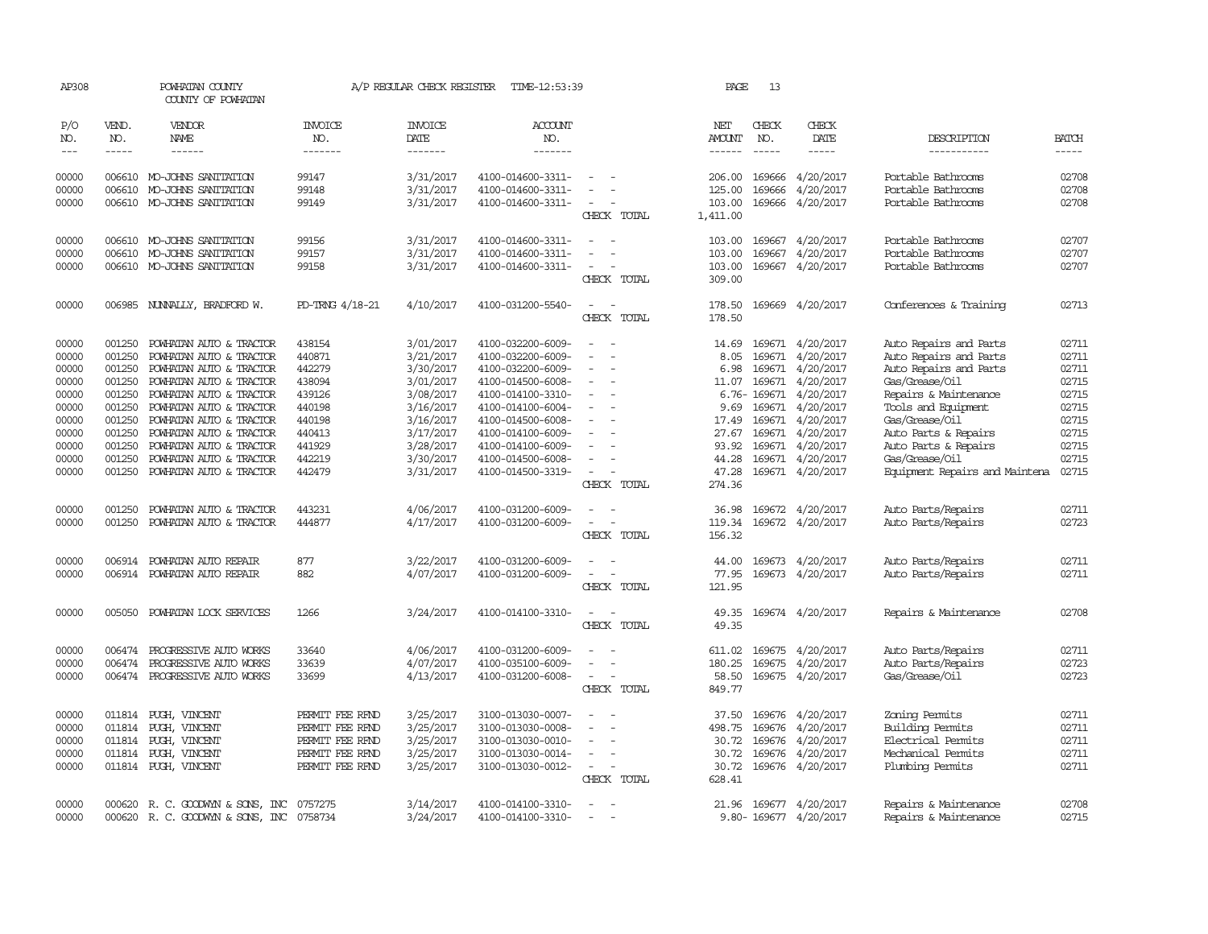AP308 POWHATAN COUNTY A/P REGULAR CHECK REGISTER TIME-12:53:39 PAGE 13

COUNTY OF POWHATAN

| P/O NO. | VEND. NO. | VENDOR NAME | INVOICE NO. | INVOICE DATE | ACCOUNT NO. | | NET AMOUNT | CHECK NO. | CHECK DATE | DESCRIPTION | BATCH |
|---|---|---|---|---|---|---|---|---|---|---|---|
| --- | ----- | ------ | ------- | ------- | ------- | | ------ | ----- | ----- | ----------- | ----- |
| 00000 | 006610 | MO-JOHNS SANITATION | 99147 | 3/31/2017 | 4100-014600-3311- | - - | 206.00 | 169666 | 4/20/2017 | Portable Bathrooms | 02708 |
| 00000 | 006610 | MO-JOHNS SANITATION | 99148 | 3/31/2017 | 4100-014600-3311- | - - | 125.00 | 169666 | 4/20/2017 | Portable Bathrooms | 02708 |
| 00000 | 006610 | MO-JOHNS SANITATION | 99149 | 3/31/2017 | 4100-014600-3311- | - - | 103.00 | 169666 | 4/20/2017 | Portable Bathrooms | 02708 |
| | | | | | | CHECK TOTAL | 1,411.00 | | | | |
| 00000 | 006610 | MO-JOHNS SANITATION | 99156 | 3/31/2017 | 4100-014600-3311- | - - | 103.00 | 169667 | 4/20/2017 | Portable Bathrooms | 02707 |
| 00000 | 006610 | MO-JOHNS SANITATION | 99157 | 3/31/2017 | 4100-014600-3311- | - - | 103.00 | 169667 | 4/20/2017 | Portable Bathrooms | 02707 |
| 00000 | 006610 | MO-JOHNS SANITATION | 99158 | 3/31/2017 | 4100-014600-3311- | - - | 103.00 | 169667 | 4/20/2017 | Portable Bathrooms | 02707 |
| | | | | | | CHECK TOTAL | 309.00 | | | | |
| 00000 | 006985 | NUNNALLY, BRADFORD W. | PD-TRNG 4/18-21 | 4/10/2017 | 4100-031200-5540- | - - | 178.50 | 169669 | 4/20/2017 | Conferences & Training | 02713 |
| | | | | | | CHECK TOTAL | 178.50 | | | | |
| 00000 | 001250 | POWHATAN AUTO & TRACTOR | 438154 | 3/01/2017 | 4100-032200-6009- | - - | 14.69 | 169671 | 4/20/2017 | Auto Repairs and Parts | 02711 |
| 00000 | 001250 | POWHATAN AUTO & TRACTOR | 440871 | 3/21/2017 | 4100-032200-6009- | - - | 8.05 | 169671 | 4/20/2017 | Auto Repairs and Parts | 02711 |
| 00000 | 001250 | POWHATAN AUTO & TRACTOR | 442279 | 3/30/2017 | 4100-032200-6009- | - - | 6.98 | 169671 | 4/20/2017 | Auto Repairs and Parts | 02711 |
| 00000 | 001250 | POWHATAN AUTO & TRACTOR | 438094 | 3/01/2017 | 4100-014500-6008- | - - | 11.07 | 169671 | 4/20/2017 | Gas/Grease/Oil | 02715 |
| 00000 | 001250 | POWHATAN AUTO & TRACTOR | 439126 | 3/08/2017 | 4100-014100-3310- | - - | 6.76- | 169671 | 4/20/2017 | Repairs & Maintenance | 02715 |
| 00000 | 001250 | POWHATAN AUTO & TRACTOR | 440198 | 3/16/2017 | 4100-014100-6004- | - - | 9.69 | 169671 | 4/20/2017 | Tools and Equipment | 02715 |
| 00000 | 001250 | POWHATAN AUTO & TRACTOR | 440198 | 3/16/2017 | 4100-014500-6008- | - - | 17.49 | 169671 | 4/20/2017 | Gas/Grease/Oil | 02715 |
| 00000 | 001250 | POWHATAN AUTO & TRACTOR | 440413 | 3/17/2017 | 4100-014100-6009- | - - | 27.67 | 169671 | 4/20/2017 | Auto Parts & Repairs | 02715 |
| 00000 | 001250 | POWHATAN AUTO & TRACTOR | 441929 | 3/28/2017 | 4100-014100-6009- | - - | 93.92 | 169671 | 4/20/2017 | Auto Parts & Repairs | 02715 |
| 00000 | 001250 | POWHATAN AUTO & TRACTOR | 442219 | 3/30/2017 | 4100-014500-6008- | - - | 44.28 | 169671 | 4/20/2017 | Gas/Grease/Oil | 02715 |
| 00000 | 001250 | POWHATAN AUTO & TRACTOR | 442479 | 3/31/2017 | 4100-014500-3319- | - - | 47.28 | 169671 | 4/20/2017 | Equipment Repairs and Maintena | 02715 |
| | | | | | | CHECK TOTAL | 274.36 | | | | |
| 00000 | 001250 | POWHATAN AUTO & TRACTOR | 443231 | 4/06/2017 | 4100-031200-6009- | - - | 36.98 | 169672 | 4/20/2017 | Auto Parts/Repairs | 02711 |
| 00000 | 001250 | POWHATAN AUTO & TRACTOR | 444877 | 4/17/2017 | 4100-031200-6009- | - - | 119.34 | 169672 | 4/20/2017 | Auto Parts/Repairs | 02723 |
| | | | | | | CHECK TOTAL | 156.32 | | | | |
| 00000 | 006914 | POWHATAN AUTO REPAIR | 877 | 3/22/2017 | 4100-031200-6009- | - - | 44.00 | 169673 | 4/20/2017 | Auto Parts/Repairs | 02711 |
| 00000 | 006914 | POWHATAN AUTO REPAIR | 882 | 4/07/2017 | 4100-031200-6009- | - - | 77.95 | 169673 | 4/20/2017 | Auto Parts/Repairs | 02711 |
| | | | | | | CHECK TOTAL | 121.95 | | | | |
| 00000 | 005050 | POWHATAN LOCK SERVICES | 1266 | 3/24/2017 | 4100-014100-3310- | - - | 49.35 | 169674 | 4/20/2017 | Repairs & Maintenance | 02708 |
| | | | | | | CHECK TOTAL | 49.35 | | | | |
| 00000 | 006474 | PROGRESSIVE AUTO WORKS | 33640 | 4/06/2017 | 4100-031200-6009- | - - | 611.02 | 169675 | 4/20/2017 | Auto Parts/Repairs | 02711 |
| 00000 | 006474 | PROGRESSIVE AUTO WORKS | 33639 | 4/07/2017 | 4100-035100-6009- | - - | 180.25 | 169675 | 4/20/2017 | Auto Parts/Repairs | 02723 |
| 00000 | 006474 | PROGRESSIVE AUTO WORKS | 33699 | 4/13/2017 | 4100-031200-6008- | - - | 58.50 | 169675 | 4/20/2017 | Gas/Grease/Oil | 02723 |
| | | | | | | CHECK TOTAL | 849.77 | | | | |
| 00000 | 011814 | PUGH, VINCENT | PERMIT FEE RFND | 3/25/2017 | 3100-013030-0007- | - - | 37.50 | 169676 | 4/20/2017 | Zoning Permits | 02711 |
| 00000 | 011814 | PUGH, VINCENT | PERMIT FEE RFND | 3/25/2017 | 3100-013030-0008- | - - | 498.75 | 169676 | 4/20/2017 | Building Permits | 02711 |
| 00000 | 011814 | PUGH, VINCENT | PERMIT FEE RFND | 3/25/2017 | 3100-013030-0010- | - - | 30.72 | 169676 | 4/20/2017 | Electrical Permits | 02711 |
| 00000 | 011814 | PUGH, VINCENT | PERMIT FEE RFND | 3/25/2017 | 3100-013030-0014- | - - | 30.72 | 169676 | 4/20/2017 | Mechanical Permits | 02711 |
| 00000 | 011814 | PUGH, VINCENT | PERMIT FEE RFND | 3/25/2017 | 3100-013030-0012- | - - | 30.72 | 169676 | 4/20/2017 | Plumbing Permits | 02711 |
| | | | | | | CHECK TOTAL | 628.41 | | | | |
| 00000 | 000620 | R. C. GOODWYN & SONS, INC | 0757275 | 3/14/2017 | 4100-014100-3310- | - - | 21.96 | 169677 | 4/20/2017 | Repairs & Maintenance | 02708 |
| 00000 | 000620 | R. C. GOODWYN & SONS, INC | 0758734 | 3/24/2017 | 4100-014100-3310- | - - | 9.80- | 169677 | 4/20/2017 | Repairs & Maintenance | 02715 |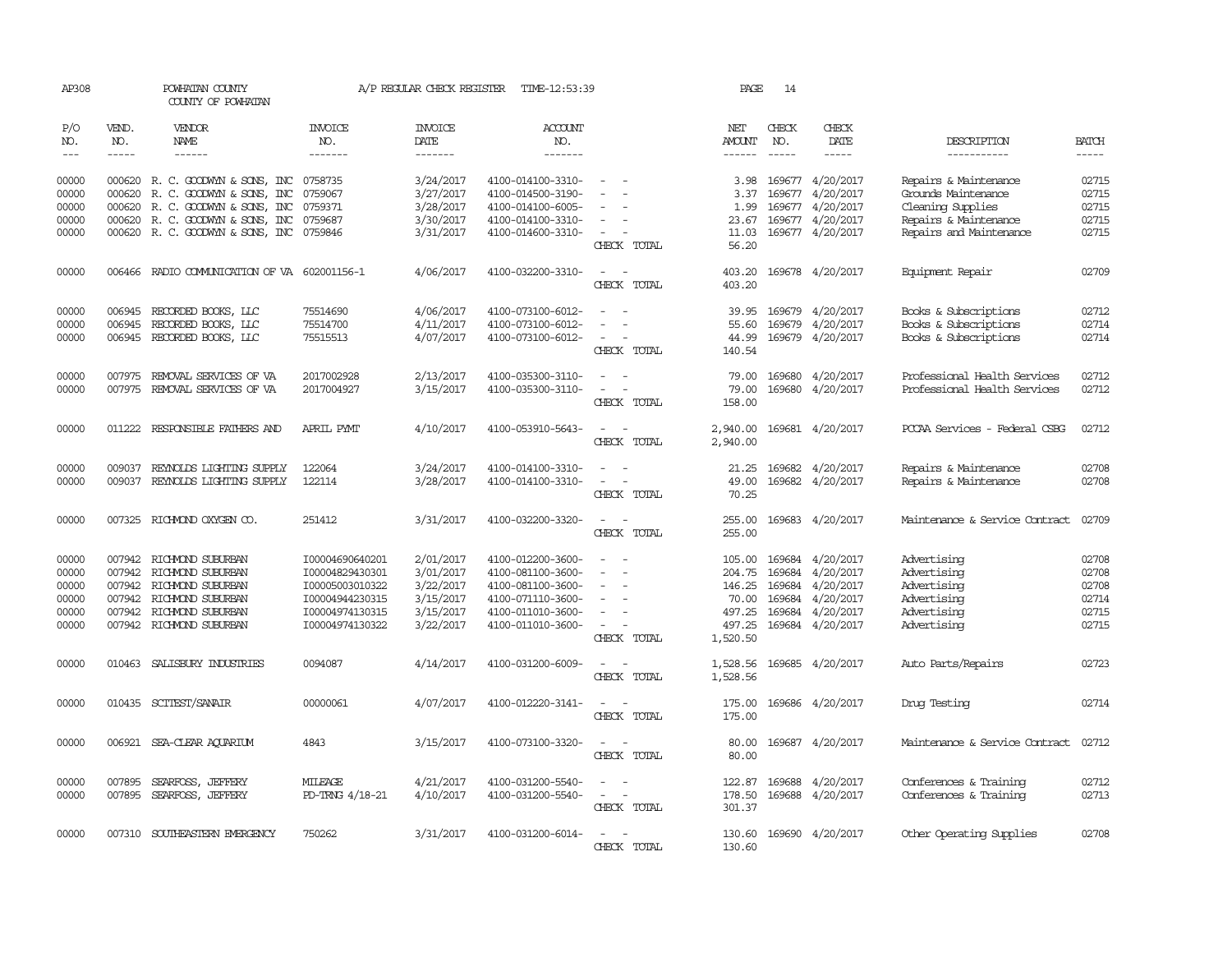AP308 POWHATAN COUNTY A/P REGULAR CHECK REGISTER TIME-12:53:39 PAGE 14

COUNTY OF POWHATAN

| P/O NO. | VEND. NO. | VENDOR NAME | INVOICE NO. | INVOICE DATE | ACCOUNT NO. | | NET AMOUNT | CHECK NO. | CHECK DATE | DESCRIPTION | BATCH |
|---|---|---|---|---|---|---|---|---|---|---|---|
| 00000 | 000620 | R. C. GOODWYN & SONS, INC | 0758735 | 3/24/2017 | 4100-014100-3310- | - - | 3.98 | 169677 | 4/20/2017 | Repairs & Maintenance | 02715 |
| 00000 | 000620 | R. C. GOODWYN & SONS, INC | 0759067 | 3/27/2017 | 4100-014500-3190- | - - | 3.37 | 169677 | 4/20/2017 | Grounds Maintenance | 02715 |
| 00000 | 000620 | R. C. GOODWYN & SONS, INC | 0759371 | 3/28/2017 | 4100-014100-6005- | - - | 1.99 | 169677 | 4/20/2017 | Cleaning Supplies | 02715 |
| 00000 | 000620 | R. C. GOODWYN & SONS, INC | 0759687 | 3/30/2017 | 4100-014100-3310- | - - | 23.67 | 169677 | 4/20/2017 | Repairs & Maintenance | 02715 |
| 00000 | 000620 | R. C. GOODWYN & SONS, INC | 0759846 | 3/31/2017 | 4100-014600-3310- | - - | 11.03 | 169677 | 4/20/2017 | Repairs and Maintenance | 02715 |
| | | | | | | CHECK TOTAL | 56.20 | | | | |
| 00000 | 006466 | RADIO COMMUNICATION OF VA | 602001156-1 | 4/06/2017 | 4100-032200-3310- | - - | 403.20 | 169678 | 4/20/2017 | Equipment Repair | 02709 |
| | | | | | | CHECK TOTAL | 403.20 | | | | |
| 00000 | 006945 | RECORDED BOOKS, LLC | 75514690 | 4/06/2017 | 4100-073100-6012- | - - | 39.95 | 169679 | 4/20/2017 | Books & Subscriptions | 02712 |
| 00000 | 006945 | RECORDED BOOKS, LLC | 75514700 | 4/11/2017 | 4100-073100-6012- | - - | 55.60 | 169679 | 4/20/2017 | Books & Subscriptions | 02714 |
| 00000 | 006945 | RECORDED BOOKS, LLC | 75515513 | 4/07/2017 | 4100-073100-6012- | - - | 44.99 | 169679 | 4/20/2017 | Books & Subscriptions | 02714 |
| | | | | | | CHECK TOTAL | 140.54 | | | | |
| 00000 | 007975 | REMOVAL SERVICES OF VA | 2017002928 | 2/13/2017 | 4100-035300-3110- | - - | 79.00 | 169680 | 4/20/2017 | Professional Health Services | 02712 |
| 00000 | 007975 | REMOVAL SERVICES OF VA | 2017004927 | 3/15/2017 | 4100-035300-3110- | - - | 79.00 | 169680 | 4/20/2017 | Professional Health Services | 02712 |
| | | | | | | CHECK TOTAL | 158.00 | | | | |
| 00000 | 011222 | RESPONSIBLE FATHERS AND | APRIL PYMT | 4/10/2017 | 4100-053910-5643- | - - | 2,940.00 | 169681 | 4/20/2017 | PCCAA Services - Federal CSBG | 02712 |
| | | | | | | CHECK TOTAL | 2,940.00 | | | | |
| 00000 | 009037 | REYNOLDS LIGHTING SUPPLY | 122064 | 3/24/2017 | 4100-014100-3310- | - - | 21.25 | 169682 | 4/20/2017 | Repairs & Maintenance | 02708 |
| 00000 | 009037 | REYNOLDS LIGHTING SUPPLY | 122114 | 3/28/2017 | 4100-014100-3310- | - - | 49.00 | 169682 | 4/20/2017 | Repairs & Maintenance | 02708 |
| | | | | | | CHECK TOTAL | 70.25 | | | | |
| 00000 | 007325 | RICHMOND OXYGEN CO. | 251412 | 3/31/2017 | 4100-032200-3320- | - - | 255.00 | 169683 | 4/20/2017 | Maintenance & Service Contract | 02709 |
| | | | | | | CHECK TOTAL | 255.00 | | | | |
| 00000 | 007942 | RICHMOND SUBURBAN | I00004690640201 | 2/01/2017 | 4100-012200-3600- | - - | 105.00 | 169684 | 4/20/2017 | Advertising | 02708 |
| 00000 | 007942 | RICHMOND SUBURBAN | I00004829430301 | 3/01/2017 | 4100-081100-3600- | - - | 204.75 | 169684 | 4/20/2017 | Advertising | 02708 |
| 00000 | 007942 | RICHMOND SUBURBAN | I00005003010322 | 3/22/2017 | 4100-081100-3600- | - - | 146.25 | 169684 | 4/20/2017 | Advertising | 02708 |
| 00000 | 007942 | RICHMOND SUBURBAN | I00004944230315 | 3/15/2017 | 4100-071110-3600- | - - | 70.00 | 169684 | 4/20/2017 | Advertising | 02714 |
| 00000 | 007942 | RICHMOND SUBURBAN | I00004974130315 | 3/15/2017 | 4100-011010-3600- | - - | 497.25 | 169684 | 4/20/2017 | Advertising | 02715 |
| 00000 | 007942 | RICHMOND SUBURBAN | I00004974130322 | 3/22/2017 | 4100-011010-3600- | - - | 497.25 | 169684 | 4/20/2017 | Advertising | 02715 |
| | | | | | | CHECK TOTAL | 1,520.50 | | | | |
| 00000 | 010463 | SALISBURY INDUSTRIES | 0094087 | 4/14/2017 | 4100-031200-6009- | - - | 1,528.56 | 169685 | 4/20/2017 | Auto Parts/Repairs | 02723 |
| | | | | | | CHECK TOTAL | 1,528.56 | | | | |
| 00000 | 010435 | SCITEST/SANAIR | 00000061 | 4/07/2017 | 4100-012220-3141- | - - | 175.00 | 169686 | 4/20/2017 | Drug Testing | 02714 |
| | | | | | | CHECK TOTAL | 175.00 | | | | |
| 00000 | 006921 | SEA-CLEAR AQUARIUM | 4843 | 3/15/2017 | 4100-073100-3320- | - - | 80.00 | 169687 | 4/20/2017 | Maintenance & Service Contract | 02712 |
| | | | | | | CHECK TOTAL | 80.00 | | | | |
| 00000 | 007895 | SEARFOSS, JEFFERY | MILEAGE | 4/21/2017 | 4100-031200-5540- | - - | 122.87 | 169688 | 4/20/2017 | Conferences & Training | 02712 |
| 00000 | 007895 | SEARFOSS, JEFFERY | PD-TRNG 4/18-21 | 4/10/2017 | 4100-031200-5540- | - - | 178.50 | 169688 | 4/20/2017 | Conferences & Training | 02713 |
| | | | | | | CHECK TOTAL | 301.37 | | | | |
| 00000 | 007310 | SOUTHEASTERN EMERGENCY | 750262 | 3/31/2017 | 4100-031200-6014- | - - | 130.60 | 169690 | 4/20/2017 | Other Operating Supplies | 02708 |
| | | | | | | CHECK TOTAL | 130.60 | | | | |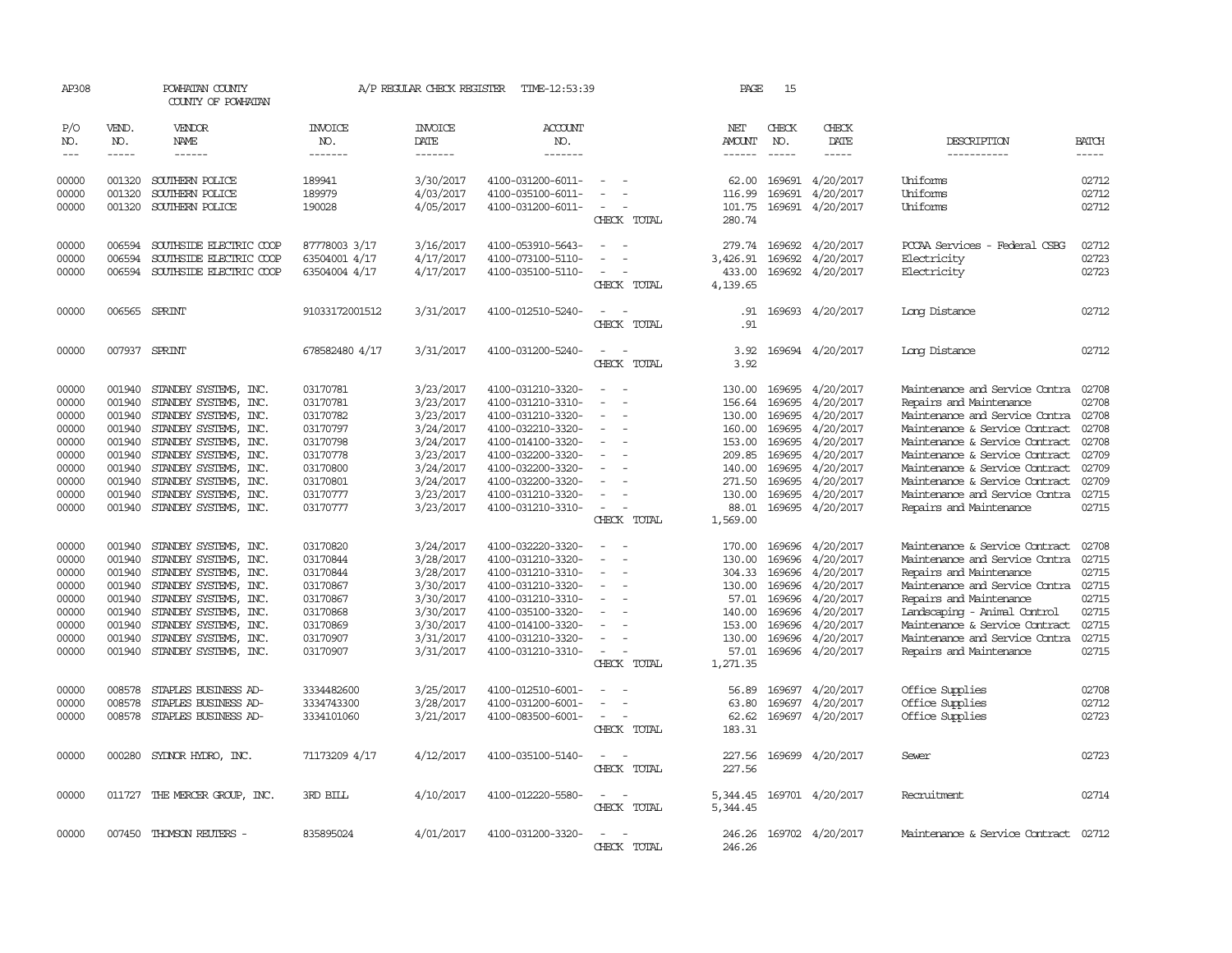AP308 POWHATAN COUNTY A/P REGULAR CHECK REGISTER TIME-12:53:39 PAGE 15

COUNTY OF POWHATAN

| P/O NO. | VEND. NO. | VENDOR NAME | INVOICE NO. | INVOICE DATE | ACCOUNT NO. | | NET AMOUNT | CHECK NO. | CHECK DATE | DESCRIPTION | BATCH |
|---|---|---|---|---|---|---|---|---|---|---|---|
| 00000 | 001320 | SOUTHERN POLICE | 189941 | 3/30/2017 | 4100-031200-6011- | - - | 62.00 | 169691 | 4/20/2017 | Uniforms | 02712 |
| 00000 | 001320 | SOUTHERN POLICE | 189979 | 4/03/2017 | 4100-035100-6011- | - - | 116.99 | 169691 | 4/20/2017 | Uniforms | 02712 |
| 00000 | 001320 | SOUTHERN POLICE | 190028 | 4/05/2017 | 4100-031200-6011- | - - | 101.75 | 169691 | 4/20/2017 | Uniforms | 02712 |
| | | | | | | CHECK TOTAL | 280.74 | | | | |
| 00000 | 006594 | SOUTHSIDE ELECTRIC COOP | 87778003 3/17 | 3/16/2017 | 4100-053910-5643- | - - | 279.74 | 169692 | 4/20/2017 | PCCAA Services - Federal CSBG | 02712 |
| 00000 | 006594 | SOUTHSIDE ELECTRIC COOP | 63504001 4/17 | 4/17/2017 | 4100-073100-5110- | - - | 3,426.91 | 169692 | 4/20/2017 | Electricity | 02723 |
| 00000 | 006594 | SOUTHSIDE ELECTRIC COOP | 63504004 4/17 | 4/17/2017 | 4100-035100-5110- | - - | 433.00 | 169692 | 4/20/2017 | Electricity | 02723 |
| | | | | | | CHECK TOTAL | 4,139.65 | | | | |
| 00000 | 006565 | SPRINT | 91033172001512 | 3/31/2017 | 4100-012510-5240- | - - | .91 | 169693 | 4/20/2017 | Long Distance | 02712 |
| | | | | | | CHECK TOTAL | .91 | | | | |
| 00000 | 007937 | SPRINT | 678582480 4/17 | 3/31/2017 | 4100-031200-5240- | - - | 3.92 | 169694 | 4/20/2017 | Long Distance | 02712 |
| | | | | | | CHECK TOTAL | 3.92 | | | | |
| 00000 | 001940 | STANDBY SYSTEMS, INC. | 03170781 | 3/23/2017 | 4100-031210-3320- | - - | 130.00 | 169695 | 4/20/2017 | Maintenance and Service Contra | 02708 |
| 00000 | 001940 | STANDBY SYSTEMS, INC. | 03170781 | 3/23/2017 | 4100-031210-3310- | - - | 156.64 | 169695 | 4/20/2017 | Repairs and Maintenance | 02708 |
| 00000 | 001940 | STANDBY SYSTEMS, INC. | 03170782 | 3/23/2017 | 4100-031210-3320- | - - | 130.00 | 169695 | 4/20/2017 | Maintenance and Service Contra | 02708 |
| 00000 | 001940 | STANDBY SYSTEMS, INC. | 03170797 | 3/24/2017 | 4100-032210-3320- | - - | 160.00 | 169695 | 4/20/2017 | Maintenance & Service Contract | 02708 |
| 00000 | 001940 | STANDBY SYSTEMS, INC. | 03170798 | 3/24/2017 | 4100-014100-3320- | - - | 153.00 | 169695 | 4/20/2017 | Maintenance & Service Contract | 02708 |
| 00000 | 001940 | STANDBY SYSTEMS, INC. | 03170778 | 3/23/2017 | 4100-032200-3320- | - - | 209.85 | 169695 | 4/20/2017 | Maintenance & Service Contract | 02709 |
| 00000 | 001940 | STANDBY SYSTEMS, INC. | 03170800 | 3/24/2017 | 4100-032200-3320- | - - | 140.00 | 169695 | 4/20/2017 | Maintenance & Service Contract | 02709 |
| 00000 | 001940 | STANDBY SYSTEMS, INC. | 03170801 | 3/24/2017 | 4100-032200-3320- | - - | 271.50 | 169695 | 4/20/2017 | Maintenance & Service Contract | 02709 |
| 00000 | 001940 | STANDBY SYSTEMS, INC. | 03170777 | 3/23/2017 | 4100-031210-3320- | - - | 130.00 | 169695 | 4/20/2017 | Maintenance and Service Contra | 02715 |
| 00000 | 001940 | STANDBY SYSTEMS, INC. | 03170777 | 3/23/2017 | 4100-031210-3310- | - - | 88.01 | 169695 | 4/20/2017 | Repairs and Maintenance | 02715 |
| | | | | | | CHECK TOTAL | 1,569.00 | | | | |
| 00000 | 001940 | STANDBY SYSTEMS, INC. | 03170820 | 3/24/2017 | 4100-032220-3320- | - - | 170.00 | 169696 | 4/20/2017 | Maintenance & Service Contract | 02708 |
| 00000 | 001940 | STANDBY SYSTEMS, INC. | 03170844 | 3/28/2017 | 4100-031210-3320- | - - | 130.00 | 169696 | 4/20/2017 | Maintenance and Service Contra | 02715 |
| 00000 | 001940 | STANDBY SYSTEMS, INC. | 03170844 | 3/28/2017 | 4100-031210-3310- | - - | 304.33 | 169696 | 4/20/2017 | Repairs and Maintenance | 02715 |
| 00000 | 001940 | STANDBY SYSTEMS, INC. | 03170867 | 3/30/2017 | 4100-031210-3320- | - - | 130.00 | 169696 | 4/20/2017 | Maintenance and Service Contra | 02715 |
| 00000 | 001940 | STANDBY SYSTEMS, INC. | 03170867 | 3/30/2017 | 4100-031210-3310- | - - | 57.01 | 169696 | 4/20/2017 | Repairs and Maintenance | 02715 |
| 00000 | 001940 | STANDBY SYSTEMS, INC. | 03170868 | 3/30/2017 | 4100-035100-3320- | - - | 140.00 | 169696 | 4/20/2017 | Landscaping - Animal Control | 02715 |
| 00000 | 001940 | STANDBY SYSTEMS, INC. | 03170869 | 3/30/2017 | 4100-014100-3320- | - - | 153.00 | 169696 | 4/20/2017 | Maintenance & Service Contract | 02715 |
| 00000 | 001940 | STANDBY SYSTEMS, INC. | 03170907 | 3/31/2017 | 4100-031210-3320- | - - | 130.00 | 169696 | 4/20/2017 | Maintenance and Service Contra | 02715 |
| 00000 | 001940 | STANDBY SYSTEMS, INC. | 03170907 | 3/31/2017 | 4100-031210-3310- | - - | 57.01 | 169696 | 4/20/2017 | Repairs and Maintenance | 02715 |
| | | | | | | CHECK TOTAL | 1,271.35 | | | | |
| 00000 | 008578 | STAPLES BUSINESS AD- | 3334482600 | 3/25/2017 | 4100-012510-6001- | - - | 56.89 | 169697 | 4/20/2017 | Office Supplies | 02708 |
| 00000 | 008578 | STAPLES BUSINESS AD- | 3334743300 | 3/28/2017 | 4100-031200-6001- | - - | 63.80 | 169697 | 4/20/2017 | Office Supplies | 02712 |
| 00000 | 008578 | STAPLES BUSINESS AD- | 3334101060 | 3/21/2017 | 4100-083500-6001- | - - | 62.62 | 169697 | 4/20/2017 | Office Supplies | 02723 |
| | | | | | | CHECK TOTAL | 183.31 | | | | |
| 00000 | 000280 | SYDNOR HYDRO, INC. | 71173209 4/17 | 4/12/2017 | 4100-035100-5140- | - - | 227.56 | 169699 | 4/20/2017 | Sewer | 02723 |
| | | | | | | CHECK TOTAL | 227.56 | | | | |
| 00000 | 011727 | THE MERCER GROUP, INC. | 3RD BILL | 4/10/2017 | 4100-012220-5580- | - - | 5,344.45 | 169701 | 4/20/2017 | Recruitment | 02714 |
| | | | | | | CHECK TOTAL | 5,344.45 | | | | |
| 00000 | 007450 | THOMSON REUTERS - | 835895024 | 4/01/2017 | 4100-031200-3320- | - - | 246.26 | 169702 | 4/20/2017 | Maintenance & Service Contract | 02712 |
| | | | | | | CHECK TOTAL | 246.26 | | | | |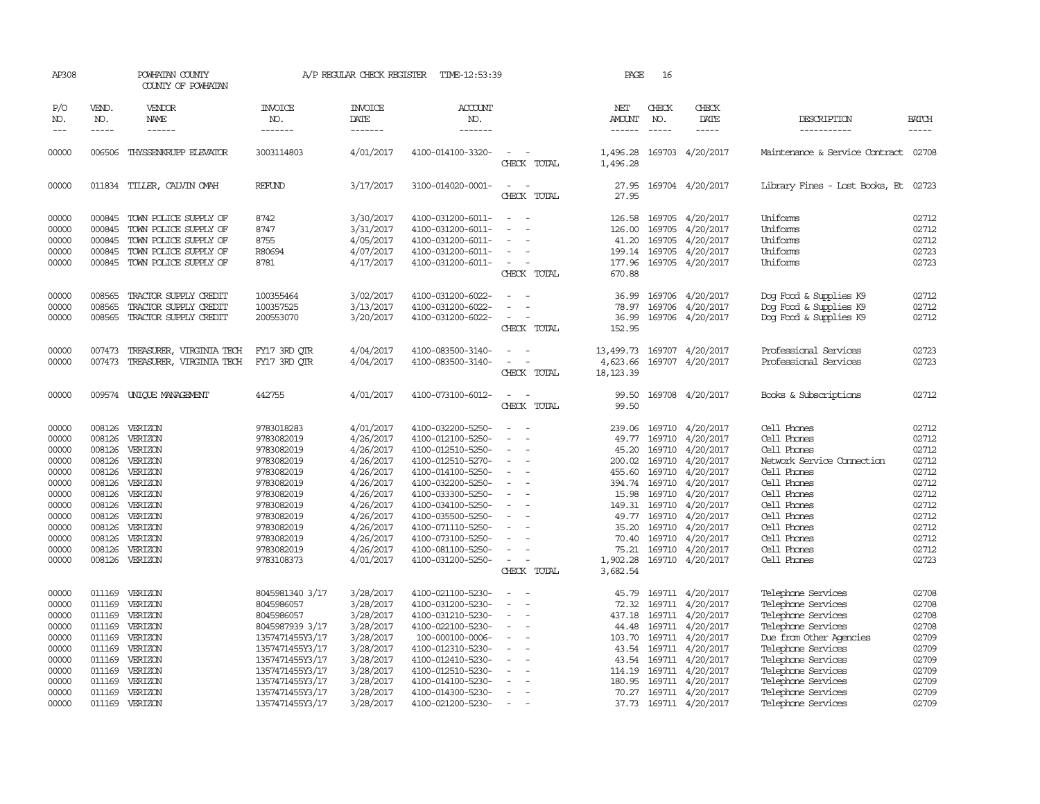AP308 POWHATAN COUNTY A/P REGULAR CHECK REGISTER TIME-12:53:39 PAGE 16

COUNTY OF POWHATAN

| P/O NO. | VEND. NO. | VENDOR NAME | INVOICE NO. | INVOICE DATE | ACCOUNT NO. | | NET AMOUNT | CHECK NO. | CHECK DATE | DESCRIPTION | BATCH |
|---|---|---|---|---|---|---|---|---|---|---|---|
| --- | ----- | ------ | ------- | ------- | ------- | | ------ | ----- | ----- | ----------- | ----- |
| 00000 | 006506 | THYSSENKRUPP ELEVATOR | 3003114803 | 4/01/2017 | 4100-014100-3320- | - - | 1,496.28 | 169703 | 4/20/2017 | Maintenance & Service Contract | 02708 |
| | | | | | | CHECK TOTAL | 1,496.28 | | | | |
| 00000 | 011834 | TILLER, CALVIN OMAH | REFUND | 3/17/2017 | 3100-014020-0001- | - - | 27.95 | 169704 | 4/20/2017 | Library Fines - Lost Books, Et | 02723 |
| | | | | | | CHECK TOTAL | 27.95 | | | | |
| 00000 | 000845 | TOWN POLICE SUPPLY OF | 8742 | 3/30/2017 | 4100-031200-6011- | - - | 126.58 | 169705 | 4/20/2017 | Uniforms | 02712 |
| 00000 | 000845 | TOWN POLICE SUPPLY OF | 8747 | 3/31/2017 | 4100-031200-6011- | - - | 126.00 | 169705 | 4/20/2017 | Uniforms | 02712 |
| 00000 | 000845 | TOWN POLICE SUPPLY OF | 8755 | 4/05/2017 | 4100-031200-6011- | - - | 41.20 | 169705 | 4/20/2017 | Uniforms | 02712 |
| 00000 | 000845 | TOWN POLICE SUPPLY OF | R80694 | 4/07/2017 | 4100-031200-6011- | - - | 199.14 | 169705 | 4/20/2017 | Uniforms | 02723 |
| 00000 | 000845 | TOWN POLICE SUPPLY OF | 8781 | 4/17/2017 | 4100-031200-6011- | - - | 177.96 | 169705 | 4/20/2017 | Uniforms | 02723 |
| | | | | | | CHECK TOTAL | 670.88 | | | | |
| 00000 | 008565 | TRACTOR SUPPLY CREDIT | 100355464 | 3/02/2017 | 4100-031200-6022- | - - | 36.99 | 169706 | 4/20/2017 | Dog Food & Supplies K9 | 02712 |
| 00000 | 008565 | TRACTOR SUPPLY CREDIT | 100357525 | 3/13/2017 | 4100-031200-6022- | - - | 78.97 | 169706 | 4/20/2017 | Dog Food & Supplies K9 | 02712 |
| 00000 | 008565 | TRACTOR SUPPLY CREDIT | 200553070 | 3/20/2017 | 4100-031200-6022- | - - | 36.99 | 169706 | 4/20/2017 | Dog Food & Supplies K9 | 02712 |
| | | | | | | CHECK TOTAL | 152.95 | | | | |
| 00000 | 007473 | TREASURER, VIRGINIA TECH | FY17 3RD QTR | 4/04/2017 | 4100-083500-3140- | - - | 13,499.73 | 169707 | 4/20/2017 | Professional Services | 02723 |
| 00000 | 007473 | TREASURER, VIRGINIA TECH | FY17 3RD QTR | 4/04/2017 | 4100-083500-3140- | - - | 4,623.66 | 169707 | 4/20/2017 | Professional Services | 02723 |
| | | | | | | CHECK TOTAL | 18,123.39 | | | | |
| 00000 | 009574 | UNIQUE MANAGEMENT | 442755 | 4/01/2017 | 4100-073100-6012- | - - | 99.50 | 169708 | 4/20/2017 | Books & Subscriptions | 02712 |
| | | | | | | CHECK TOTAL | 99.50 | | | | |
| 00000 | 008126 | VERIZON | 9783018283 | 4/01/2017 | 4100-032200-5250- | - - | 239.06 | 169710 | 4/20/2017 | Cell Phones | 02712 |
| 00000 | 008126 | VERIZON | 9783082019 | 4/26/2017 | 4100-012100-5250- | - - | 49.77 | 169710 | 4/20/2017 | Cell Phones | 02712 |
| 00000 | 008126 | VERIZON | 9783082019 | 4/26/2017 | 4100-012510-5250- | - - | 45.20 | 169710 | 4/20/2017 | Cell Phones | 02712 |
| 00000 | 008126 | VERIZON | 9783082019 | 4/26/2017 | 4100-012510-5270- | - - | 200.02 | 169710 | 4/20/2017 | Network Service Connection | 02712 |
| 00000 | 008126 | VERIZON | 9783082019 | 4/26/2017 | 4100-014100-5250- | - - | 455.60 | 169710 | 4/20/2017 | Cell Phones | 02712 |
| 00000 | 008126 | VERIZON | 9783082019 | 4/26/2017 | 4100-032200-5250- | - - | 394.74 | 169710 | 4/20/2017 | Cell Phones | 02712 |
| 00000 | 008126 | VERIZON | 9783082019 | 4/26/2017 | 4100-033300-5250- | - - | 15.98 | 169710 | 4/20/2017 | Cell Phones | 02712 |
| 00000 | 008126 | VERIZON | 9783082019 | 4/26/2017 | 4100-034100-5250- | - - | 149.31 | 169710 | 4/20/2017 | Cell Phones | 02712 |
| 00000 | 008126 | VERIZON | 9783082019 | 4/26/2017 | 4100-035500-5250- | - - | 49.77 | 169710 | 4/20/2017 | Cell Phones | 02712 |
| 00000 | 008126 | VERIZON | 9783082019 | 4/26/2017 | 4100-071110-5250- | - - | 35.20 | 169710 | 4/20/2017 | Cell Phones | 02712 |
| 00000 | 008126 | VERIZON | 9783082019 | 4/26/2017 | 4100-073100-5250- | - - | 70.40 | 169710 | 4/20/2017 | Cell Phones | 02712 |
| 00000 | 008126 | VERIZON | 9783082019 | 4/26/2017 | 4100-081100-5250- | - - | 75.21 | 169710 | 4/20/2017 | Cell Phones | 02712 |
| 00000 | 008126 | VERIZON | 9783108373 | 4/01/2017 | 4100-031200-5250- | - - | 1,902.28 | 169710 | 4/20/2017 | Cell Phones | 02723 |
| | | | | | | CHECK TOTAL | 3,682.54 | | | | |
| 00000 | 011169 | VERIZON | 8045981340 3/17 | 3/28/2017 | 4100-021100-5230- | - - | 45.79 | 169711 | 4/20/2017 | Telephone Services | 02708 |
| 00000 | 011169 | VERIZON | 8045986057 | 3/28/2017 | 4100-031200-5230- | - - | 72.32 | 169711 | 4/20/2017 | Telephone Services | 02708 |
| 00000 | 011169 | VERIZON | 8045986057 | 3/28/2017 | 4100-031210-5230- | - - | 437.18 | 169711 | 4/20/2017 | Telephone Services | 02708 |
| 00000 | 011169 | VERIZON | 8045987939 3/17 | 3/28/2017 | 4100-022100-5230- | - - | 44.48 | 169711 | 4/20/2017 | Telephone Services | 02708 |
| 00000 | 011169 | VERIZON | 1357471455Y3/17 | 3/28/2017 | 100-000100-0006- | - - | 103.70 | 169711 | 4/20/2017 | Due from Other Agencies | 02709 |
| 00000 | 011169 | VERIZON | 1357471455Y3/17 | 3/28/2017 | 4100-012310-5230- | - - | 43.54 | 169711 | 4/20/2017 | Telephone Services | 02709 |
| 00000 | 011169 | VERIZON | 1357471455Y3/17 | 3/28/2017 | 4100-012410-5230- | - - | 43.54 | 169711 | 4/20/2017 | Telephone Services | 02709 |
| 00000 | 011169 | VERIZON | 1357471455Y3/17 | 3/28/2017 | 4100-012510-5230- | - - | 114.19 | 169711 | 4/20/2017 | Telephone Services | 02709 |
| 00000 | 011169 | VERIZON | 1357471455Y3/17 | 3/28/2017 | 4100-014100-5230- | - - | 180.95 | 169711 | 4/20/2017 | Telephone Services | 02709 |
| 00000 | 011169 | VERIZON | 1357471455Y3/17 | 3/28/2017 | 4100-014300-5230- | - - | 70.27 | 169711 | 4/20/2017 | Telephone Services | 02709 |
| 00000 | 011169 | VERIZON | 1357471455Y3/17 | 3/28/2017 | 4100-021200-5230- | - - | 37.73 | 169711 | 4/20/2017 | Telephone Services | 02709 |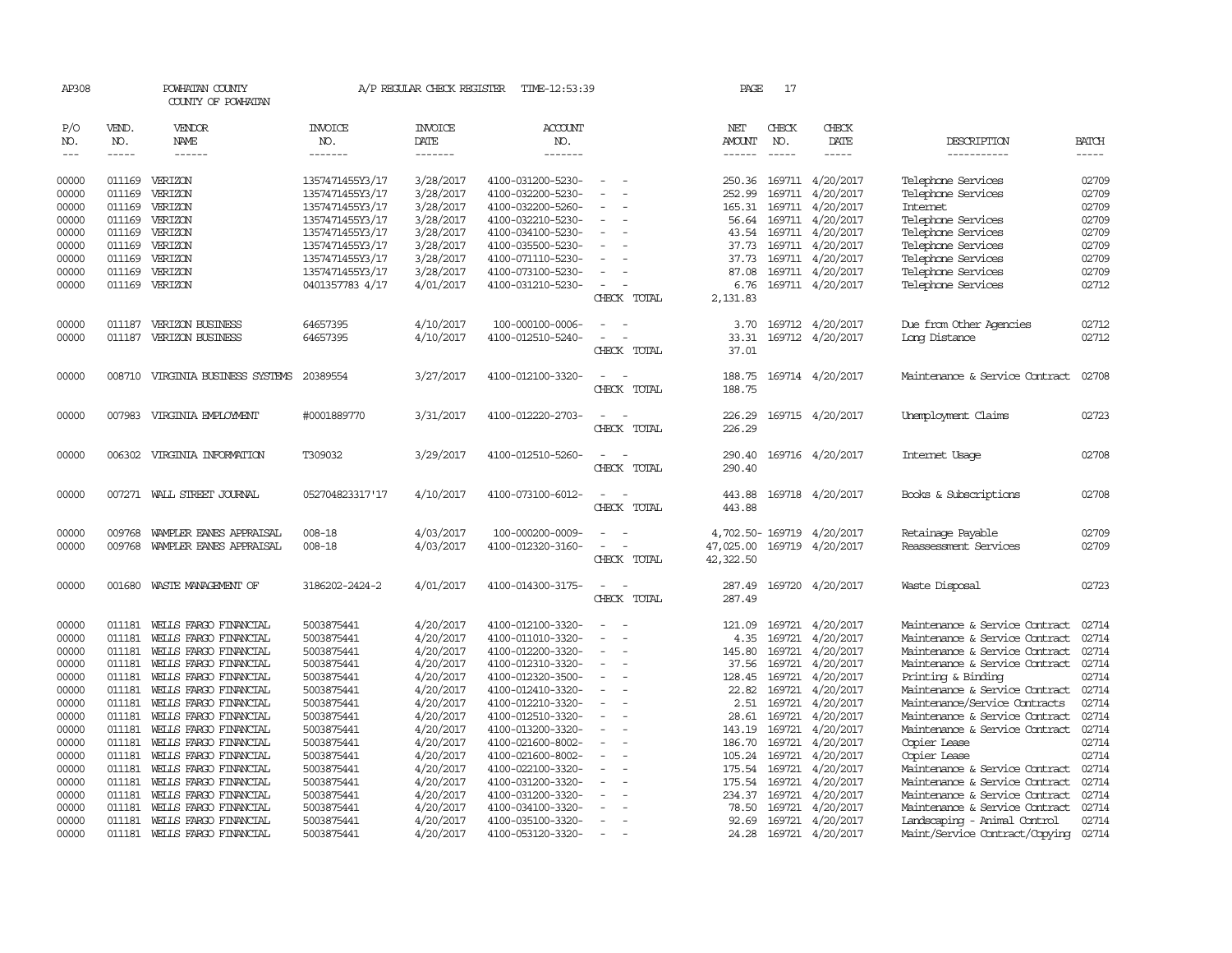AP308 POWHATAN COUNTY A/P REGULAR CHECK REGISTER TIME-12:53:39 PAGE 17

COUNTY OF POWHATAN

| P/O NO. | VEND. NO. | VENDOR NAME | INVOICE NO. | INVOICE DATE | ACCOUNT NO. | | NET AMOUNT | CHECK NO. | CHECK DATE | DESCRIPTION | BATCH |
|---|---|---|---|---|---|---|---|---|---|---|---|
| --- | ----- | ------ | ------- | ------- | ------- | | ------ | ----- | ----- | ----------- | ----- |
| 00000 | 011169 | VERIZON | 1357471455Y3/17 | 3/28/2017 | 4100-031200-5230- | - - | 250.36 | 169711 | 4/20/2017 | Telephone Services | 02709 |
| 00000 | 011169 | VERIZON | 1357471455Y3/17 | 3/28/2017 | 4100-032200-5230- | - - | 252.99 | 169711 | 4/20/2017 | Telephone Services | 02709 |
| 00000 | 011169 | VERIZON | 1357471455Y3/17 | 3/28/2017 | 4100-032200-5260- | - - | 165.31 | 169711 | 4/20/2017 | Internet | 02709 |
| 00000 | 011169 | VERIZON | 1357471455Y3/17 | 3/28/2017 | 4100-032210-5230- | - - | 56.64 | 169711 | 4/20/2017 | Telephone Services | 02709 |
| 00000 | 011169 | VERIZON | 1357471455Y3/17 | 3/28/2017 | 4100-034100-5230- | - - | 43.54 | 169711 | 4/20/2017 | Telephone Services | 02709 |
| 00000 | 011169 | VERIZON | 1357471455Y3/17 | 3/28/2017 | 4100-035500-5230- | - - | 37.73 | 169711 | 4/20/2017 | Telephone Services | 02709 |
| 00000 | 011169 | VERIZON | 1357471455Y3/17 | 3/28/2017 | 4100-071110-5230- | - - | 37.73 | 169711 | 4/20/2017 | Telephone Services | 02709 |
| 00000 | 011169 | VERIZON | 1357471455Y3/17 | 3/28/2017 | 4100-073100-5230- | - - | 87.08 | 169711 | 4/20/2017 | Telephone Services | 02709 |
| 00000 | 011169 | VERIZON | 0401357783 4/17 | 4/01/2017 | 4100-031210-5230- | - - | 6.76 | 169711 | 4/20/2017 | Telephone Services | 02712 |
| | | | | | | CHECK TOTAL | 2,131.83 | | | | |
| 00000 | 011187 | VERIZON BUSINESS | 64657395 | 4/10/2017 | 100-000100-0006- | - - | 3.70 | 169712 | 4/20/2017 | Due from Other Agencies | 02712 |
| 00000 | 011187 | VERIZON BUSINESS | 64657395 | 4/10/2017 | 4100-012510-5240- | - - | 33.31 | 169712 | 4/20/2017 | Long Distance | 02712 |
| | | | | | | CHECK TOTAL | 37.01 | | | | |
| 00000 | 008710 | VIRGINIA BUSINESS SYSTEMS | 20389554 | 3/27/2017 | 4100-012100-3320- | - - | 188.75 | 169714 | 4/20/2017 | Maintenance & Service Contract | 02708 |
| | | | | | | CHECK TOTAL | 188.75 | | | | |
| 00000 | 007983 | VIRGINIA EMPLOYMENT | #0001889770 | 3/31/2017 | 4100-012220-2703- | - - | 226.29 | 169715 | 4/20/2017 | Unemployment Claims | 02723 |
| | | | | | | CHECK TOTAL | 226.29 | | | | |
| 00000 | 006302 | VIRGINIA INFORMATION | T309032 | 3/29/2017 | 4100-012510-5260- | - - | 290.40 | 169716 | 4/20/2017 | Internet Usage | 02708 |
| | | | | | | CHECK TOTAL | 290.40 | | | | |
| 00000 | 007271 | WALL STREET JOURNAL | 052704823317'17 | 4/10/2017 | 4100-073100-6012- | - - | 443.88 | 169718 | 4/20/2017 | Books & Subscriptions | 02708 |
| | | | | | | CHECK TOTAL | 443.88 | | | | |
| 00000 | 009768 | WAMPLER EANES APPRAISAL | 008-18 | 4/03/2017 | 100-000200-0009- | - - | 4,702.50- | 169719 | 4/20/2017 | Retainage Payable | 02709 |
| 00000 | 009768 | WAMPLER EANES APPRAISAL | 008-18 | 4/03/2017 | 4100-012320-3160- | - - | 47,025.00 | 169719 | 4/20/2017 | Reassessment Services | 02709 |
| | | | | | | CHECK TOTAL | 42,322.50 | | | | |
| 00000 | 001680 | WASTE MANAGEMENT OF | 3186202-2424-2 | 4/01/2017 | 4100-014300-3175- | - - | 287.49 | 169720 | 4/20/2017 | Waste Disposal | 02723 |
| | | | | | | CHECK TOTAL | 287.49 | | | | |
| 00000 | 011181 | WELLS FARGO FINANCIAL | 5003875441 | 4/20/2017 | 4100-012100-3320- | - - | 121.09 | 169721 | 4/20/2017 | Maintenance & Service Contract | 02714 |
| 00000 | 011181 | WELLS FARGO FINANCIAL | 5003875441 | 4/20/2017 | 4100-011010-3320- | - - | 4.35 | 169721 | 4/20/2017 | Maintenance & Service Contract | 02714 |
| 00000 | 011181 | WELLS FARGO FINANCIAL | 5003875441 | 4/20/2017 | 4100-012200-3320- | - - | 145.80 | 169721 | 4/20/2017 | Maintenance & Service Contract | 02714 |
| 00000 | 011181 | WELLS FARGO FINANCIAL | 5003875441 | 4/20/2017 | 4100-012310-3320- | - - | 37.56 | 169721 | 4/20/2017 | Maintenance & Service Contract | 02714 |
| 00000 | 011181 | WELLS FARGO FINANCIAL | 5003875441 | 4/20/2017 | 4100-012320-3500- | - - | 128.45 | 169721 | 4/20/2017 | Printing & Binding | 02714 |
| 00000 | 011181 | WELLS FARGO FINANCIAL | 5003875441 | 4/20/2017 | 4100-012410-3320- | - - | 22.82 | 169721 | 4/20/2017 | Maintenance & Service Contract | 02714 |
| 00000 | 011181 | WELLS FARGO FINANCIAL | 5003875441 | 4/20/2017 | 4100-012210-3320- | - - | 2.51 | 169721 | 4/20/2017 | Maintenance/Service Contracts | 02714 |
| 00000 | 011181 | WELLS FARGO FINANCIAL | 5003875441 | 4/20/2017 | 4100-012510-3320- | - - | 28.61 | 169721 | 4/20/2017 | Maintenance & Service Contract | 02714 |
| 00000 | 011181 | WELLS FARGO FINANCIAL | 5003875441 | 4/20/2017 | 4100-013200-3320- | - - | 143.19 | 169721 | 4/20/2017 | Maintenance & Service Contract | 02714 |
| 00000 | 011181 | WELLS FARGO FINANCIAL | 5003875441 | 4/20/2017 | 4100-021600-8002- | - - | 186.70 | 169721 | 4/20/2017 | Copier Lease | 02714 |
| 00000 | 011181 | WELLS FARGO FINANCIAL | 5003875441 | 4/20/2017 | 4100-021600-8002- | - - | 105.24 | 169721 | 4/20/2017 | Copier Lease | 02714 |
| 00000 | 011181 | WELLS FARGO FINANCIAL | 5003875441 | 4/20/2017 | 4100-022100-3320- | - - | 175.54 | 169721 | 4/20/2017 | Maintenance & Service Contract | 02714 |
| 00000 | 011181 | WELLS FARGO FINANCIAL | 5003875441 | 4/20/2017 | 4100-031200-3320- | - - | 175.54 | 169721 | 4/20/2017 | Maintenance & Service Contract | 02714 |
| 00000 | 011181 | WELLS FARGO FINANCIAL | 5003875441 | 4/20/2017 | 4100-031200-3320- | - - | 234.37 | 169721 | 4/20/2017 | Maintenance & Service Contract | 02714 |
| 00000 | 011181 | WELLS FARGO FINANCIAL | 5003875441 | 4/20/2017 | 4100-034100-3320- | - - | 78.50 | 169721 | 4/20/2017 | Maintenance & Service Contract | 02714 |
| 00000 | 011181 | WELLS FARGO FINANCIAL | 5003875441 | 4/20/2017 | 4100-035100-3320- | - - | 92.69 | 169721 | 4/20/2017 | Landscaping - Animal Control | 02714 |
| 00000 | 011181 | WELLS FARGO FINANCIAL | 5003875441 | 4/20/2017 | 4100-053120-3320- | - - | 24.28 | 169721 | 4/20/2017 | Maint/Service Contract/Copying | 02714 |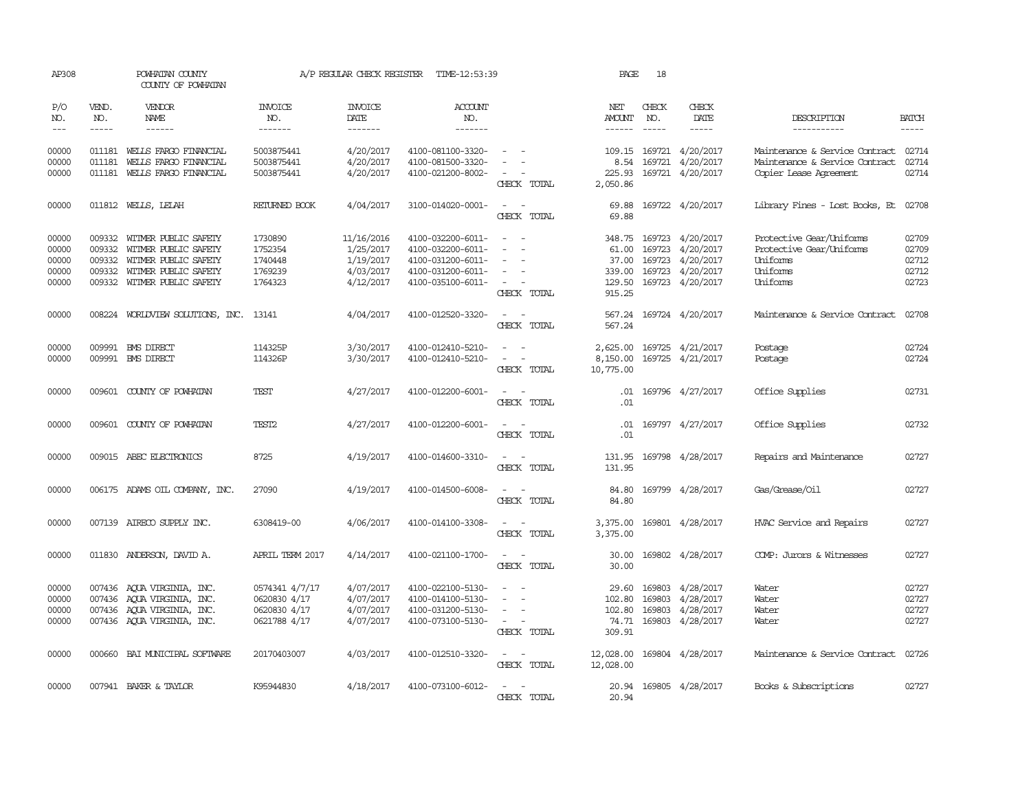AP308 POWHATAN COUNTY A/P REGULAR CHECK REGISTER TIME-12:53:39 PAGE 18
COUNTY OF POWHATAN

| P/O NO. | VEND. NO. | VENDOR NAME | INVOICE NO. | INVOICE DATE | ACCOUNT NO. | | NET AMOUNT | CHECK NO. | CHECK DATE | DESCRIPTION | BATCH |
|---|---|---|---|---|---|---|---|---|---|---|---|
| 00000 | 011181 | WELLS FARGO FINANCIAL | 5003875441 | 4/20/2017 | 4100-081100-3320- | - - | 109.15 | 169721 | 4/20/2017 | Maintenance & Service Contract | 02714 |
| 00000 | 011181 | WELLS FARGO FINANCIAL | 5003875441 | 4/20/2017 | 4100-081500-3320- | - - | 8.54 | 169721 | 4/20/2017 | Maintenance & Service Contract | 02714 |
| 00000 | 011181 | WELLS FARGO FINANCIAL | 5003875441 | 4/20/2017 | 4100-021200-8002- | - - | 225.93 | 169721 | 4/20/2017 | Copier Lease Agreement | 02714 |
| | | | | | | CHECK TOTAL | 2,050.86 | | | | |
| 00000 | 011812 | WELLS, LELAH | RETURNED BOOK | 4/04/2017 | 3100-014020-0001- | - - | 69.88 | 169722 | 4/20/2017 | Library Fines - Lost Books, Et | 02708 |
| | | | | | | CHECK TOTAL | 69.88 | | | | |
| 00000 | 009332 | WITMER PUBLIC SAFETY | 1730890 | 11/16/2016 | 4100-032200-6011- | - - | 348.75 | 169723 | 4/20/2017 | Protective Gear/Uniforms | 02709 |
| 00000 | 009332 | WITMER PUBLIC SAFETY | 1752354 | 1/25/2017 | 4100-032200-6011- | - - | 61.00 | 169723 | 4/20/2017 | Protective Gear/Uniforms | 02709 |
| 00000 | 009332 | WITMER PUBLIC SAFETY | 1740448 | 1/19/2017 | 4100-031200-6011- | - - | 37.00 | 169723 | 4/20/2017 | Uniforms | 02712 |
| 00000 | 009332 | WITMER PUBLIC SAFETY | 1769239 | 4/03/2017 | 4100-031200-6011- | - - | 339.00 | 169723 | 4/20/2017 | Uniforms | 02712 |
| 00000 | 009332 | WITMER PUBLIC SAFETY | 1764323 | 4/12/2017 | 4100-035100-6011- | - - | 129.50 | 169723 | 4/20/2017 | Uniforms | 02723 |
| | | | | | | CHECK TOTAL | 915.25 | | | | |
| 00000 | 008224 | WORLDVIEW SOLUTIONS, INC. | 13141 | 4/04/2017 | 4100-012520-3320- | - - | 567.24 | 169724 | 4/20/2017 | Maintenance & Service Contract | 02708 |
| | | | | | | CHECK TOTAL | 567.24 | | | | |
| 00000 | 009991 | BMS DIRECT | 114325P | 3/30/2017 | 4100-012410-5210- | - - | 2,625.00 | 169725 | 4/21/2017 | Postage | 02724 |
| 00000 | 009991 | BMS DIRECT | 114326P | 3/30/2017 | 4100-012410-5210- | - - | 8,150.00 | 169725 | 4/21/2017 | Postage | 02724 |
| | | | | | | CHECK TOTAL | 10,775.00 | | | | |
| 00000 | 009601 | COUNTY OF POWHATAN | TEST | 4/27/2017 | 4100-012200-6001- | - - | .01 | 169796 | 4/27/2017 | Office Supplies | 02731 |
| | | | | | | CHECK TOTAL | .01 | | | | |
| 00000 | 009601 | COUNTY OF POWHATAN | TEST2 | 4/27/2017 | 4100-012200-6001- | - - | .01 | 169797 | 4/27/2017 | Office Supplies | 02732 |
| | | | | | | CHECK TOTAL | .01 | | | | |
| 00000 | 009015 | ABEC ELECTRONICS | 8725 | 4/19/2017 | 4100-014600-3310- | - - | 131.95 | 169798 | 4/28/2017 | Repairs and Maintenance | 02727 |
| | | | | | | CHECK TOTAL | 131.95 | | | | |
| 00000 | 006175 | ADAMS OIL COMPANY, INC. | 27090 | 4/19/2017 | 4100-014500-6008- | - - | 84.80 | 169799 | 4/28/2017 | Gas/Grease/Oil | 02727 |
| | | | | | | CHECK TOTAL | 84.80 | | | | |
| 00000 | 007139 | AIRECO SUPPLY INC. | 6308419-00 | 4/06/2017 | 4100-014100-3308- | - - | 3,375.00 | 169801 | 4/28/2017 | HVAC Service and Repairs | 02727 |
| | | | | | | CHECK TOTAL | 3,375.00 | | | | |
| 00000 | 011830 | ANDERSON, DAVID A. | APRIL TERM 2017 | 4/14/2017 | 4100-021100-1700- | - - | 30.00 | 169802 | 4/28/2017 | COMP: Jurors & Witnesses | 02727 |
| | | | | | | CHECK TOTAL | 30.00 | | | | |
| 00000 | 007436 | AQUA VIRGINIA, INC. | 0574341 4/7/17 | 4/07/2017 | 4100-022100-5130- | - - | 29.60 | 169803 | 4/28/2017 | Water | 02727 |
| 00000 | 007436 | AQUA VIRGINIA, INC. | 0620830 4/17 | 4/07/2017 | 4100-014100-5130- | - - | 102.80 | 169803 | 4/28/2017 | Water | 02727 |
| 00000 | 007436 | AQUA VIRGINIA, INC. | 0620830 4/17 | 4/07/2017 | 4100-031200-5130- | - - | 102.80 | 169803 | 4/28/2017 | Water | 02727 |
| 00000 | 007436 | AQUA VIRGINIA, INC. | 0621788 4/17 | 4/07/2017 | 4100-073100-5130- | - - | 74.71 | 169803 | 4/28/2017 | Water | 02727 |
| | | | | | | CHECK TOTAL | 309.91 | | | | |
| 00000 | 000660 | BAI MUNICIPAL SOFTWARE | 20170403007 | 4/03/2017 | 4100-012510-3320- | - - | 12,028.00 | 169804 | 4/28/2017 | Maintenance & Service Contract | 02726 |
| | | | | | | CHECK TOTAL | 12,028.00 | | | | |
| 00000 | 007941 | BAKER & TAYLOR | K95944830 | 4/18/2017 | 4100-073100-6012- | - - | 20.94 | 169805 | 4/28/2017 | Books & Subscriptions | 02727 |
| | | | | | | CHECK TOTAL | 20.94 | | | | |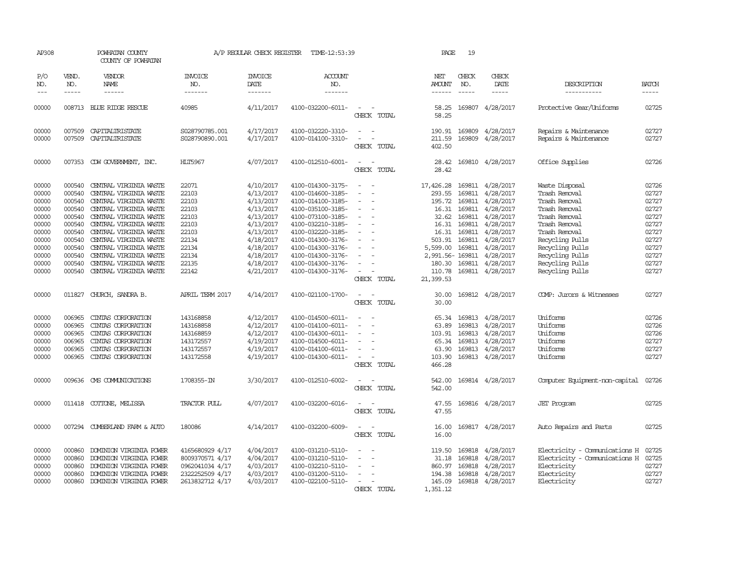AP308 POWHATAN COUNTY A/P REGULAR CHECK REGISTER TIME-12:53:39 PAGE 19

COUNTY OF POWHATAN

| P/O NO. | VEND. NO. | VENDOR NAME | INVOICE NO. | INVOICE DATE | ACCOUNT NO. | | NET AMOUNT | CHECK NO. | CHECK DATE | DESCRIPTION | BATCH |
|---|---|---|---|---|---|---|---|---|---|---|---|
| 00000 | 008713 | BLUE RIDGE RESCUE | 40985 | 4/11/2017 | 4100-032200-6011- | - - | 58.25 | 169807 | 4/28/2017 | Protective Gear/Uniforms | 02725 |
| | | | | | | CHECK TOTAL | 58.25 | | | | |
| 00000 | 007509 | CAPITALTRISTATE | S028790785.001 | 4/17/2017 | 4100-032220-3310- | - - | 190.91 | 169809 | 4/28/2017 | Repairs & Maintenance | 02727 |
| 00000 | 007509 | CAPITALTRISTATE | S028790890.001 | 4/17/2017 | 4100-014100-3310- | - - | 211.59 | 169809 | 4/28/2017 | Repairs & Maintenance | 02727 |
| | | | | | | CHECK TOTAL | 402.50 | | | | |
| 00000 | 007353 | CDW GOVERNMENT, INC. | HLT5967 | 4/07/2017 | 4100-012510-6001- | - - | 28.42 | 169810 | 4/28/2017 | Office Supplies | 02726 |
| | | | | | | CHECK TOTAL | 28.42 | | | | |
| 00000 | 000540 | CENTRAL VIRGINIA WASTE | 22071 | 4/10/2017 | 4100-014300-3175- | - - | 17,426.28 | 169811 | 4/28/2017 | Waste Disposal | 02726 |
| 00000 | 000540 | CENTRAL VIRGINIA WASTE | 22103 | 4/13/2017 | 4100-014600-3185- | - - | 293.55 | 169811 | 4/28/2017 | Trash Removal | 02727 |
| 00000 | 000540 | CENTRAL VIRGINIA WASTE | 22103 | 4/13/2017 | 4100-014100-3185- | - - | 195.72 | 169811 | 4/28/2017 | Trash Removal | 02727 |
| 00000 | 000540 | CENTRAL VIRGINIA WASTE | 22103 | 4/13/2017 | 4100-035100-3185- | - - | 16.31 | 169811 | 4/28/2017 | Trash Removal | 02727 |
| 00000 | 000540 | CENTRAL VIRGINIA WASTE | 22103 | 4/13/2017 | 4100-073100-3185- | - - | 32.62 | 169811 | 4/28/2017 | Trash Removal | 02727 |
| 00000 | 000540 | CENTRAL VIRGINIA WASTE | 22103 | 4/13/2017 | 4100-032210-3185- | - - | 16.31 | 169811 | 4/28/2017 | Trash Removal | 02727 |
| 00000 | 000540 | CENTRAL VIRGINIA WASTE | 22103 | 4/13/2017 | 4100-032220-3185- | - - | 16.31 | 169811 | 4/28/2017 | Trash Removal | 02727 |
| 00000 | 000540 | CENTRAL VIRGINIA WASTE | 22134 | 4/18/2017 | 4100-014300-3176- | - - | 503.91 | 169811 | 4/28/2017 | Recycling Pulls | 02727 |
| 00000 | 000540 | CENTRAL VIRGINIA WASTE | 22134 | 4/18/2017 | 4100-014300-3176- | - - | 5,599.00 | 169811 | 4/28/2017 | Recycling Pulls | 02727 |
| 00000 | 000540 | CENTRAL VIRGINIA WASTE | 22134 | 4/18/2017 | 4100-014300-3176- | - - | 2,991.56- | 169811 | 4/28/2017 | Recycling Pulls | 02727 |
| 00000 | 000540 | CENTRAL VIRGINIA WASTE | 22135 | 4/18/2017 | 4100-014300-3176- | - - | 180.30 | 169811 | 4/28/2017 | Recycling Pulls | 02727 |
| 00000 | 000540 | CENTRAL VIRGINIA WASTE | 22142 | 4/21/2017 | 4100-014300-3176- | - - | 110.78 | 169811 | 4/28/2017 | Recycling Pulls | 02727 |
| | | | | | | CHECK TOTAL | 21,399.53 | | | | |
| 00000 | 011827 | CHURCH, SANDRA B. | APRIL TERM 2017 | 4/14/2017 | 4100-021100-1700- | - - | 30.00 | 169812 | 4/28/2017 | COMP: Jurors & Witnesses | 02727 |
| | | | | | | CHECK TOTAL | 30.00 | | | | |
| 00000 | 006965 | CINTAS CORPORATION | 143168858 | 4/12/2017 | 4100-014500-6011- | - - | 65.34 | 169813 | 4/28/2017 | Uniforms | 02726 |
| 00000 | 006965 | CINTAS CORPORATION | 143168858 | 4/12/2017 | 4100-014100-6011- | - - | 63.89 | 169813 | 4/28/2017 | Uniforms | 02726 |
| 00000 | 006965 | CINTAS CORPORATION | 143168859 | 4/12/2017 | 4100-014300-6011- | - - | 103.91 | 169813 | 4/28/2017 | Uniforms | 02726 |
| 00000 | 006965 | CINTAS CORPORATION | 143172557 | 4/19/2017 | 4100-014500-6011- | - - | 65.34 | 169813 | 4/28/2017 | Uniforms | 02727 |
| 00000 | 006965 | CINTAS CORPORATION | 143172557 | 4/19/2017 | 4100-014100-6011- | - - | 63.90 | 169813 | 4/28/2017 | Uniforms | 02727 |
| 00000 | 006965 | CINTAS CORPORATION | 143172558 | 4/19/2017 | 4100-014300-6011- | - - | 103.90 | 169813 | 4/28/2017 | Uniforms | 02727 |
| | | | | | | CHECK TOTAL | 466.28 | | | | |
| 00000 | 009636 | CMS COMMUNICATIONS | 1708355-IN | 3/30/2017 | 4100-012510-6002- | - - | 542.00 | 169814 | 4/28/2017 | Computer Equipment-non-capital | 02726 |
| | | | | | | CHECK TOTAL | 542.00 | | | | |
| 00000 | 011418 | COTTONE, MELISSA | TRACTOR PULL | 4/07/2017 | 4100-032200-6016- | - - | 47.55 | 169816 | 4/28/2017 | JET Program | 02725 |
| | | | | | | CHECK TOTAL | 47.55 | | | | |
| 00000 | 007294 | CUMBERLAND FARM & AUTO | 180086 | 4/14/2017 | 4100-032200-6009- | - - | 16.00 | 169817 | 4/28/2017 | Auto Repairs and Parts | 02725 |
| | | | | | | CHECK TOTAL | 16.00 | | | | |
| 00000 | 000860 | DOMINION VIRGINIA POWER | 4165680929 4/17 | 4/04/2017 | 4100-031210-5110- | - - | 119.50 | 169818 | 4/28/2017 | Electricity - Communications H | 02725 |
| 00000 | 000860 | DOMINION VIRGINIA POWER | 8009370571 4/17 | 4/04/2017 | 4100-031210-5110- | - - | 31.18 | 169818 | 4/28/2017 | Electricity - Communications H | 02725 |
| 00000 | 000860 | DOMINION VIRGINIA POWER | 0962041034 4/17 | 4/03/2017 | 4100-032210-5110- | - - | 860.97 | 169818 | 4/28/2017 | Electricity | 02727 |
| 00000 | 000860 | DOMINION VIRGINIA POWER | 2322252509 4/17 | 4/03/2017 | 4100-031200-5110- | - - | 194.38 | 169818 | 4/28/2017 | Electricity | 02727 |
| 00000 | 000860 | DOMINION VIRGINIA POWER | 2613832712 4/17 | 4/03/2017 | 4100-022100-5110- | - - | 145.09 | 169818 | 4/28/2017 | Electricity | 02727 |
| | | | | | | CHECK TOTAL | 1,351.12 | | | | |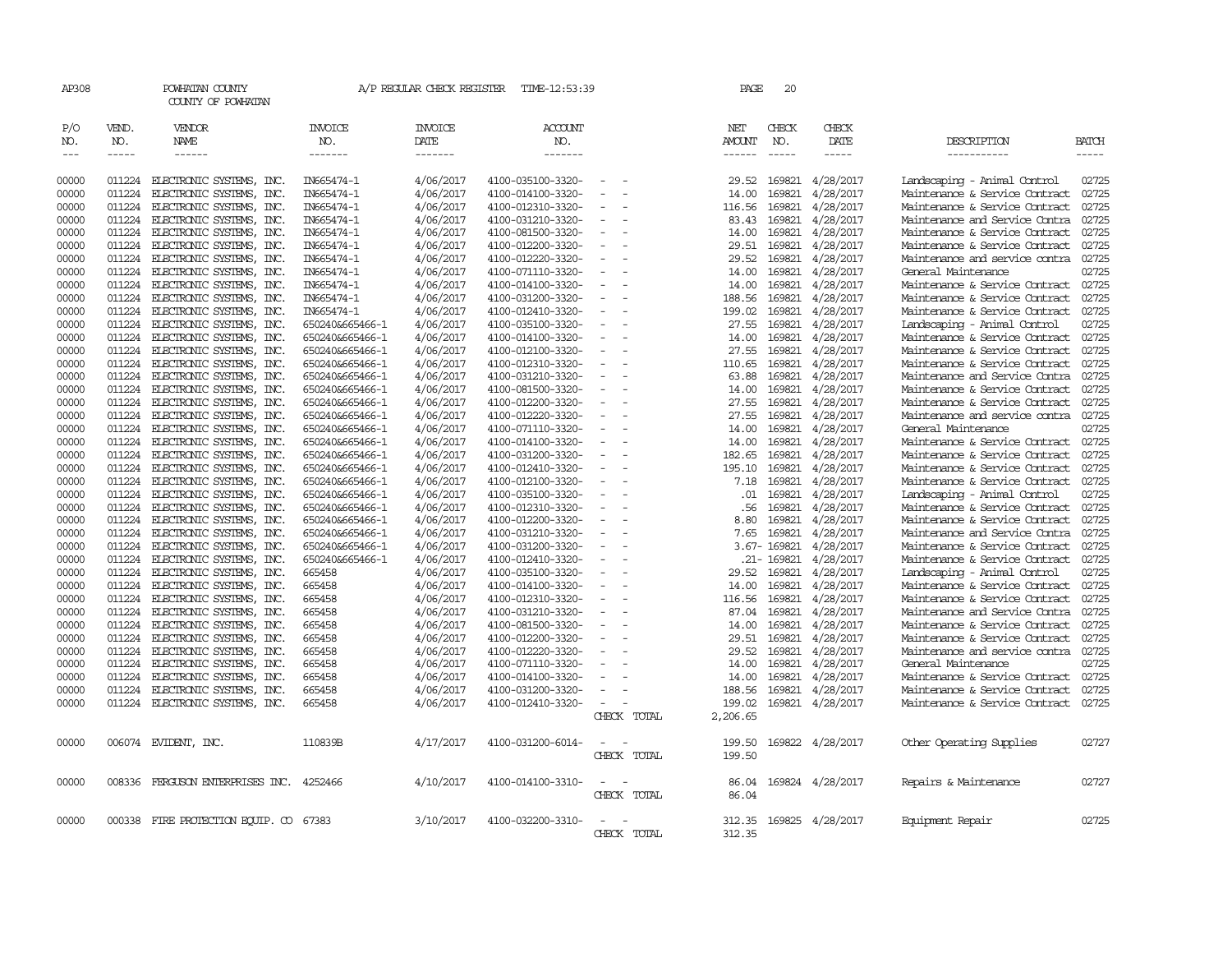AP308 POWHATAN COUNTY A/P REGULAR CHECK REGISTER TIME-12:53:39

COUNTY OF POWHATAN

| P/O NO. | VEND. NO. | VENDOR NAME | INVOICE NO. | INVOICE DATE | ACCOUNT NO. | | NET AMOUNT | CHECK NO. | CHECK DATE | DESCRIPTION | BATCH |
|---|---|---|---|---|---|---|---|---|---|---|---|
| 00000 | 011224 | ELECTRONIC SYSTEMS, INC. | IN665474-1 | 4/06/2017 | 4100-035100-3320- | - - | 29.52 | 169821 | 4/28/2017 | Landscaping - Animal Control | 02725 |
| 00000 | 011224 | ELECTRONIC SYSTEMS, INC. | IN665474-1 | 4/06/2017 | 4100-014100-3320- | - - | 14.00 | 169821 | 4/28/2017 | Maintenance & Service Contract | 02725 |
| 00000 | 011224 | ELECTRONIC SYSTEMS, INC. | IN665474-1 | 4/06/2017 | 4100-012310-3320- | - - | 116.56 | 169821 | 4/28/2017 | Maintenance & Service Contract | 02725 |
| 00000 | 011224 | ELECTRONIC SYSTEMS, INC. | IN665474-1 | 4/06/2017 | 4100-031210-3320- | - - | 83.43 | 169821 | 4/28/2017 | Maintenance and Service Contra | 02725 |
| 00000 | 011224 | ELECTRONIC SYSTEMS, INC. | IN665474-1 | 4/06/2017 | 4100-081500-3320- | - - | 14.00 | 169821 | 4/28/2017 | Maintenance & Service Contract | 02725 |
| 00000 | 011224 | ELECTRONIC SYSTEMS, INC. | IN665474-1 | 4/06/2017 | 4100-012200-3320- | - - | 29.51 | 169821 | 4/28/2017 | Maintenance & Service Contract | 02725 |
| 00000 | 011224 | ELECTRONIC SYSTEMS, INC. | IN665474-1 | 4/06/2017 | 4100-012220-3320- | - - | 29.52 | 169821 | 4/28/2017 | Maintenance and service contra | 02725 |
| 00000 | 011224 | ELECTRONIC SYSTEMS, INC. | IN665474-1 | 4/06/2017 | 4100-071110-3320- | - - | 14.00 | 169821 | 4/28/2017 | General Maintenance | 02725 |
| 00000 | 011224 | ELECTRONIC SYSTEMS, INC. | IN665474-1 | 4/06/2017 | 4100-014100-3320- | - - | 14.00 | 169821 | 4/28/2017 | Maintenance & Service Contract | 02725 |
| 00000 | 011224 | ELECTRONIC SYSTEMS, INC. | IN665474-1 | 4/06/2017 | 4100-031200-3320- | - - | 188.56 | 169821 | 4/28/2017 | Maintenance & Service Contract | 02725 |
| 00000 | 011224 | ELECTRONIC SYSTEMS, INC. | IN665474-1 | 4/06/2017 | 4100-012410-3320- | - - | 199.02 | 169821 | 4/28/2017 | Maintenance & Service Contract | 02725 |
| 00000 | 011224 | ELECTRONIC SYSTEMS, INC. | 650240&665466-1 | 4/06/2017 | 4100-035100-3320- | - - | 27.55 | 169821 | 4/28/2017 | Landscaping - Animal Control | 02725 |
| 00000 | 011224 | ELECTRONIC SYSTEMS, INC. | 650240&665466-1 | 4/06/2017 | 4100-014100-3320- | - - | 14.00 | 169821 | 4/28/2017 | Maintenance & Service Contract | 02725 |
| 00000 | 011224 | ELECTRONIC SYSTEMS, INC. | 650240&665466-1 | 4/06/2017 | 4100-012100-3320- | - - | 27.55 | 169821 | 4/28/2017 | Maintenance & Service Contract | 02725 |
| 00000 | 011224 | ELECTRONIC SYSTEMS, INC. | 650240&665466-1 | 4/06/2017 | 4100-012310-3320- | - - | 110.65 | 169821 | 4/28/2017 | Maintenance & Service Contract | 02725 |
| 00000 | 011224 | ELECTRONIC SYSTEMS, INC. | 650240&665466-1 | 4/06/2017 | 4100-031210-3320- | - - | 63.88 | 169821 | 4/28/2017 | Maintenance and Service Contra | 02725 |
| 00000 | 011224 | ELECTRONIC SYSTEMS, INC. | 650240&665466-1 | 4/06/2017 | 4100-081500-3320- | - - | 14.00 | 169821 | 4/28/2017 | Maintenance & Service Contract | 02725 |
| 00000 | 011224 | ELECTRONIC SYSTEMS, INC. | 650240&665466-1 | 4/06/2017 | 4100-012200-3320- | - - | 27.55 | 169821 | 4/28/2017 | Maintenance & Service Contract | 02725 |
| 00000 | 011224 | ELECTRONIC SYSTEMS, INC. | 650240&665466-1 | 4/06/2017 | 4100-012220-3320- | - - | 27.55 | 169821 | 4/28/2017 | Maintenance and service contra | 02725 |
| 00000 | 011224 | ELECTRONIC SYSTEMS, INC. | 650240&665466-1 | 4/06/2017 | 4100-071110-3320- | - - | 14.00 | 169821 | 4/28/2017 | General Maintenance | 02725 |
| 00000 | 011224 | ELECTRONIC SYSTEMS, INC. | 650240&665466-1 | 4/06/2017 | 4100-014100-3320- | - - | 14.00 | 169821 | 4/28/2017 | Maintenance & Service Contract | 02725 |
| 00000 | 011224 | ELECTRONIC SYSTEMS, INC. | 650240&665466-1 | 4/06/2017 | 4100-031200-3320- | - - | 182.65 | 169821 | 4/28/2017 | Maintenance & Service Contract | 02725 |
| 00000 | 011224 | ELECTRONIC SYSTEMS, INC. | 650240&665466-1 | 4/06/2017 | 4100-012410-3320- | - - | 195.10 | 169821 | 4/28/2017 | Maintenance & Service Contract | 02725 |
| 00000 | 011224 | ELECTRONIC SYSTEMS, INC. | 650240&665466-1 | 4/06/2017 | 4100-012100-3320- | - - | 7.18 | 169821 | 4/28/2017 | Maintenance & Service Contract | 02725 |
| 00000 | 011224 | ELECTRONIC SYSTEMS, INC. | 650240&665466-1 | 4/06/2017 | 4100-035100-3320- | - - | .01 | 169821 | 4/28/2017 | Landscaping - Animal Control | 02725 |
| 00000 | 011224 | ELECTRONIC SYSTEMS, INC. | 650240&665466-1 | 4/06/2017 | 4100-012310-3320- | - - | .56 | 169821 | 4/28/2017 | Maintenance & Service Contract | 02725 |
| 00000 | 011224 | ELECTRONIC SYSTEMS, INC. | 650240&665466-1 | 4/06/2017 | 4100-012200-3320- | - - | 8.80 | 169821 | 4/28/2017 | Maintenance & Service Contract | 02725 |
| 00000 | 011224 | ELECTRONIC SYSTEMS, INC. | 650240&665466-1 | 4/06/2017 | 4100-031210-3320- | - - | 7.65 | 169821 | 4/28/2017 | Maintenance and Service Contra | 02725 |
| 00000 | 011224 | ELECTRONIC SYSTEMS, INC. | 650240&665466-1 | 4/06/2017 | 4100-031200-3320- | - - | 3.67- | 169821 | 4/28/2017 | Maintenance & Service Contract | 02725 |
| 00000 | 011224 | ELECTRONIC SYSTEMS, INC. | 650240&665466-1 | 4/06/2017 | 4100-012410-3320- | - - | .21- | 169821 | 4/28/2017 | Maintenance & Service Contract | 02725 |
| 00000 | 011224 | ELECTRONIC SYSTEMS, INC. | 665458 | 4/06/2017 | 4100-035100-3320- | - - | 29.52 | 169821 | 4/28/2017 | Landscaping - Animal Control | 02725 |
| 00000 | 011224 | ELECTRONIC SYSTEMS, INC. | 665458 | 4/06/2017 | 4100-014100-3320- | - - | 14.00 | 169821 | 4/28/2017 | Maintenance & Service Contract | 02725 |
| 00000 | 011224 | ELECTRONIC SYSTEMS, INC. | 665458 | 4/06/2017 | 4100-012310-3320- | - - | 116.56 | 169821 | 4/28/2017 | Maintenance & Service Contract | 02725 |
| 00000 | 011224 | ELECTRONIC SYSTEMS, INC. | 665458 | 4/06/2017 | 4100-031210-3320- | - - | 87.04 | 169821 | 4/28/2017 | Maintenance and Service Contra | 02725 |
| 00000 | 011224 | ELECTRONIC SYSTEMS, INC. | 665458 | 4/06/2017 | 4100-081500-3320- | - - | 14.00 | 169821 | 4/28/2017 | Maintenance & Service Contract | 02725 |
| 00000 | 011224 | ELECTRONIC SYSTEMS, INC. | 665458 | 4/06/2017 | 4100-012200-3320- | - - | 29.51 | 169821 | 4/28/2017 | Maintenance & Service Contract | 02725 |
| 00000 | 011224 | ELECTRONIC SYSTEMS, INC. | 665458 | 4/06/2017 | 4100-012220-3320- | - - | 29.52 | 169821 | 4/28/2017 | Maintenance and service contra | 02725 |
| 00000 | 011224 | ELECTRONIC SYSTEMS, INC. | 665458 | 4/06/2017 | 4100-071110-3320- | - - | 14.00 | 169821 | 4/28/2017 | General Maintenance | 02725 |
| 00000 | 011224 | ELECTRONIC SYSTEMS, INC. | 665458 | 4/06/2017 | 4100-014100-3320- | - - | 14.00 | 169821 | 4/28/2017 | Maintenance & Service Contract | 02725 |
| 00000 | 011224 | ELECTRONIC SYSTEMS, INC. | 665458 | 4/06/2017 | 4100-031200-3320- | - - | 188.56 | 169821 | 4/28/2017 | Maintenance & Service Contract | 02725 |
| 00000 | 011224 | ELECTRONIC SYSTEMS, INC. | 665458 | 4/06/2017 | 4100-012410-3320- | - - | 199.02 | 169821 | 4/28/2017 | Maintenance & Service Contract | 02725 |
| | | | | | | CHECK TOTAL | 2,206.65 | | | | |
| 00000 | 006074 | EVIDENT, INC. | 110839B | 4/17/2017 | 4100-031200-6014- | - - | 199.50 | 169822 | 4/28/2017 | Other Operating Supplies | 02727 |
| | | | | | | CHECK TOTAL | 199.50 | | | | |
| 00000 | 008336 | FERGUSON ENTERPRISES INC. | 4252466 | 4/10/2017 | 4100-014100-3310- | - - | 86.04 | 169824 | 4/28/2017 | Repairs & Maintenance | 02727 |
| | | | | | | CHECK TOTAL | 86.04 | | | | |
| 00000 | 000338 | FIRE PROTECTION EQUIP. CO | 67383 | 3/10/2017 | 4100-032200-3310- | - - | 312.35 | 169825 | 4/28/2017 | Equipment Repair | 02725 |
| | | | | | | CHECK TOTAL | 312.35 | | | | |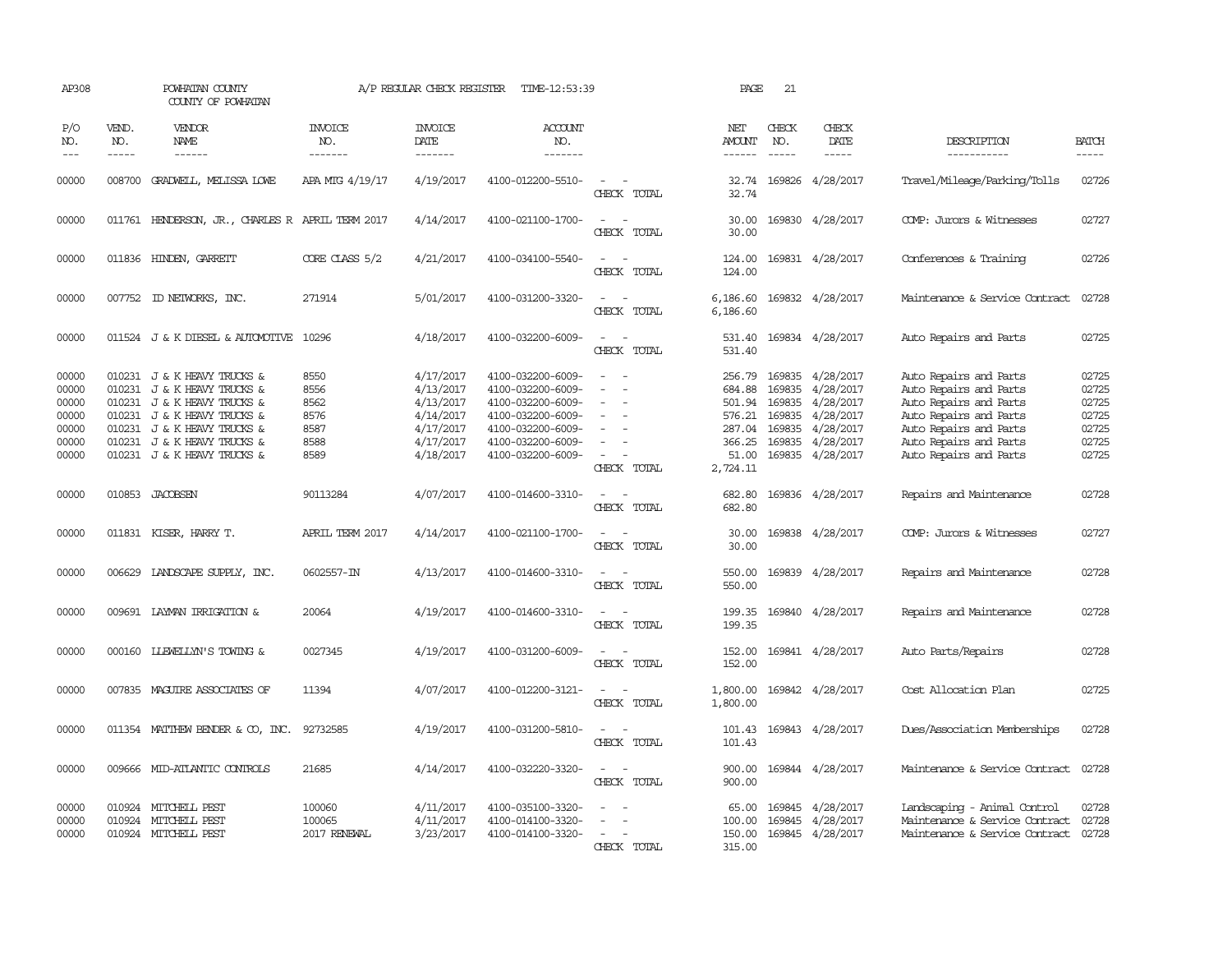AP308 POWHATAN COUNTY A/P REGULAR CHECK REGISTER TIME-12:53:39 PAGE 21
COUNTY OF POWHATAN

| P/O NO. | VEND. NO. | VENDOR NAME | INVOICE NO. | INVOICE DATE | ACCOUNT NO. | | NET AMOUNT | CHECK NO. | CHECK DATE | DESCRIPTION | BATCH |
|---|---|---|---|---|---|---|---|---|---|---|---|
| 00000 | 008700 | GRADWELL, MELISSA LOWE | APA MTG 4/19/17 | 4/19/2017 | 4100-012200-5510- | - - | 32.74 | 169826 | 4/28/2017 | Travel/Mileage/Parking/Tolls | 02726 |
| | | | | | | CHECK TOTAL | 32.74 | | | | |
| 00000 | 011761 | HENDERSON, JR., CHARLES R | APRIL TERM 2017 | 4/14/2017 | 4100-021100-1700- | - - | 30.00 | 169830 | 4/28/2017 | COMP: Jurors & Witnesses | 02727 |
| | | | | | | CHECK TOTAL | 30.00 | | | | |
| 00000 | 011836 | HINDEN, GARRETT | CORE CLASS 5/2 | 4/21/2017 | 4100-034100-5540- | - - | 124.00 | 169831 | 4/28/2017 | Conferences & Training | 02726 |
| | | | | | | CHECK TOTAL | 124.00 | | | | |
| 00000 | 007752 | ID NETWORKS, INC. | 271914 | 5/01/2017 | 4100-031200-3320- | - - | 6,186.60 | 169832 | 4/28/2017 | Maintenance & Service Contract | 02728 |
| | | | | | | CHECK TOTAL | 6,186.60 | | | | |
| 00000 | 011524 | J & K DIESEL & AUTOMOTIVE | 10296 | 4/18/2017 | 4100-032200-6009- | - - | 531.40 | 169834 | 4/28/2017 | Auto Repairs and Parts | 02725 |
| | | | | | | CHECK TOTAL | 531.40 | | | | |
| 00000 | 010231 | J & K HEAVY TRUCKS & | 8550 | 4/17/2017 | 4100-032200-6009- | - - | 256.79 | 169835 | 4/28/2017 | Auto Repairs and Parts | 02725 |
| 00000 | 010231 | J & K HEAVY TRUCKS & | 8556 | 4/13/2017 | 4100-032200-6009- | - - | 684.88 | 169835 | 4/28/2017 | Auto Repairs and Parts | 02725 |
| 00000 | 010231 | J & K HEAVY TRUCKS & | 8562 | 4/13/2017 | 4100-032200-6009- | - - | 501.94 | 169835 | 4/28/2017 | Auto Repairs and Parts | 02725 |
| 00000 | 010231 | J & K HEAVY TRUCKS & | 8576 | 4/14/2017 | 4100-032200-6009- | - - | 576.21 | 169835 | 4/28/2017 | Auto Repairs and Parts | 02725 |
| 00000 | 010231 | J & K HEAVY TRUCKS & | 8587 | 4/17/2017 | 4100-032200-6009- | - - | 287.04 | 169835 | 4/28/2017 | Auto Repairs and Parts | 02725 |
| 00000 | 010231 | J & K HEAVY TRUCKS & | 8588 | 4/17/2017 | 4100-032200-6009- | - - | 366.25 | 169835 | 4/28/2017 | Auto Repairs and Parts | 02725 |
| 00000 | 010231 | J & K HEAVY TRUCKS & | 8589 | 4/18/2017 | 4100-032200-6009- | - - | 51.00 | 169835 | 4/28/2017 | Auto Repairs and Parts | 02725 |
| | | | | | | CHECK TOTAL | 2,724.11 | | | | |
| 00000 | 010853 | JACOBSEN | 90113284 | 4/07/2017 | 4100-014600-3310- | - - | 682.80 | 169836 | 4/28/2017 | Repairs and Maintenance | 02728 |
| | | | | | | CHECK TOTAL | 682.80 | | | | |
| 00000 | 011831 | KISER, HARRY T. | APRIL TERM 2017 | 4/14/2017 | 4100-021100-1700- | - - | 30.00 | 169838 | 4/28/2017 | COMP: Jurors & Witnesses | 02727 |
| | | | | | | CHECK TOTAL | 30.00 | | | | |
| 00000 | 006629 | LANDSCAPE SUPPLY, INC. | 0602557-IN | 4/13/2017 | 4100-014600-3310- | - - | 550.00 | 169839 | 4/28/2017 | Repairs and Maintenance | 02728 |
| | | | | | | CHECK TOTAL | 550.00 | | | | |
| 00000 | 009691 | LAYMAN IRRIGATION & | 20064 | 4/19/2017 | 4100-014600-3310- | - - | 199.35 | 169840 | 4/28/2017 | Repairs and Maintenance | 02728 |
| | | | | | | CHECK TOTAL | 199.35 | | | | |
| 00000 | 000160 | LLEWELLYN'S TOWING & | 0027345 | 4/19/2017 | 4100-031200-6009- | - - | 152.00 | 169841 | 4/28/2017 | Auto Parts/Repairs | 02728 |
| | | | | | | CHECK TOTAL | 152.00 | | | | |
| 00000 | 007835 | MAGUIRE ASSOCIATES OF | 11394 | 4/07/2017 | 4100-012200-3121- | - - | 1,800.00 | 169842 | 4/28/2017 | Cost Allocation Plan | 02725 |
| | | | | | | CHECK TOTAL | 1,800.00 | | | | |
| 00000 | 011354 | MATTHEW BENDER & CO, INC. | 92732585 | 4/19/2017 | 4100-031200-5810- | - - | 101.43 | 169843 | 4/28/2017 | Dues/Association Memberships | 02728 |
| | | | | | | CHECK TOTAL | 101.43 | | | | |
| 00000 | 009666 | MID-ATLANTIC CONTROLS | 21685 | 4/14/2017 | 4100-032220-3320- | - - | 900.00 | 169844 | 4/28/2017 | Maintenance & Service Contract | 02728 |
| | | | | | | CHECK TOTAL | 900.00 | | | | |
| 00000 | 010924 | MITCHELL PEST | 100060 | 4/11/2017 | 4100-035100-3320- | - - | 65.00 | 169845 | 4/28/2017 | Landscaping - Animal Control | 02728 |
| 00000 | 010924 | MITCHELL PEST | 100065 | 4/11/2017 | 4100-014100-3320- | - - | 100.00 | 169845 | 4/28/2017 | Maintenance & Service Contract | 02728 |
| 00000 | 010924 | MITCHELL PEST | 2017 RENEWAL | 3/23/2017 | 4100-014100-3320- | - - | 150.00 | 169845 | 4/28/2017 | Maintenance & Service Contract | 02728 |
| | | | | | | CHECK TOTAL | 315.00 | | | | |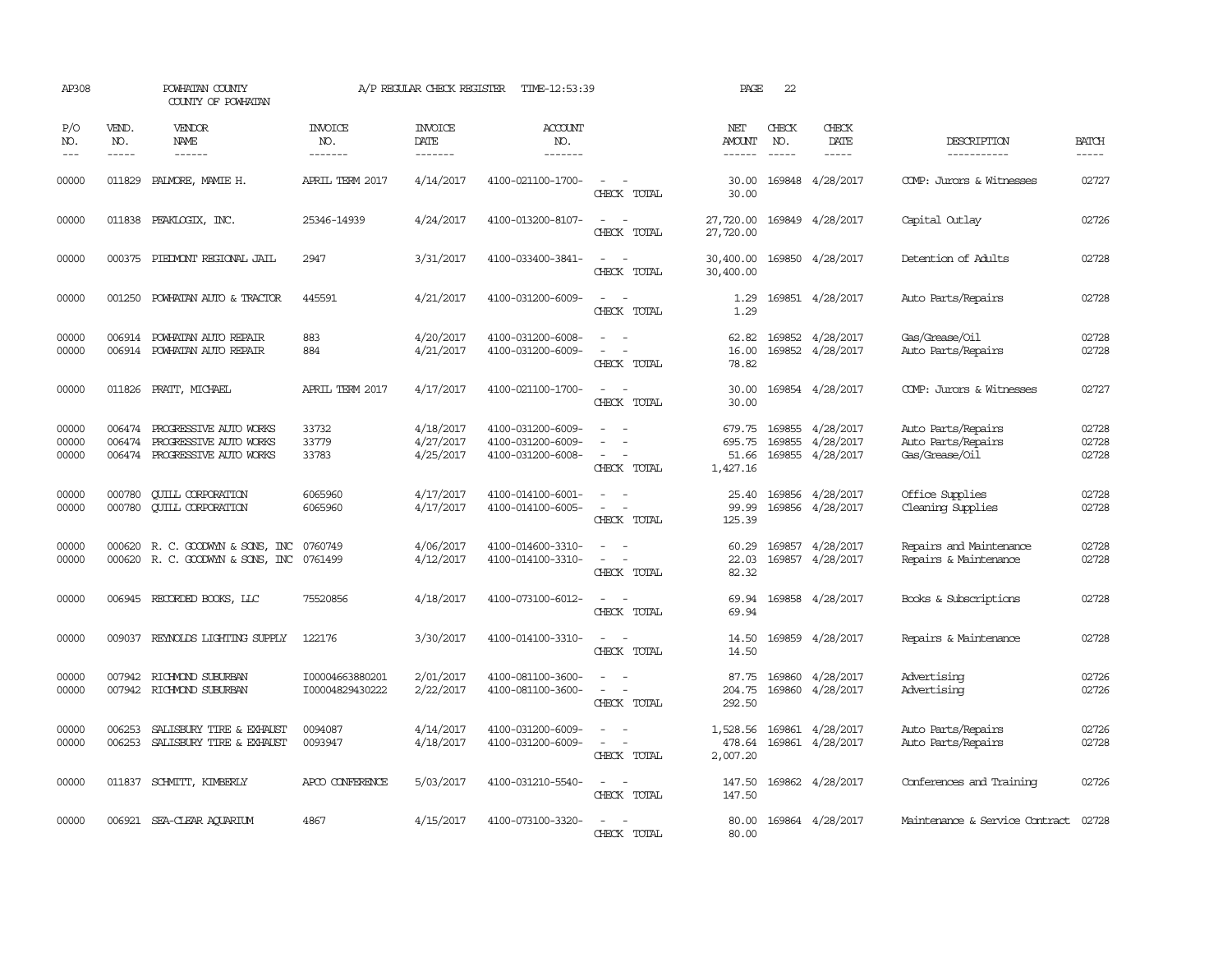AP308 POWHATAN COUNTY A/P REGULAR CHECK REGISTER TIME-12:53:39 PAGE 22

COUNTY OF POWHATAN

| P/O NO. | VEND. NO. | VENDOR NAME | INVOICE NO. | INVOICE DATE | ACCOUNT NO. | | NET AMOUNT | CHECK NO. | CHECK DATE | DESCRIPTION | BATCH |
|---|---|---|---|---|---|---|---|---|---|---|---|
| 00000 | 011829 | PALMORE, MAMIE H. | APRIL TERM 2017 | 4/14/2017 | 4100-021100-1700- | - - | 30.00 | 169848 | 4/28/2017 | COMP: Jurors & Witnesses | 02727 |
| | | | | | | CHECK TOTAL | 30.00 | | | | |
| 00000 | 011838 | PEAKLOGIX, INC. | 25346-14939 | 4/24/2017 | 4100-013200-8107- | - - | 27,720.00 | 169849 | 4/28/2017 | Capital Outlay | 02726 |
| | | | | | | CHECK TOTAL | 27,720.00 | | | | |
| 00000 | 000375 | PIEDMONT REGIONAL JAIL | 2947 | 3/31/2017 | 4100-033400-3841- | - - | 30,400.00 | 169850 | 4/28/2017 | Detention of Adults | 02728 |
| | | | | | | CHECK TOTAL | 30,400.00 | | | | |
| 00000 | 001250 | POWHATAN AUTO & TRACTOR | 445591 | 4/21/2017 | 4100-031200-6009- | - - | 1.29 | 169851 | 4/28/2017 | Auto Parts/Repairs | 02728 |
| | | | | | | CHECK TOTAL | 1.29 | | | | |
| 00000 | 006914 | POWHATAN AUTO REPAIR | 883 | 4/20/2017 | 4100-031200-6008- | - - | 62.82 | 169852 | 4/28/2017 | Gas/Grease/Oil | 02728 |
| 00000 | 006914 | POWHATAN AUTO REPAIR | 884 | 4/21/2017 | 4100-031200-6009- | - - | 16.00 | 169852 | 4/28/2017 | Auto Parts/Repairs | 02728 |
| | | | | | | CHECK TOTAL | 78.82 | | | | |
| 00000 | 011826 | PRATT, MICHAEL | APRIL TERM 2017 | 4/17/2017 | 4100-021100-1700- | - - | 30.00 | 169854 | 4/28/2017 | COMP: Jurors & Witnesses | 02727 |
| | | | | | | CHECK TOTAL | 30.00 | | | | |
| 00000 | 006474 | PROGRESSIVE AUTO WORKS | 33732 | 4/18/2017 | 4100-031200-6009- | - - | 679.75 | 169855 | 4/28/2017 | Auto Parts/Repairs | 02728 |
| 00000 | 006474 | PROGRESSIVE AUTO WORKS | 33779 | 4/27/2017 | 4100-031200-6009- | - - | 695.75 | 169855 | 4/28/2017 | Auto Parts/Repairs | 02728 |
| 00000 | 006474 | PROGRESSIVE AUTO WORKS | 33783 | 4/25/2017 | 4100-031200-6008- | - - | 51.66 | 169855 | 4/28/2017 | Gas/Grease/Oil | 02728 |
| | | | | | | CHECK TOTAL | 1,427.16 | | | | |
| 00000 | 000780 | QUILL CORPORATION | 6065960 | 4/17/2017 | 4100-014100-6001- | - - | 25.40 | 169856 | 4/28/2017 | Office Supplies | 02728 |
| 00000 | 000780 | QUILL CORPORATION | 6065960 | 4/17/2017 | 4100-014100-6005- | - - | 99.99 | 169856 | 4/28/2017 | Cleaning Supplies | 02728 |
| | | | | | | CHECK TOTAL | 125.39 | | | | |
| 00000 | 000620 | R. C. GOODWYN & SONS, INC | 0760749 | 4/06/2017 | 4100-014600-3310- | - - | 60.29 | 169857 | 4/28/2017 | Repairs and Maintenance | 02728 |
| 00000 | 000620 | R. C. GOODWYN & SONS, INC | 0761499 | 4/12/2017 | 4100-014100-3310- | - - | 22.03 | 169857 | 4/28/2017 | Repairs & Maintenance | 02728 |
| | | | | | | CHECK TOTAL | 82.32 | | | | |
| 00000 | 006945 | RECORDED BOOKS, LLC | 75520856 | 4/18/2017 | 4100-073100-6012- | - - | 69.94 | 169858 | 4/28/2017 | Books & Subscriptions | 02728 |
| | | | | | | CHECK TOTAL | 69.94 | | | | |
| 00000 | 009037 | REYNOLDS LIGHTING SUPPLY | 122176 | 3/30/2017 | 4100-014100-3310- | - - | 14.50 | 169859 | 4/28/2017 | Repairs & Maintenance | 02728 |
| | | | | | | CHECK TOTAL | 14.50 | | | | |
| 00000 | 007942 | RICHMOND SUBURBAN | I00004663880201 | 2/01/2017 | 4100-081100-3600- | - - | 87.75 | 169860 | 4/28/2017 | Advertising | 02726 |
| 00000 | 007942 | RICHMOND SUBURBAN | I00004829430222 | 2/22/2017 | 4100-081100-3600- | - - | 204.75 | 169860 | 4/28/2017 | Advertising | 02726 |
| | | | | | | CHECK TOTAL | 292.50 | | | | |
| 00000 | 006253 | SALISBURY TIRE & EXHAUST | 0094087 | 4/14/2017 | 4100-031200-6009- | - - | 1,528.56 | 169861 | 4/28/2017 | Auto Parts/Repairs | 02726 |
| 00000 | 006253 | SALISBURY TIRE & EXHAUST | 0093947 | 4/18/2017 | 4100-031200-6009- | - - | 478.64 | 169861 | 4/28/2017 | Auto Parts/Repairs | 02728 |
| | | | | | | CHECK TOTAL | 2,007.20 | | | | |
| 00000 | 011837 | SCHMITT, KIMBERLY | APCO CONFERENCE | 5/03/2017 | 4100-031210-5540- | - - | 147.50 | 169862 | 4/28/2017 | Conferences and Training | 02726 |
| | | | | | | CHECK TOTAL | 147.50 | | | | |
| 00000 | 006921 | SEA-CLEAR AQUARIUM | 4867 | 4/15/2017 | 4100-073100-3320- | - - | 80.00 | 169864 | 4/28/2017 | Maintenance & Service Contract | 02728 |
| | | | | | | CHECK TOTAL | 80.00 | | | | |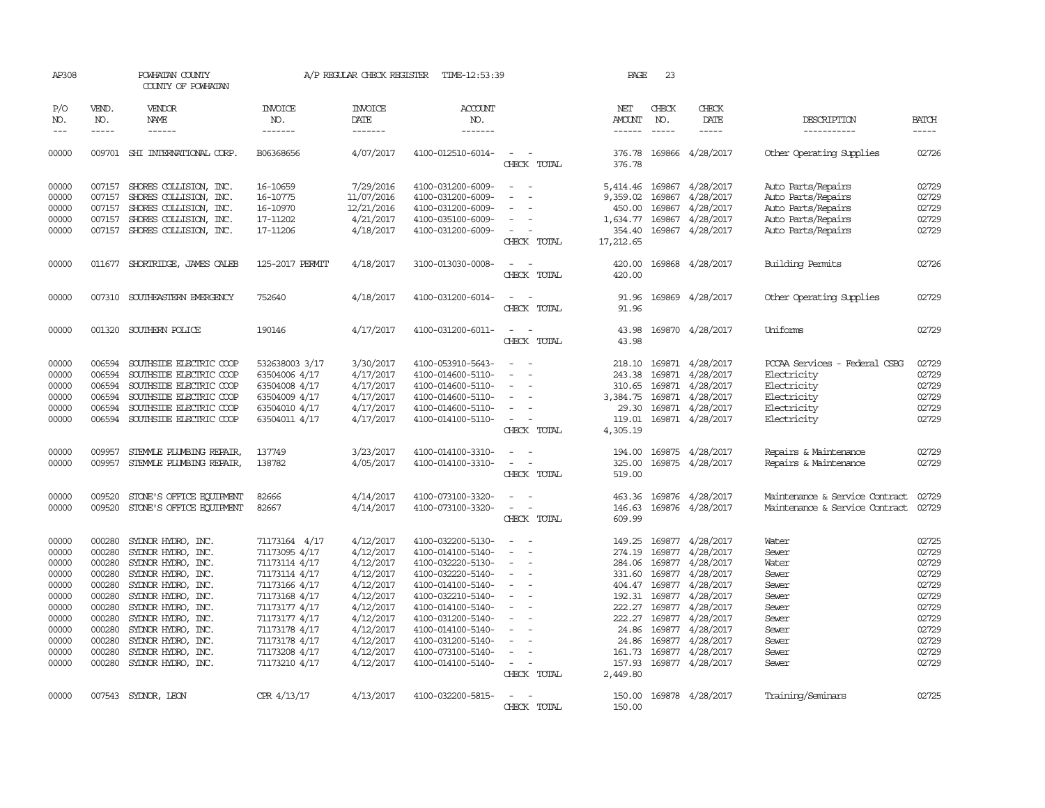AP308 POWHATAN COUNTY A/P REGULAR CHECK REGISTER TIME-12:53:39 PAGE 23

COUNTY OF POWHATAN

| P/O NO. | VEND. NO. | VENDOR NAME | INVOICE NO. | INVOICE DATE | ACCOUNT NO. | | NET AMOUNT | CHECK NO. | CHECK DATE | DESCRIPTION | BATCH |
|---|---|---|---|---|---|---|---|---|---|---|---|
| --- | ----- | ------ | ------- | ------- | ------- | | ------ | ----- | ----- | ----------- | ----- |
| 00000 | 009701 | SHI INTERNATIONAL CORP. | B06368656 | 4/07/2017 | 4100-012510-6014- | - - | 376.78 | 169866 | 4/28/2017 | Other Operating Supplies | 02726 |
| | | | | | | CHECK TOTAL | 376.78 | | | | |
| 00000 | 007157 | SHORES COLLISION, INC. | 16-10659 | 7/29/2016 | 4100-031200-6009- | - - | 5,414.46 | 169867 | 4/28/2017 | Auto Parts/Repairs | 02729 |
| 00000 | 007157 | SHORES COLLISION, INC. | 16-10775 | 11/07/2016 | 4100-031200-6009- | - - | 9,359.02 | 169867 | 4/28/2017 | Auto Parts/Repairs | 02729 |
| 00000 | 007157 | SHORES COLLISION, INC. | 16-10970 | 12/21/2016 | 4100-031200-6009- | - - | 450.00 | 169867 | 4/28/2017 | Auto Parts/Repairs | 02729 |
| 00000 | 007157 | SHORES COLLISION, INC. | 17-11202 | 4/21/2017 | 4100-035100-6009- | - - | 1,634.77 | 169867 | 4/28/2017 | Auto Parts/Repairs | 02729 |
| 00000 | 007157 | SHORES COLLISION, INC. | 17-11206 | 4/18/2017 | 4100-031200-6009- | - - | 354.40 | 169867 | 4/28/2017 | Auto Parts/Repairs | 02729 |
| | | | | | | CHECK TOTAL | 17,212.65 | | | | |
| 00000 | 011677 | SHORTRIDGE, JAMES CALEB | 125-2017 PERMIT | 4/18/2017 | 3100-013030-0008- | - - | 420.00 | 169868 | 4/28/2017 | Building Permits | 02726 |
| | | | | | | CHECK TOTAL | 420.00 | | | | |
| 00000 | 007310 | SOUTHEASTERN EMERGENCY | 752640 | 4/18/2017 | 4100-031200-6014- | - - | 91.96 | 169869 | 4/28/2017 | Other Operating Supplies | 02729 |
| | | | | | | CHECK TOTAL | 91.96 | | | | |
| 00000 | 001320 | SOUTHERN POLICE | 190146 | 4/17/2017 | 4100-031200-6011- | - - | 43.98 | 169870 | 4/28/2017 | Uniforms | 02729 |
| | | | | | | CHECK TOTAL | 43.98 | | | | |
| 00000 | 006594 | SOUTHSIDE ELECTRIC COOP | 532638003 3/17 | 3/30/2017 | 4100-053910-5643- | - - | 218.10 | 169871 | 4/28/2017 | PCCAA Services - Federal CSBG | 02729 |
| 00000 | 006594 | SOUTHSIDE ELECTRIC COOP | 63504006 4/17 | 4/17/2017 | 4100-014600-5110- | - - | 243.38 | 169871 | 4/28/2017 | Electricity | 02729 |
| 00000 | 006594 | SOUTHSIDE ELECTRIC COOP | 63504008 4/17 | 4/17/2017 | 4100-014600-5110- | - - | 310.65 | 169871 | 4/28/2017 | Electricity | 02729 |
| 00000 | 006594 | SOUTHSIDE ELECTRIC COOP | 63504009 4/17 | 4/17/2017 | 4100-014600-5110- | - - | 3,384.75 | 169871 | 4/28/2017 | Electricity | 02729 |
| 00000 | 006594 | SOUTHSIDE ELECTRIC COOP | 63504010 4/17 | 4/17/2017 | 4100-014600-5110- | - - | 29.30 | 169871 | 4/28/2017 | Electricity | 02729 |
| 00000 | 006594 | SOUTHSIDE ELECTRIC COOP | 63504011 4/17 | 4/17/2017 | 4100-014100-5110- | - - | 119.01 | 169871 | 4/28/2017 | Electricity | 02729 |
| | | | | | | CHECK TOTAL | 4,305.19 | | | | |
| 00000 | 009957 | STEMMLE PLUMBING REPAIR, | 137749 | 3/23/2017 | 4100-014100-3310- | - - | 194.00 | 169875 | 4/28/2017 | Repairs & Maintenance | 02729 |
| 00000 | 009957 | STEMMLE PLUMBING REPAIR, | 138782 | 4/05/2017 | 4100-014100-3310- | - - | 325.00 | 169875 | 4/28/2017 | Repairs & Maintenance | 02729 |
| | | | | | | CHECK TOTAL | 519.00 | | | | |
| 00000 | 009520 | STONE'S OFFICE EQUIPMENT | 82666 | 4/14/2017 | 4100-073100-3320- | - - | 463.36 | 169876 | 4/28/2017 | Maintenance & Service Contract | 02729 |
| 00000 | 009520 | STONE'S OFFICE EQUIPMENT | 82667 | 4/14/2017 | 4100-073100-3320- | - - | 146.63 | 169876 | 4/28/2017 | Maintenance & Service Contract | 02729 |
| | | | | | | CHECK TOTAL | 609.99 | | | | |
| 00000 | 000280 | SYDNOR HYDRO, INC. | 71173164 4/17 | 4/12/2017 | 4100-032200-5130- | - - | 149.25 | 169877 | 4/28/2017 | Water | 02725 |
| 00000 | 000280 | SYDNOR HYDRO, INC. | 71173095 4/17 | 4/12/2017 | 4100-014100-5140- | - - | 274.19 | 169877 | 4/28/2017 | Sewer | 02729 |
| 00000 | 000280 | SYDNOR HYDRO, INC. | 71173114 4/17 | 4/12/2017 | 4100-032220-5130- | - - | 284.06 | 169877 | 4/28/2017 | Water | 02729 |
| 00000 | 000280 | SYDNOR HYDRO, INC. | 71173114 4/17 | 4/12/2017 | 4100-032220-5140- | - - | 331.60 | 169877 | 4/28/2017 | Sewer | 02729 |
| 00000 | 000280 | SYDNOR HYDRO, INC. | 71173166 4/17 | 4/12/2017 | 4100-014100-5140- | - - | 404.47 | 169877 | 4/28/2017 | Sewer | 02729 |
| 00000 | 000280 | SYDNOR HYDRO, INC. | 71173168 4/17 | 4/12/2017 | 4100-032210-5140- | - - | 192.31 | 169877 | 4/28/2017 | Sewer | 02729 |
| 00000 | 000280 | SYDNOR HYDRO, INC. | 71173177 4/17 | 4/12/2017 | 4100-014100-5140- | - - | 222.27 | 169877 | 4/28/2017 | Sewer | 02729 |
| 00000 | 000280 | SYDNOR HYDRO, INC. | 71173177 4/17 | 4/12/2017 | 4100-031200-5140- | - - | 222.27 | 169877 | 4/28/2017 | Sewer | 02729 |
| 00000 | 000280 | SYDNOR HYDRO, INC. | 71173178 4/17 | 4/12/2017 | 4100-014100-5140- | - - | 24.86 | 169877 | 4/28/2017 | Sewer | 02729 |
| 00000 | 000280 | SYDNOR HYDRO, INC. | 71173178 4/17 | 4/12/2017 | 4100-031200-5140- | - - | 24.86 | 169877 | 4/28/2017 | Sewer | 02729 |
| 00000 | 000280 | SYDNOR HYDRO, INC. | 71173208 4/17 | 4/12/2017 | 4100-073100-5140- | - - | 161.73 | 169877 | 4/28/2017 | Sewer | 02729 |
| 00000 | 000280 | SYDNOR HYDRO, INC. | 71173210 4/17 | 4/12/2017 | 4100-014100-5140- | - - | 157.93 | 169877 | 4/28/2017 | Sewer | 02729 |
| | | | | | | CHECK TOTAL | 2,449.80 | | | | |
| 00000 | 007543 | SYDNOR, LEON | CPR 4/13/17 | 4/13/2017 | 4100-032200-5815- | - - | 150.00 | 169878 | 4/28/2017 | Training/Seminars | 02725 |
| | | | | | | CHECK TOTAL | 150.00 | | | | |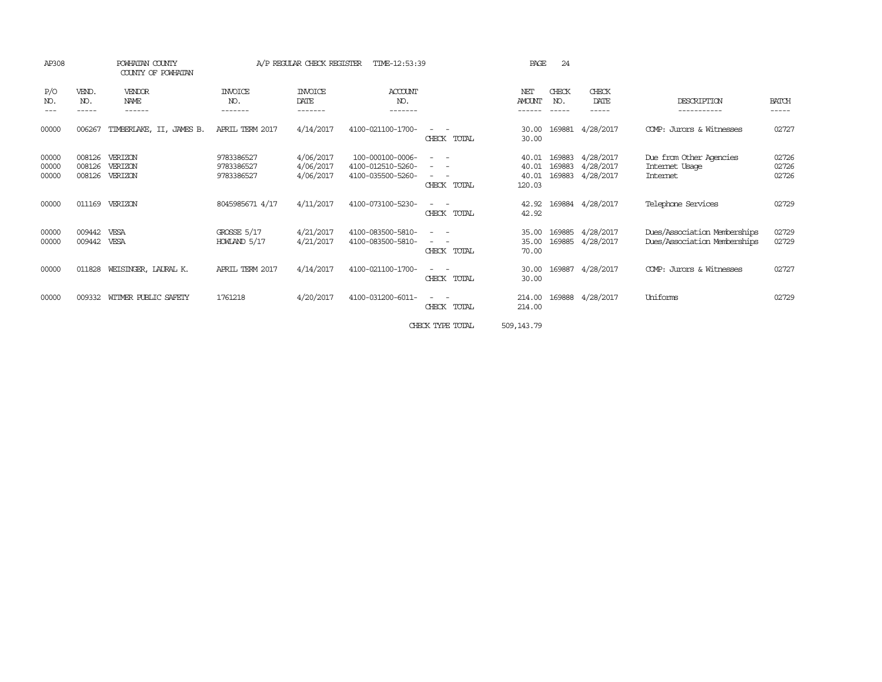AP308 POWHATAN COUNTY A/P REGULAR CHECK REGISTER TIME-12:53:39 PAGE 24
COUNTY OF POWHATAN

| P/O NO. | VEND. NO. | VENDOR NAME | INVOICE NO. | INVOICE DATE | ACCOUNT NO. | | NET AMOUNT | CHECK NO. | CHECK DATE | DESCRIPTION | BATCH |
|---|---|---|---|---|---|---|---|---|---|---|---|
| 00000 | 006267 | TIMBERLAKE, II, JAMES B. | APRIL TERM 2017 | 4/14/2017 | 4100-021100-1700- | - - | 30.00 | 169881 | 4/28/2017 | COMP: Jurors & Witnesses | 02727 |
| | | | | | | CHECK TOTAL | 30.00 | | | | |
| 00000 | 008126 | VERIZON | 9783386527 | 4/06/2017 | 100-000100-0006- | - - | 40.01 | 169883 | 4/28/2017 | Due from Other Agencies | 02726 |
| 00000 | 008126 | VERIZON | 9783386527 | 4/06/2017 | 4100-012510-5260- | - - | 40.01 | 169883 | 4/28/2017 | Internet Usage | 02726 |
| 00000 | 008126 | VERIZON | 9783386527 | 4/06/2017 | 4100-035500-5260- | - - | 40.01 | 169883 | 4/28/2017 | Internet | 02726 |
| | | | | | | CHECK TOTAL | 120.03 | | | | |
| 00000 | 011169 | VERIZON | 8045985671 4/17 | 4/11/2017 | 4100-073100-5230- | - - | 42.92 | 169884 | 4/28/2017 | Telephone Services | 02729 |
| | | | | | | CHECK TOTAL | 42.92 | | | | |
| 00000 | 009442 | VESA | GROSSE 5/17 | 4/21/2017 | 4100-083500-5810- | - - | 35.00 | 169885 | 4/28/2017 | Dues/Association Memberships | 02729 |
| 00000 | 009442 | VESA | HOWLAND 5/17 | 4/21/2017 | 4100-083500-5810- | - - | 35.00 | 169885 | 4/28/2017 | Dues/Association Memberships | 02729 |
| | | | | | | CHECK TOTAL | 70.00 | | | | |
| 00000 | 011828 | WEISINGER, LAURAL K. | APRIL TERM 2017 | 4/14/2017 | 4100-021100-1700- | - - | 30.00 | 169887 | 4/28/2017 | COMP: Jurors & Witnesses | 02727 |
| | | | | | | CHECK TOTAL | 30.00 | | | | |
| 00000 | 009332 | WITMER PUBLIC SAFETY | 1761218 | 4/20/2017 | 4100-031200-6011- | - - | 214.00 | 169888 | 4/28/2017 | Uniforms | 02729 |
| | | | | | | CHECK TOTAL | 214.00 | | | | |
| | | | | | | CHECK TYPE TOTAL | 509,143.79 | | | | |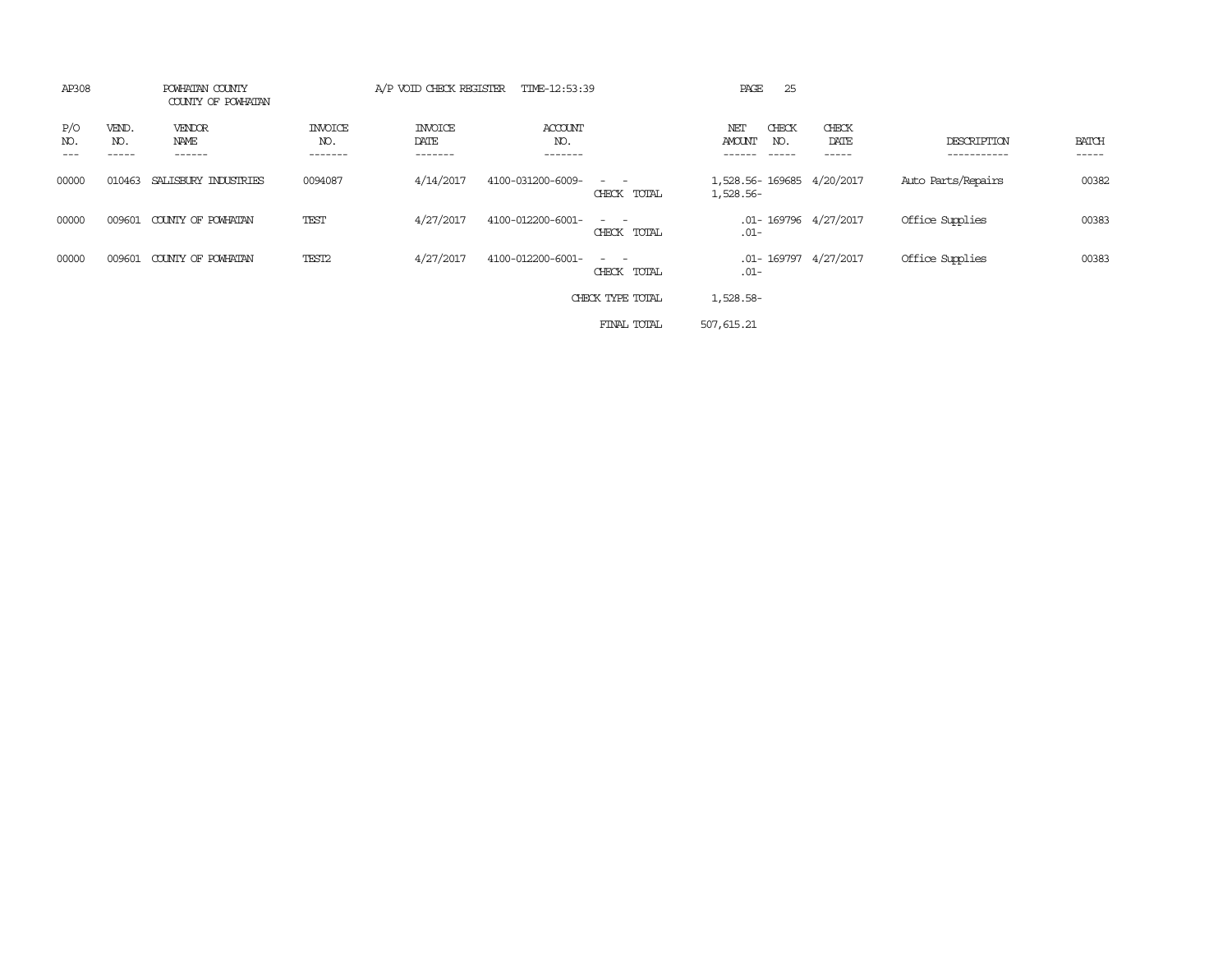AP308 POWHATAN COUNTY A/P VOID CHECK REGISTER TIME-12:53:39

COUNTY OF POWHATAN

| P/O NO. | VEND. NO. | VENDOR NAME | INVOICE NO. | INVOICE DATE | ACCOUNT NO. | | NET AMOUNT | CHECK NO. | CHECK DATE | DESCRIPTION | BATCH |
|---|---|---|---|---|---|---|---|---|---|---|---|
| 00000 | 010463 | SALISBURY INDUSTRIES | 0094087 | 4/14/2017 | 4100-031200-6009- | - - | 1,528.56- | 169685 | 4/20/2017 | Auto Parts/Repairs | 00382 |
| | | | | | | CHECK TOTAL | 1,528.56- | | | | |
| 00000 | 009601 | COUNTY OF POWHATAN | TEST | 4/27/2017 | 4100-012200-6001- | - - | .01- | 169796 | 4/27/2017 | Office Supplies | 00383 |
| | | | | | | CHECK TOTAL | .01- | | | | |
| 00000 | 009601 | COUNTY OF POWHATAN | TEST2 | 4/27/2017 | 4100-012200-6001- | - - | .01- | 169797 | 4/27/2017 | Office Supplies | 00383 |
| | | | | | | CHECK TOTAL | .01- | | | | |
| | | | | | | CHECK TYPE TOTAL | 1,528.58- | | | | |
| | | | | | | FINAL TOTAL | 507,615.21 | | | | |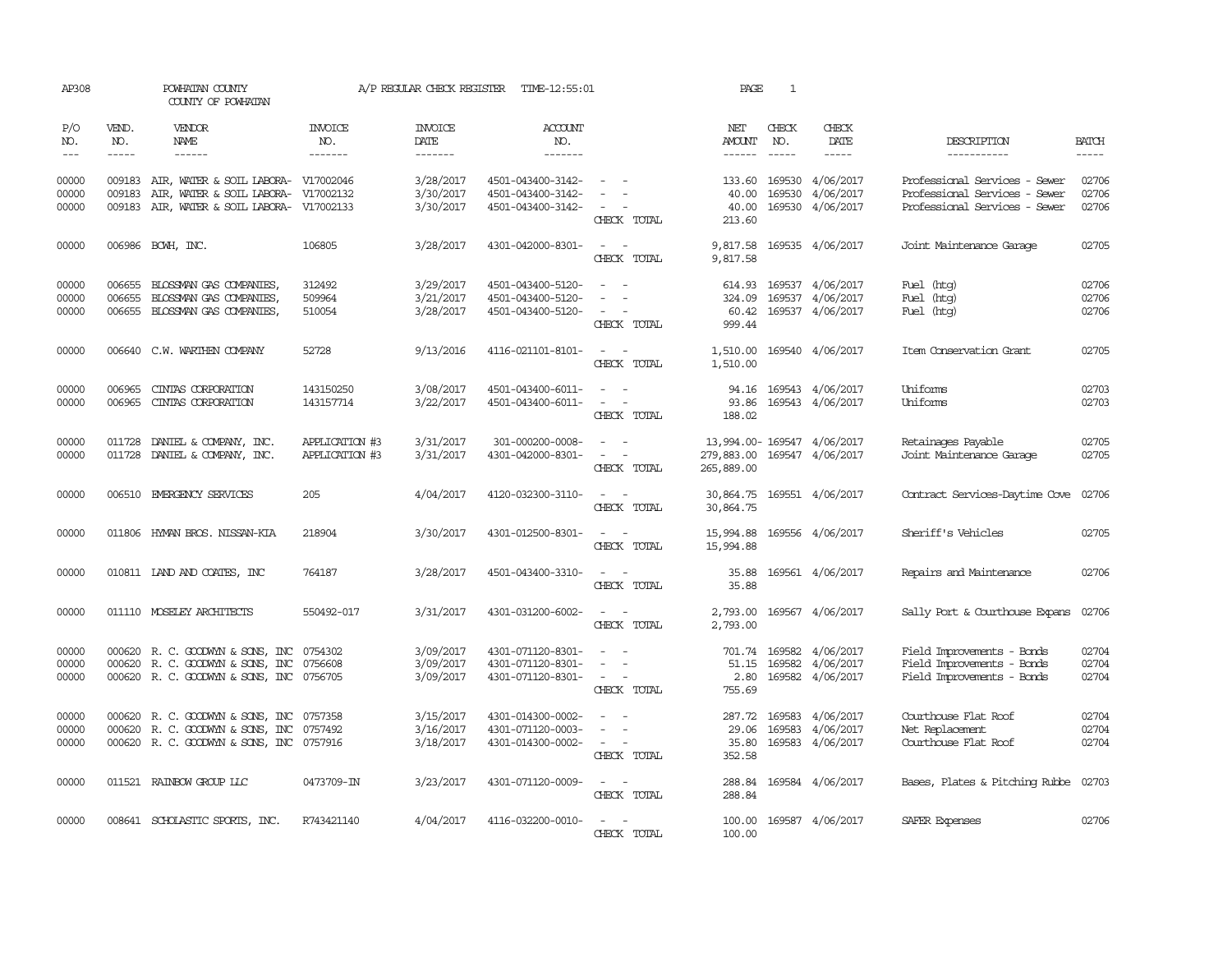AP308 POWHATAN COUNTY A/P REGULAR CHECK REGISTER TIME-12:55:01 PAGE 1

COUNTY OF POWHATAN

| P/O NO. | VEND. NO. | VENDOR NAME | INVOICE NO. | INVOICE DATE | ACCOUNT NO. | | NET AMOUNT | CHECK NO. | CHECK DATE | DESCRIPTION | BATCH |
|---|---|---|---|---|---|---|---|---|---|---|---|
| 00000 | 009183 | AIR, WATER & SOIL LABORA- | V17002046 | 3/28/2017 | 4501-043400-3142- | - - | 133.60 | 169530 | 4/06/2017 | Professional Services - Sewer | 02706 |
| 00000 | 009183 | AIR, WATER & SOIL LABORA- | V17002132 | 3/30/2017 | 4501-043400-3142- | - - | 40.00 | 169530 | 4/06/2017 | Professional Services - Sewer | 02706 |
| 00000 | 009183 | AIR, WATER & SOIL LABORA- | V17002133 | 3/30/2017 | 4501-043400-3142- | - - | 40.00 | 169530 | 4/06/2017 | Professional Services - Sewer | 02706 |
| | | | | | | CHECK TOTAL | 213.60 | | | | |
| 00000 | 006986 | BCWH, INC. | 106805 | 3/28/2017 | 4301-042000-8301- | - - | 9,817.58 | 169535 | 4/06/2017 | Joint Maintenance Garage | 02705 |
| | | | | | | CHECK TOTAL | 9,817.58 | | | | |
| 00000 | 006655 | BLOSSMAN GAS COMPANIES, | 312492 | 3/29/2017 | 4501-043400-5120- | - - | 614.93 | 169537 | 4/06/2017 | Fuel (htg) | 02706 |
| 00000 | 006655 | BLOSSMAN GAS COMPANIES, | 509964 | 3/21/2017 | 4501-043400-5120- | - - | 324.09 | 169537 | 4/06/2017 | Fuel (htg) | 02706 |
| 00000 | 006655 | BLOSSMAN GAS COMPANIES, | 510054 | 3/28/2017 | 4501-043400-5120- | - - | 60.42 | 169537 | 4/06/2017 | Fuel (htg) | 02706 |
| | | | | | | CHECK TOTAL | 999.44 | | | | |
| 00000 | 006640 | C.W. WARTHEN COMPANY | 52728 | 9/13/2016 | 4116-021101-8101- | - - | 1,510.00 | 169540 | 4/06/2017 | Item Conservation Grant | 02705 |
| | | | | | | CHECK TOTAL | 1,510.00 | | | | |
| 00000 | 006965 | CINTAS CORPORATION | 143150250 | 3/08/2017 | 4501-043400-6011- | - - | 94.16 | 169543 | 4/06/2017 | Uniforms | 02703 |
| 00000 | 006965 | CINTAS CORPORATION | 143157714 | 3/22/2017 | 4501-043400-6011- | - - | 93.86 | 169543 | 4/06/2017 | Uniforms | 02703 |
| | | | | | | CHECK TOTAL | 188.02 | | | | |
| 00000 | 011728 | DANIEL & COMPANY, INC. | APPLICATION #3 | 3/31/2017 | 301-000200-0008- | - - | 13,994.00- | 169547 | 4/06/2017 | Retainages Payable | 02705 |
| 00000 | 011728 | DANIEL & COMPANY, INC. | APPLICATION #3 | 3/31/2017 | 4301-042000-8301- | - - | 279,883.00 | 169547 | 4/06/2017 | Joint Maintenance Garage | 02705 |
| | | | | | | CHECK TOTAL | 265,889.00 | | | | |
| 00000 | 006510 | EMERGENCY SERVICES | 205 | 4/04/2017 | 4120-032300-3110- | - - | 30,864.75 | 169551 | 4/06/2017 | Contract Services-Daytime Cove | 02706 |
| | | | | | | CHECK TOTAL | 30,864.75 | | | | |
| 00000 | 011806 | HYMAN BROS. NISSAN-KIA | 218904 | 3/30/2017 | 4301-012500-8301- | - - | 15,994.88 | 169556 | 4/06/2017 | Sheriff's Vehicles | 02705 |
| | | | | | | CHECK TOTAL | 15,994.88 | | | | |
| 00000 | 010811 | LAND AND COATES, INC | 764187 | 3/28/2017 | 4501-043400-3310- | - - | 35.88 | 169561 | 4/06/2017 | Repairs and Maintenance | 02706 |
| | | | | | | CHECK TOTAL | 35.88 | | | | |
| 00000 | 011110 | MOSELEY ARCHITECTS | 550492-017 | 3/31/2017 | 4301-031200-6002- | - - | 2,793.00 | 169567 | 4/06/2017 | Sally Port & Courthouse Expans | 02706 |
| | | | | | | CHECK TOTAL | 2,793.00 | | | | |
| 00000 | 000620 | R. C. GOODWYN & SONS, INC | 0754302 | 3/09/2017 | 4301-071120-8301- | - - | 701.74 | 169582 | 4/06/2017 | Field Improvements - Bonds | 02704 |
| 00000 | 000620 | R. C. GOODWYN & SONS, INC | 0756608 | 3/09/2017 | 4301-071120-8301- | - - | 51.15 | 169582 | 4/06/2017 | Field Improvements - Bonds | 02704 |
| 00000 | 000620 | R. C. GOODWYN & SONS, INC | 0756705 | 3/09/2017 | 4301-071120-8301- | - - | 2.80 | 169582 | 4/06/2017 | Field Improvements - Bonds | 02704 |
| | | | | | | CHECK TOTAL | 755.69 | | | | |
| 00000 | 000620 | R. C. GOODWYN & SONS, INC | 0757358 | 3/15/2017 | 4301-014300-0002- | - - | 287.72 | 169583 | 4/06/2017 | Courthouse Flat Roof | 02704 |
| 00000 | 000620 | R. C. GOODWYN & SONS, INC | 0757492 | 3/16/2017 | 4301-071120-0003- | - - | 29.06 | 169583 | 4/06/2017 | Net Replacement | 02704 |
| 00000 | 000620 | R. C. GOODWYN & SONS, INC | 0757916 | 3/18/2017 | 4301-014300-0002- | - - | 35.80 | 169583 | 4/06/2017 | Courthouse Flat Roof | 02704 |
| | | | | | | CHECK TOTAL | 352.58 | | | | |
| 00000 | 011521 | RAINBOW GROUP LLC | 0473709-IN | 3/23/2017 | 4301-071120-0009- | - - | 288.84 | 169584 | 4/06/2017 | Bases, Plates & Pitching Rubbe | 02703 |
| | | | | | | CHECK TOTAL | 288.84 | | | | |
| 00000 | 008641 | SCHOLASTIC SPORTS, INC. | R743421140 | 4/04/2017 | 4116-032200-0010- | - - | 100.00 | 169587 | 4/06/2017 | SAFER Expenses | 02706 |
| | | | | | | CHECK TOTAL | 100.00 | | | | |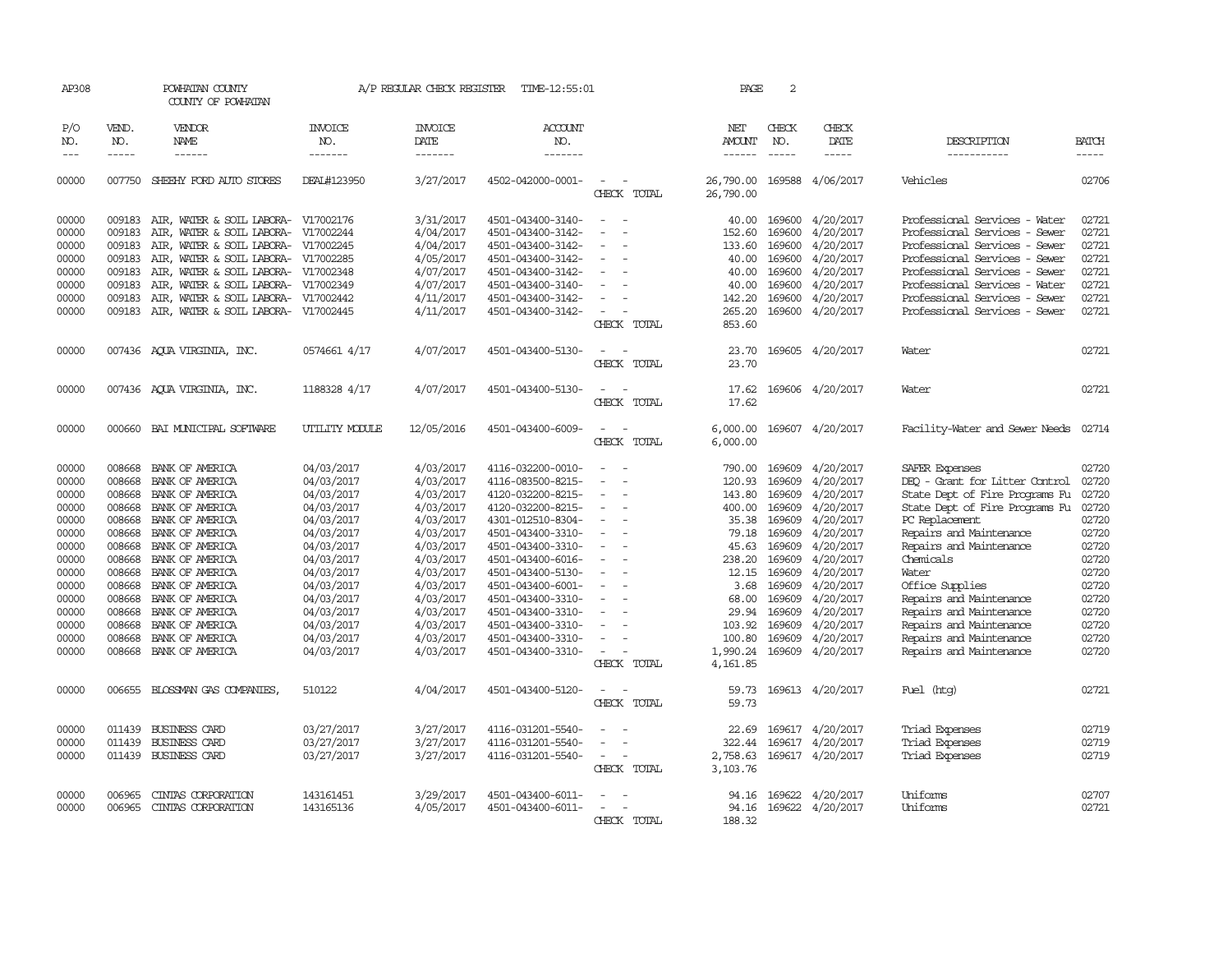AP308 POWHATAN COUNTY A/P REGULAR CHECK REGISTER TIME-12:55:01 PAGE 2

COUNTY OF POWHATAN

| P/O NO. | VEND. NO. | VENDOR NAME | INVOICE NO. | INVOICE DATE | ACCOUNT NO. | | NET AMOUNT | CHECK NO. | CHECK DATE | DESCRIPTION | BATCH |
|---|---|---|---|---|---|---|---|---|---|---|---|
| --- | ----- | ------ | ------- | ------- | ------- | | ------ | ----- | ----- | ----------- | ----- |
| 00000 | 007750 | SHEEHY FORD AUTO STORES | DEAL#123950 | 3/27/2017 | 4502-042000-0001- | - - | 26,790.00 | 169588 | 4/06/2017 | Vehicles | 02706 |
| | | | | | | CHECK TOTAL | 26,790.00 | | | | |
| 00000 | 009183 | AIR, WATER & SOIL LABORA- | V17002176 | 3/31/2017 | 4501-043400-3140- | - - | 40.00 | 169600 | 4/20/2017 | Professional Services - Water | 02721 |
| 00000 | 009183 | AIR, WATER & SOIL LABORA- | V17002244 | 4/04/2017 | 4501-043400-3142- | - - | 152.60 | 169600 | 4/20/2017 | Professional Services - Sewer | 02721 |
| 00000 | 009183 | AIR, WATER & SOIL LABORA- | V17002245 | 4/04/2017 | 4501-043400-3142- | - - | 133.60 | 169600 | 4/20/2017 | Professional Services - Sewer | 02721 |
| 00000 | 009183 | AIR, WATER & SOIL LABORA- | V17002285 | 4/05/2017 | 4501-043400-3142- | - - | 40.00 | 169600 | 4/20/2017 | Professional Services - Sewer | 02721 |
| 00000 | 009183 | AIR, WATER & SOIL LABORA- | V17002348 | 4/07/2017 | 4501-043400-3142- | - - | 40.00 | 169600 | 4/20/2017 | Professional Services - Sewer | 02721 |
| 00000 | 009183 | AIR, WATER & SOIL LABORA- | V17002349 | 4/07/2017 | 4501-043400-3140- | - - | 40.00 | 169600 | 4/20/2017 | Professional Services - Water | 02721 |
| 00000 | 009183 | AIR, WATER & SOIL LABORA- | V17002442 | 4/11/2017 | 4501-043400-3142- | - - | 142.20 | 169600 | 4/20/2017 | Professional Services - Sewer | 02721 |
| 00000 | 009183 | AIR, WATER & SOIL LABORA- | V17002445 | 4/11/2017 | 4501-043400-3142- | - - | 265.20 | 169600 | 4/20/2017 | Professional Services - Sewer | 02721 |
| | | | | | | CHECK TOTAL | 853.60 | | | | |
| 00000 | 007436 | AQUA VIRGINIA, INC. | 0574661 4/17 | 4/07/2017 | 4501-043400-5130- | - - | 23.70 | 169605 | 4/20/2017 | Water | 02721 |
| | | | | | | CHECK TOTAL | 23.70 | | | | |
| 00000 | 007436 | AQUA VIRGINIA, INC. | 1188328 4/17 | 4/07/2017 | 4501-043400-5130- | - - | 17.62 | 169606 | 4/20/2017 | Water | 02721 |
| | | | | | | CHECK TOTAL | 17.62 | | | | |
| 00000 | 000660 | BAI MUNICIPAL SOFTWARE | UTILITY MODULE | 12/05/2016 | 4501-043400-6009- | - - | 6,000.00 | 169607 | 4/20/2017 | Facility-Water and Sewer Needs | 02714 |
| | | | | | | CHECK TOTAL | 6,000.00 | | | | |
| 00000 | 008668 | BANK OF AMERICA | 04/03/2017 | 4/03/2017 | 4116-032200-0010- | - - | 790.00 | 169609 | 4/20/2017 | SAFER Expenses | 02720 |
| 00000 | 008668 | BANK OF AMERICA | 04/03/2017 | 4/03/2017 | 4116-083500-8215- | - - | 120.93 | 169609 | 4/20/2017 | DEQ - Grant for Litter Control | 02720 |
| 00000 | 008668 | BANK OF AMERICA | 04/03/2017 | 4/03/2017 | 4120-032200-8215- | - - | 143.80 | 169609 | 4/20/2017 | State Dept of Fire Programs Fu | 02720 |
| 00000 | 008668 | BANK OF AMERICA | 04/03/2017 | 4/03/2017 | 4120-032200-8215- | - - | 400.00 | 169609 | 4/20/2017 | State Dept of Fire Programs Fu | 02720 |
| 00000 | 008668 | BANK OF AMERICA | 04/03/2017 | 4/03/2017 | 4301-012510-8304- | - - | 35.38 | 169609 | 4/20/2017 | PC Replacement | 02720 |
| 00000 | 008668 | BANK OF AMERICA | 04/03/2017 | 4/03/2017 | 4501-043400-3310- | - - | 79.18 | 169609 | 4/20/2017 | Repairs and Maintenance | 02720 |
| 00000 | 008668 | BANK OF AMERICA | 04/03/2017 | 4/03/2017 | 4501-043400-3310- | - - | 45.63 | 169609 | 4/20/2017 | Repairs and Maintenance | 02720 |
| 00000 | 008668 | BANK OF AMERICA | 04/03/2017 | 4/03/2017 | 4501-043400-6016- | - - | 238.20 | 169609 | 4/20/2017 | Chemicals | 02720 |
| 00000 | 008668 | BANK OF AMERICA | 04/03/2017 | 4/03/2017 | 4501-043400-5130- | - - | 12.15 | 169609 | 4/20/2017 | Water | 02720 |
| 00000 | 008668 | BANK OF AMERICA | 04/03/2017 | 4/03/2017 | 4501-043400-6001- | - - | 3.68 | 169609 | 4/20/2017 | Office Supplies | 02720 |
| 00000 | 008668 | BANK OF AMERICA | 04/03/2017 | 4/03/2017 | 4501-043400-3310- | - - | 68.00 | 169609 | 4/20/2017 | Repairs and Maintenance | 02720 |
| 00000 | 008668 | BANK OF AMERICA | 04/03/2017 | 4/03/2017 | 4501-043400-3310- | - - | 29.94 | 169609 | 4/20/2017 | Repairs and Maintenance | 02720 |
| 00000 | 008668 | BANK OF AMERICA | 04/03/2017 | 4/03/2017 | 4501-043400-3310- | - - | 103.92 | 169609 | 4/20/2017 | Repairs and Maintenance | 02720 |
| 00000 | 008668 | BANK OF AMERICA | 04/03/2017 | 4/03/2017 | 4501-043400-3310- | - - | 100.80 | 169609 | 4/20/2017 | Repairs and Maintenance | 02720 |
| 00000 | 008668 | BANK OF AMERICA | 04/03/2017 | 4/03/2017 | 4501-043400-3310- | - - | 1,990.24 | 169609 | 4/20/2017 | Repairs and Maintenance | 02720 |
| | | | | | | CHECK TOTAL | 4,161.85 | | | | |
| 00000 | 006655 | BLOSSMAN GAS COMPANIES, | 510122 | 4/04/2017 | 4501-043400-5120- | - - | 59.73 | 169613 | 4/20/2017 | Fuel (htg) | 02721 |
| | | | | | | CHECK TOTAL | 59.73 | | | | |
| 00000 | 011439 | BUSINESS CARD | 03/27/2017 | 3/27/2017 | 4116-031201-5540- | - - | 22.69 | 169617 | 4/20/2017 | Triad Expenses | 02719 |
| 00000 | 011439 | BUSINESS CARD | 03/27/2017 | 3/27/2017 | 4116-031201-5540- | - - | 322.44 | 169617 | 4/20/2017 | Triad Expenses | 02719 |
| 00000 | 011439 | BUSINESS CARD | 03/27/2017 | 3/27/2017 | 4116-031201-5540- | - - | 2,758.63 | 169617 | 4/20/2017 | Triad Expenses | 02719 |
| | | | | | | CHECK TOTAL | 3,103.76 | | | | |
| 00000 | 006965 | CINTAS CORPORATION | 143161451 | 3/29/2017 | 4501-043400-6011- | - - | 94.16 | 169622 | 4/20/2017 | Uniforms | 02707 |
| 00000 | 006965 | CINTAS CORPORATION | 143165136 | 4/05/2017 | 4501-043400-6011- | - - | 94.16 | 169622 | 4/20/2017 | Uniforms | 02721 |
| | | | | | | CHECK TOTAL | 188.32 | | | | |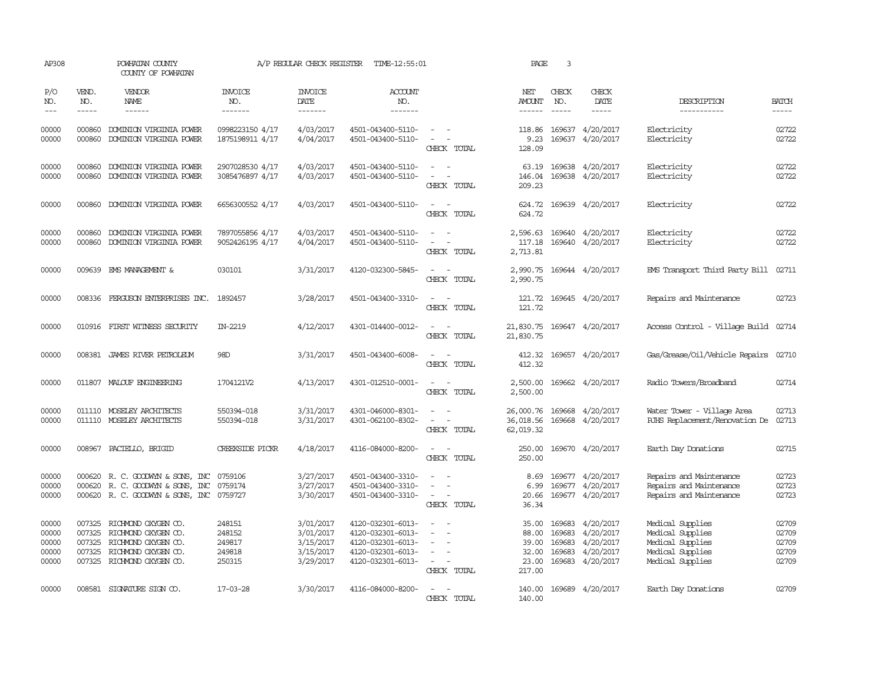AP308 POWHATAN COUNTY A/P REGULAR CHECK REGISTER TIME-12:55:01 PAGE 3

COUNTY OF POWHATAN

| P/O NO. | VEND. NO. | VENDOR NAME | INVOICE NO. | INVOICE DATE | ACCOUNT NO. | | NET AMOUNT | CHECK NO. | CHECK DATE | DESCRIPTION | BATCH |
|---|---|---|---|---|---|---|---|---|---|---|---|
| --- | ----- | ------ | ------- | ------- | ------- | | ------ | ----- | ----- | ----------- | ----- |
| 00000 | 000860 | DOMINION VIRGINIA POWER | 0998223150 4/17 | 4/03/2017 | 4501-043400-5110- | - - | 118.86 | 169637 | 4/20/2017 | Electricity | 02722 |
| 00000 | 000860 | DOMINION VIRGINIA POWER | 1875198911 4/17 | 4/04/2017 | 4501-043400-5110- | - - | 9.23 | 169637 | 4/20/2017 | Electricity | 02722 |
| | | | | | | CHECK TOTAL | 128.09 | | | | |
| 00000 | 000860 | DOMINION VIRGINIA POWER | 2907028530 4/17 | 4/03/2017 | 4501-043400-5110- | - - | 63.19 | 169638 | 4/20/2017 | Electricity | 02722 |
| 00000 | 000860 | DOMINION VIRGINIA POWER | 3085476897 4/17 | 4/03/2017 | 4501-043400-5110- | - - | 146.04 | 169638 | 4/20/2017 | Electricity | 02722 |
| | | | | | | CHECK TOTAL | 209.23 | | | | |
| 00000 | 000860 | DOMINION VIRGINIA POWER | 6656300552 4/17 | 4/03/2017 | 4501-043400-5110- | - - | 624.72 | 169639 | 4/20/2017 | Electricity | 02722 |
| | | | | | | CHECK TOTAL | 624.72 | | | | |
| 00000 | 000860 | DOMINION VIRGINIA POWER | 7897055856 4/17 | 4/03/2017 | 4501-043400-5110- | - - | 2,596.63 | 169640 | 4/20/2017 | Electricity | 02722 |
| 00000 | 000860 | DOMINION VIRGINIA POWER | 9052426195 4/17 | 4/04/2017 | 4501-043400-5110- | - - | 117.18 | 169640 | 4/20/2017 | Electricity | 02722 |
| | | | | | | CHECK TOTAL | 2,713.81 | | | | |
| 00000 | 009639 | EMS MANAGEMENT & | 030101 | 3/31/2017 | 4120-032300-5845- | - - | 2,990.75 | 169644 | 4/20/2017 | EMS Transport Third Party Bill | 02711 |
| | | | | | | CHECK TOTAL | 2,990.75 | | | | |
| 00000 | 008336 | FERGUSON ENTERPRISES INC. | 1892457 | 3/28/2017 | 4501-043400-3310- | - - | 121.72 | 169645 | 4/20/2017 | Repairs and Maintenance | 02723 |
| | | | | | | CHECK TOTAL | 121.72 | | | | |
| 00000 | 010916 | FIRST WITNESS SECURITY | IN-2219 | 4/12/2017 | 4301-014400-0012- | - - | 21,830.75 | 169647 | 4/20/2017 | Access Control - Village Build | 02714 |
| | | | | | | CHECK TOTAL | 21,830.75 | | | | |
| 00000 | 008381 | JAMES RIVER PETROLEUM | 98D | 3/31/2017 | 4501-043400-6008- | - - | 412.32 | 169657 | 4/20/2017 | Gas/Grease/Oil/Vehicle Repairs | 02710 |
| | | | | | | CHECK TOTAL | 412.32 | | | | |
| 00000 | 011807 | MALOUF ENGINEERING | 1704121V2 | 4/13/2017 | 4301-012510-0001- | - - | 2,500.00 | 169662 | 4/20/2017 | Radio Towers/Broadband | 02714 |
| | | | | | | CHECK TOTAL | 2,500.00 | | | | |
| 00000 | 011110 | MOSELEY ARCHITECTS | 550394-018 | 3/31/2017 | 4301-046000-8301- | - - | 26,000.76 | 169668 | 4/20/2017 | Water Tower - Village Area | 02713 |
| 00000 | 011110 | MOSELEY ARCHITECTS | 550394-018 | 3/31/2017 | 4301-062100-8302- | - - | 36,018.56 | 169668 | 4/20/2017 | PJHS Replacement/Renovation De | 02713 |
| | | | | | | CHECK TOTAL | 62,019.32 | | | | |
| 00000 | 008967 | PACIELLO, BRIGID | CREEKSIDE PICKR | 4/18/2017 | 4116-084000-8200- | - - | 250.00 | 169670 | 4/20/2017 | Earth Day Donations | 02715 |
| | | | | | | CHECK TOTAL | 250.00 | | | | |
| 00000 | 000620 | R. C. GOODWYN & SONS, INC | 0759106 | 3/27/2017 | 4501-043400-3310- | - - | 8.69 | 169677 | 4/20/2017 | Repairs and Maintenance | 02723 |
| 00000 | 000620 | R. C. GOODWYN & SONS, INC | 0759174 | 3/27/2017 | 4501-043400-3310- | - - | 6.99 | 169677 | 4/20/2017 | Repairs and Maintenance | 02723 |
| 00000 | 000620 | R. C. GOODWYN & SONS, INC | 0759727 | 3/30/2017 | 4501-043400-3310- | - - | 20.66 | 169677 | 4/20/2017 | Repairs and Maintenance | 02723 |
| | | | | | | CHECK TOTAL | 36.34 | | | | |
| 00000 | 007325 | RICHMOND OXYGEN CO. | 248151 | 3/01/2017 | 4120-032301-6013- | - - | 35.00 | 169683 | 4/20/2017 | Medical Supplies | 02709 |
| 00000 | 007325 | RICHMOND OXYGEN CO. | 248152 | 3/01/2017 | 4120-032301-6013- | - - | 88.00 | 169683 | 4/20/2017 | Medical Supplies | 02709 |
| 00000 | 007325 | RICHMOND OXYGEN CO. | 249817 | 3/15/2017 | 4120-032301-6013- | - - | 39.00 | 169683 | 4/20/2017 | Medical Supplies | 02709 |
| 00000 | 007325 | RICHMOND OXYGEN CO. | 249818 | 3/15/2017 | 4120-032301-6013- | - - | 32.00 | 169683 | 4/20/2017 | Medical Supplies | 02709 |
| 00000 | 007325 | RICHMOND OXYGEN CO. | 250315 | 3/29/2017 | 4120-032301-6013- | - - | 23.00 | 169683 | 4/20/2017 | Medical Supplies | 02709 |
| | | | | | | CHECK TOTAL | 217.00 | | | | |
| 00000 | 008581 | SIGNATURE SIGN CO. | 17-03-28 | 3/30/2017 | 4116-084000-8200- | - - | 140.00 | 169689 | 4/20/2017 | Earth Day Donations | 02709 |
| | | | | | | CHECK TOTAL | 140.00 | | | | |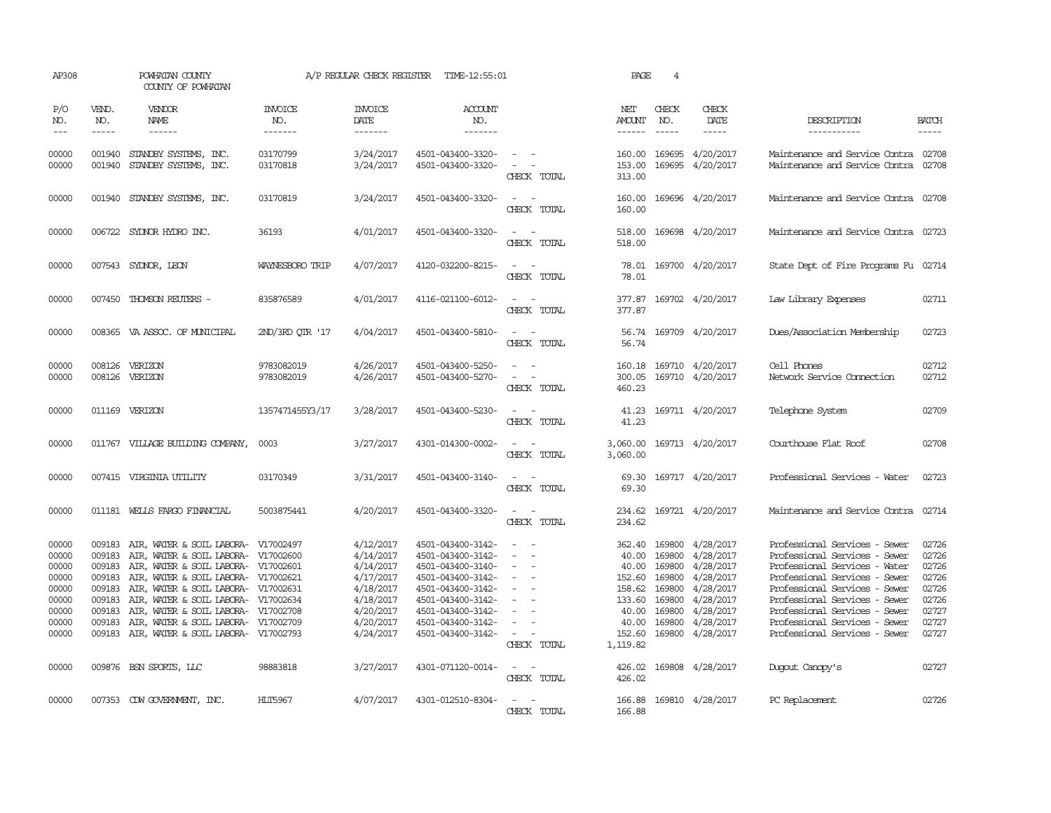AP308 POWHATAN COUNTY A/P REGULAR CHECK REGISTER TIME-12:55:01 PAGE 4

COUNTY OF POWHATAN

| P/O NO. | VEND. NO. | VENDOR NAME | INVOICE NO. | INVOICE DATE | ACCOUNT NO. | | NET AMOUNT | CHECK NO. | CHECK DATE | DESCRIPTION | BATCH |
|---|---|---|---|---|---|---|---|---|---|---|---|
| 00000 | 001940 | STANDBY SYSTEMS, INC. | 03170799 | 3/24/2017 | 4501-043400-3320- | - - | 160.00 | 169695 | 4/20/2017 | Maintenance and Service Contra | 02708 |
| 00000 | 001940 | STANDBY SYSTEMS, INC. | 03170818 | 3/24/2017 | 4501-043400-3320- | - - | 153.00 | 169695 | 4/20/2017 | Maintenance and Service Contra | 02708 |
| | | | | | | CHECK TOTAL | 313.00 | | | | |
| 00000 | 001940 | STANDBY SYSTEMS, INC. | 03170819 | 3/24/2017 | 4501-043400-3320- | - - | 160.00 | 169696 | 4/20/2017 | Maintenance and Service Contra | 02708 |
| | | | | | | CHECK TOTAL | 160.00 | | | | |
| 00000 | 006722 | SYDNOR HYDRO INC. | 36193 | 4/01/2017 | 4501-043400-3320- | - - | 518.00 | 169698 | 4/20/2017 | Maintenance and Service Contra | 02723 |
| | | | | | | CHECK TOTAL | 518.00 | | | | |
| 00000 | 007543 | SYDNOR, LEON | WAYNESBORO TRIP | 4/07/2017 | 4120-032200-8215- | - - | 78.01 | 169700 | 4/20/2017 | State Dept of Fire Programs Fu | 02714 |
| | | | | | | CHECK TOTAL | 78.01 | | | | |
| 00000 | 007450 | THOMSON REUTERS - | 835876589 | 4/01/2017 | 4116-021100-6012- | - - | 377.87 | 169702 | 4/20/2017 | Law Library Expenses | 02711 |
| | | | | | | CHECK TOTAL | 377.87 | | | | |
| 00000 | 008365 | VA ASSOC. OF MUNICIPAL | 2ND/3RD QTR '17 | 4/04/2017 | 4501-043400-5810- | - - | 56.74 | 169709 | 4/20/2017 | Dues/Association Membership | 02723 |
| | | | | | | CHECK TOTAL | 56.74 | | | | |
| 00000 | 008126 | VERIZON | 9783082019 | 4/26/2017 | 4501-043400-5250- | - - | 160.18 | 169710 | 4/20/2017 | Cell Phones | 02712 |
| 00000 | 008126 | VERIZON | 9783082019 | 4/26/2017 | 4501-043400-5270- | - - | 300.05 | 169710 | 4/20/2017 | Network Service Connection | 02712 |
| | | | | | | CHECK TOTAL | 460.23 | | | | |
| 00000 | 011169 | VERIZON | 1357471455Y3/17 | 3/28/2017 | 4501-043400-5230- | - - | 41.23 | 169711 | 4/20/2017 | Telephone System | 02709 |
| | | | | | | CHECK TOTAL | 41.23 | | | | |
| 00000 | 011767 | VILLAGE BUILDING COMPANY, | 0003 | 3/27/2017 | 4301-014300-0002- | - - | 3,060.00 | 169713 | 4/20/2017 | Courthouse Flat Roof | 02708 |
| | | | | | | CHECK TOTAL | 3,060.00 | | | | |
| 00000 | 007415 | VIRGINIA UTILITY | 03170349 | 3/31/2017 | 4501-043400-3140- | - - | 69.30 | 169717 | 4/20/2017 | Professional Services - Water | 02723 |
| | | | | | | CHECK TOTAL | 69.30 | | | | |
| 00000 | 011181 | WELLS FARGO FINANCIAL | 5003875441 | 4/20/2017 | 4501-043400-3320- | - - | 234.62 | 169721 | 4/20/2017 | Maintenance and Service Contra | 02714 |
| | | | | | | CHECK TOTAL | 234.62 | | | | |
| 00000 | 009183 | AIR, WATER & SOIL LABORA- | V17002497 | 4/12/2017 | 4501-043400-3142- | - - | 362.40 | 169800 | 4/28/2017 | Professional Services - Sewer | 02726 |
| 00000 | 009183 | AIR, WATER & SOIL LABORA- | V17002600 | 4/14/2017 | 4501-043400-3142- | - - | 40.00 | 169800 | 4/28/2017 | Professional Services - Sewer | 02726 |
| 00000 | 009183 | AIR, WATER & SOIL LABORA- | V17002601 | 4/14/2017 | 4501-043400-3140- | - - | 40.00 | 169800 | 4/28/2017 | Professional Services - Water | 02726 |
| 00000 | 009183 | AIR, WATER & SOIL LABORA- | V17002621 | 4/17/2017 | 4501-043400-3142- | - - | 152.60 | 169800 | 4/28/2017 | Professional Services - Sewer | 02726 |
| 00000 | 009183 | AIR, WATER & SOIL LABORA- | V17002631 | 4/18/2017 | 4501-043400-3142- | - - | 158.62 | 169800 | 4/28/2017 | Professional Services - Sewer | 02726 |
| 00000 | 009183 | AIR, WATER & SOIL LABORA- | V17002634 | 4/18/2017 | 4501-043400-3142- | - - | 133.60 | 169800 | 4/28/2017 | Professional Services - Sewer | 02726 |
| 00000 | 009183 | AIR, WATER & SOIL LABORA- | V17002708 | 4/20/2017 | 4501-043400-3142- | - - | 40.00 | 169800 | 4/28/2017 | Professional Services - Sewer | 02727 |
| 00000 | 009183 | AIR, WATER & SOIL LABORA- | V17002709 | 4/20/2017 | 4501-043400-3142- | - - | 40.00 | 169800 | 4/28/2017 | Professional Services - Sewer | 02727 |
| 00000 | 009183 | AIR, WATER & SOIL LABORA- | V17002793 | 4/24/2017 | 4501-043400-3142- | - - | 152.60 | 169800 | 4/28/2017 | Professional Services - Sewer | 02727 |
| | | | | | | CHECK TOTAL | 1,119.82 | | | | |
| 00000 | 009876 | BSN SPORTS, LLC | 98883818 | 3/27/2017 | 4301-071120-0014- | - - | 426.02 | 169808 | 4/28/2017 | Dugout Canopy's | 02727 |
| | | | | | | CHECK TOTAL | 426.02 | | | | |
| 00000 | 007353 | CDW GOVERNMENT, INC. | HLT5967 | 4/07/2017 | 4301-012510-8304- | - - | 166.88 | 169810 | 4/28/2017 | PC Replacement | 02726 |
| | | | | | | CHECK TOTAL | 166.88 | | | | |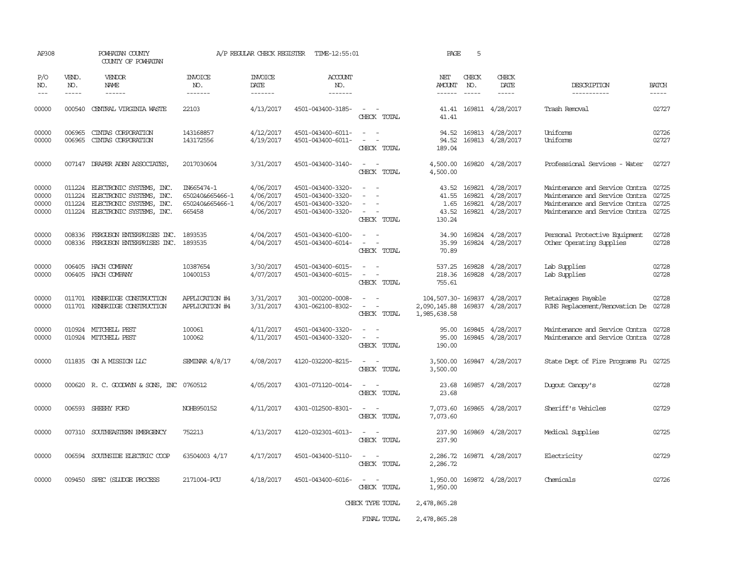AP308 POWHATAN COUNTY A/P REGULAR CHECK REGISTER TIME-12:55:01 PAGE 5

COUNTY OF POWHATAN

| P/O NO. | VEND. NO. | VENDOR NAME | INVOICE NO. | INVOICE DATE | ACCOUNT NO. | | NET AMOUNT | CHECK NO. | CHECK DATE | DESCRIPTION | BATCH |
|---|---|---|---|---|---|---|---|---|---|---|---|
| 00000 | 000540 | CENTRAL VIRGINIA WASTE | 22103 | 4/13/2017 | 4501-043400-3185- | - - | 41.41 | 169811 | 4/28/2017 | Trash Removal | 02727 |
| | | | | | | CHECK TOTAL | 41.41 | | | | |
| 00000 | 006965 | CINTAS CORPORATION | 143168857 | 4/12/2017 | 4501-043400-6011- | - - | 94.52 | 169813 | 4/28/2017 | Uniforms | 02726 |
| 00000 | 006965 | CINTAS CORPORATION | 143172556 | 4/19/2017 | 4501-043400-6011- | - - | 94.52 | 169813 | 4/28/2017 | Uniforms | 02727 |
| | | | | | | CHECK TOTAL | 189.04 | | | | |
| 00000 | 007147 | DRAPER ADEN ASSOCIATES, | 2017030604 | 3/31/2017 | 4501-043400-3140- | - - | 4,500.00 | 169820 | 4/28/2017 | Professional Services - Water | 02727 |
| | | | | | | CHECK TOTAL | 4,500.00 | | | | |
| 00000 | 011224 | ELECTRONIC SYSTEMS, INC. | IN665474-1 | 4/06/2017 | 4501-043400-3320- | - - | 43.52 | 169821 | 4/28/2017 | Maintenance and Service Contra | 02725 |
| 00000 | 011224 | ELECTRONIC SYSTEMS, INC. | 650240&665466-1 | 4/06/2017 | 4501-043400-3320- | - - | 41.55 | 169821 | 4/28/2017 | Maintenance and Service Contra | 02725 |
| 00000 | 011224 | ELECTRONIC SYSTEMS, INC. | 650240&665466-1 | 4/06/2017 | 4501-043400-3320- | - - | 1.65 | 169821 | 4/28/2017 | Maintenance and Service Contra | 02725 |
| 00000 | 011224 | ELECTRONIC SYSTEMS, INC. | 665458 | 4/06/2017 | 4501-043400-3320- | - - | 43.52 | 169821 | 4/28/2017 | Maintenance and Service Contra | 02725 |
| | | | | | | CHECK TOTAL | 130.24 | | | | |
| 00000 | 008336 | FERGUSON ENTERPRISES INC. | 1893535 | 4/04/2017 | 4501-043400-6100- | - - | 34.90 | 169824 | 4/28/2017 | Personal Protective Equipment | 02728 |
| 00000 | 008336 | FERGUSON ENTERPRISES INC. | 1893535 | 4/04/2017 | 4501-043400-6014- | - - | 35.99 | 169824 | 4/28/2017 | Other Operating Supplies | 02728 |
| | | | | | | CHECK TOTAL | 70.89 | | | | |
| 00000 | 006405 | HACH COMPANY | 10387654 | 3/30/2017 | 4501-043400-6015- | - - | 537.25 | 169828 | 4/28/2017 | Lab Supplies | 02728 |
| 00000 | 006405 | HACH COMPANY | 10400153 | 4/07/2017 | 4501-043400-6015- | - - | 218.36 | 169828 | 4/28/2017 | Lab Supplies | 02728 |
| | | | | | | CHECK TOTAL | 755.61 | | | | |
| 00000 | 011701 | KENBRIDGE CONSTRUCTION | APPLICATION #4 | 3/31/2017 | 301-000200-0008- | - - | 104,507.30- | 169837 | 4/28/2017 | Retainages Payable | 02728 |
| 00000 | 011701 | KENBRIDGE CONSTRUCTION | APPLICATION #4 | 3/31/2017 | 4301-062100-8302- | - - | 2,090,145.88 | 169837 | 4/28/2017 | PJHS Replacement/Renovation De | 02728 |
| | | | | | | CHECK TOTAL | 1,985,638.58 | | | | |
| 00000 | 010924 | MITCHELL PEST | 100061 | 4/11/2017 | 4501-043400-3320- | - - | 95.00 | 169845 | 4/28/2017 | Maintenance and Service Contra | 02728 |
| 00000 | 010924 | MITCHELL PEST | 100062 | 4/11/2017 | 4501-043400-3320- | - - | 95.00 | 169845 | 4/28/2017 | Maintenance and Service Contra | 02728 |
| | | | | | | CHECK TOTAL | 190.00 | | | | |
| 00000 | 011835 | ON A MISSION LLC | SEMINAR 4/8/17 | 4/08/2017 | 4120-032200-8215- | - - | 3,500.00 | 169847 | 4/28/2017 | State Dept of Fire Programs Fu | 02725 |
| | | | | | | CHECK TOTAL | 3,500.00 | | | | |
| 00000 | 000620 | R. C. GOODWYN & SONS, INC | 0760512 | 4/05/2017 | 4301-071120-0014- | - - | 23.68 | 169857 | 4/28/2017 | Dugout Canopy's | 02728 |
| | | | | | | CHECK TOTAL | 23.68 | | | | |
| 00000 | 006593 | SHEEHY FORD | NOHB950152 | 4/11/2017 | 4301-012500-8301- | - - | 7,073.60 | 169865 | 4/28/2017 | Sheriff's Vehicles | 02729 |
| | | | | | | CHECK TOTAL | 7,073.60 | | | | |
| 00000 | 007310 | SOUTHEASTERN EMERGENCY | 752213 | 4/13/2017 | 4120-032301-6013- | - - | 237.90 | 169869 | 4/28/2017 | Medical Supplies | 02725 |
| | | | | | | CHECK TOTAL | 237.90 | | | | |
| 00000 | 006594 | SOUTHSIDE ELECTRIC COOP | 63504003 4/17 | 4/17/2017 | 4501-043400-5110- | - - | 2,286.72 | 169871 | 4/28/2017 | Electricity | 02729 |
| | | | | | | CHECK TOTAL | 2,286.72 | | | | |
| 00000 | 009450 | SPEC (SLUDGE PROCESS | 2171004-PCU | 4/18/2017 | 4501-043400-6016- | - - | 1,950.00 | 169872 | 4/28/2017 | Chemicals | 02726 |
| | | | | | | CHECK TOTAL | 1,950.00 | | | | |
| | | | | | | CHECK TYPE TOTAL | 2,478,865.28 | | | | |
| | | | | | | FINAL TOTAL | 2,478,865.28 | | | | |